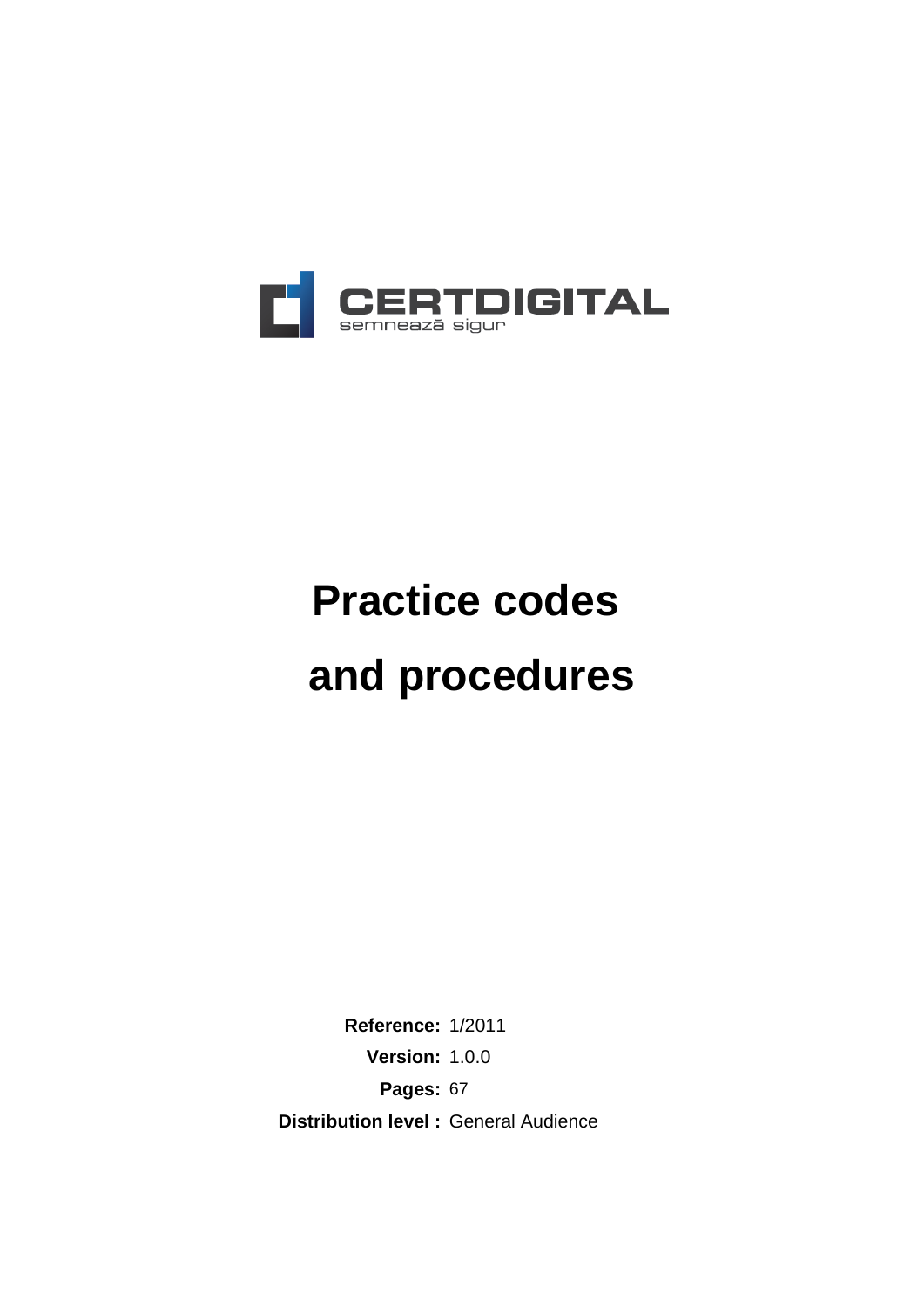CERTDIGITAL

semnează sigur

# Practice codes and procedures

**Reference:** 1/2011

**Version:** 1.0.0

**Pages:** 67

**Distribution level :** General Audience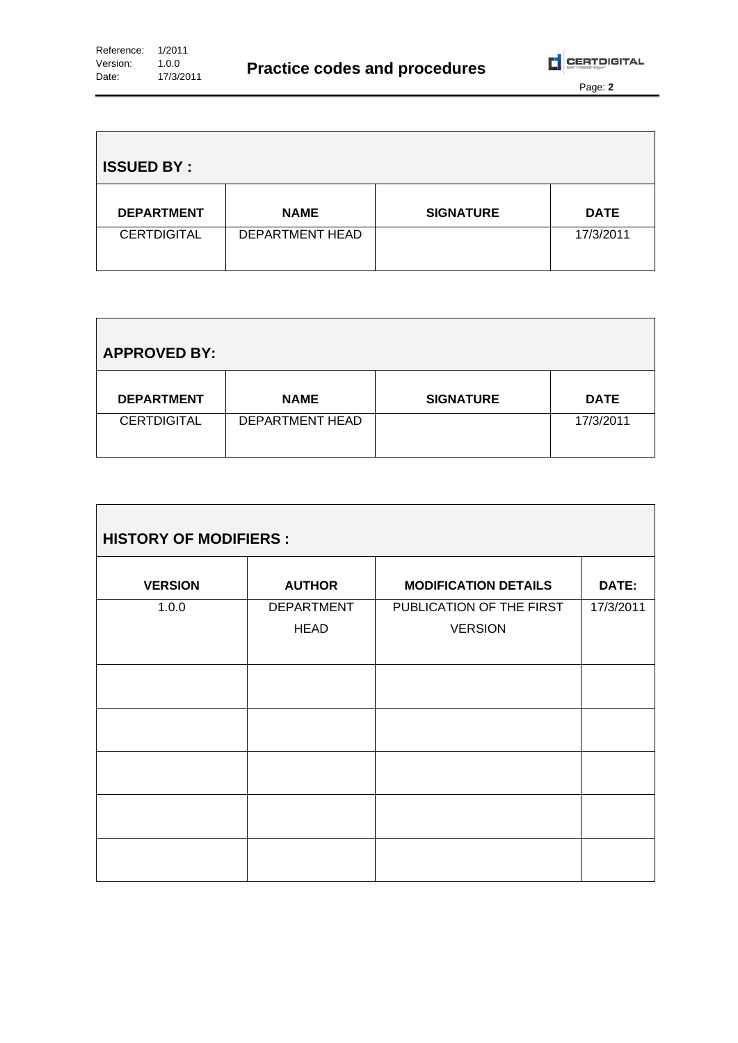| **ISSUED BY :** | | | |
|---|---|---|---|
| **DEPARTMENT** | **NAME** | **SIGNATURE** | **DATE** |
| CERTDIGITAL | DEPARTMENT HEAD | | 17/3/2011 |

| **APPROVED BY:** | | | |
|---|---|---|---|
| **DEPARTMENT** | **NAME** | **SIGNATURE** | **DATE** |
| CERTDIGITAL | DEPARTMENT HEAD | | 17/3/2011 |

| **HISTORY OF MODIFIERS :** | | | |
|---|---|---|---|
| **VERSION** | **AUTHOR** | **MODIFICATION DETAILS** | **DATE:** |
| 1.0.0 | DEPARTMENT HEAD | PUBLICATION OF THE FIRST VERSION | 17/3/2011 |
| | | | |
| | | | |
| | | | |
| | | | |
| | | | |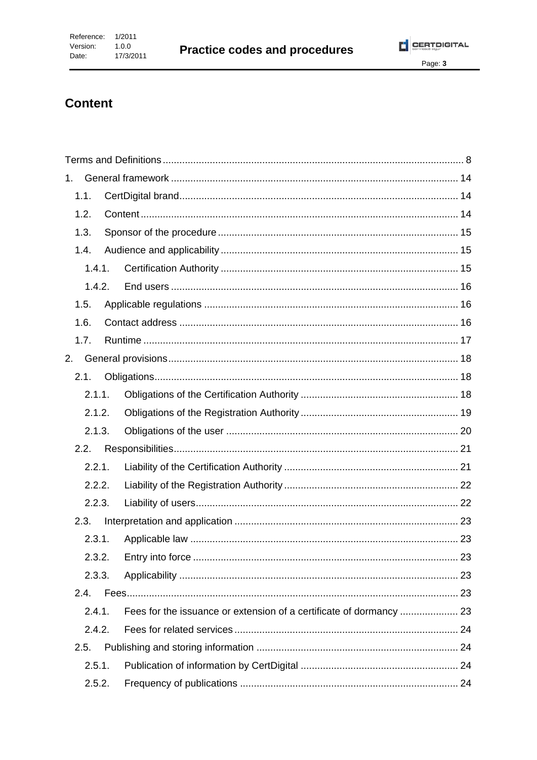# Content

Terms and Definitions ........ 8

1. General framework ........ 14
   - 1.1. CertDigital brand ........ 14
   - 1.2. Content ........ 14
   - 1.3. Sponsor of the procedure ........ 15
   - 1.4. Audience and applicability ........ 15
     - 1.4.1. Certification Authority ........ 15
     - 1.4.2. End users ........ 16
   - 1.5. Applicable regulations ........ 16
   - 1.6. Contact address ........ 16
   - 1.7. Runtime ........ 17
2. General provisions ........ 18
   - 2.1. Obligations ........ 18
     - 2.1.1. Obligations of the Certification Authority ........ 18
     - 2.1.2. Obligations of the Registration Authority ........ 19
     - 2.1.3. Obligations of the user ........ 20
   - 2.2. Responsibilities ........ 21
     - 2.2.1. Liability of the Certification Authority ........ 21
     - 2.2.2. Liability of the Registration Authority ........ 22
     - 2.2.3. Liability of users ........ 22
   - 2.3. Interpretation and application ........ 23
     - 2.3.1. Applicable law ........ 23
     - 2.3.2. Entry into force ........ 23
     - 2.3.3. Applicability ........ 23
   - 2.4. Fees ........ 23
     - 2.4.1. Fees for the issuance or extension of a certificate of dormancy ........ 23
     - 2.4.2. Fees for related services ........ 24
   - 2.5. Publishing and storing information ........ 24
     - 2.5.1. Publication of information by CertDigital ........ 24
     - 2.5.2. Frequency of publications ........ 24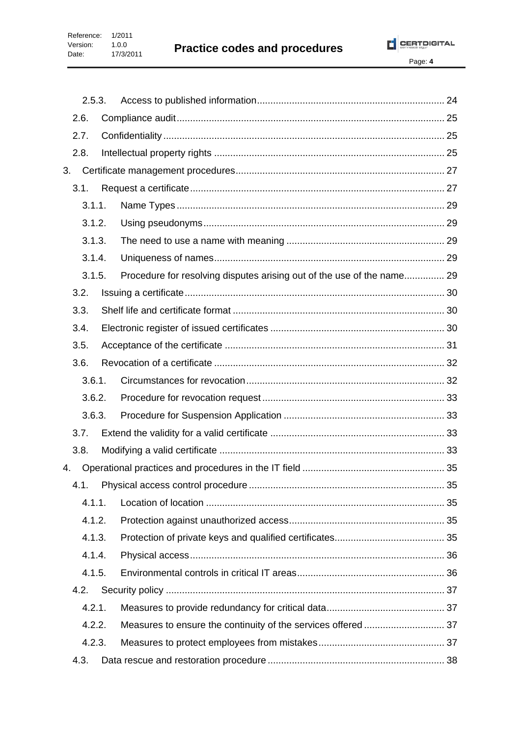2.5.3. Access to published information ..... 24

2.6. Compliance audit ..... 25

2.7. Confidentiality ..... 25

2.8. Intellectual property rights ..... 25

3. Certificate management procedures ..... 27

3.1. Request a certificate ..... 27

3.1.1. Name Types ..... 29

3.1.2. Using pseudonyms ..... 29

3.1.3. The need to use a name with meaning ..... 29

3.1.4. Uniqueness of names ..... 29

3.1.5. Procedure for resolving disputes arising out of the use of the name ..... 29

3.2. Issuing a certificate ..... 30

3.3. Shelf life and certificate format ..... 30

3.4. Electronic register of issued certificates ..... 30

3.5. Acceptance of the certificate ..... 31

3.6. Revocation of a certificate ..... 32

3.6.1. Circumstances for revocation ..... 32

3.6.2. Procedure for revocation request ..... 33

3.6.3. Procedure for Suspension Application ..... 33

3.7. Extend the validity for a valid certificate ..... 33

3.8. Modifying a valid certificate ..... 33

4. Operational practices and procedures in the IT field ..... 35

4.1. Physical access control procedure ..... 35

4.1.1. Location of location ..... 35

4.1.2. Protection against unauthorized access ..... 35

4.1.3. Protection of private keys and qualified certificates ..... 35

4.1.4. Physical access ..... 36

4.1.5. Environmental controls in critical IT areas ..... 36

4.2. Security policy ..... 37

4.2.1. Measures to provide redundancy for critical data ..... 37

4.2.2. Measures to ensure the continuity of the services offered ..... 37

4.2.3. Measures to protect employees from mistakes ..... 37

4.3. Data rescue and restoration procedure ..... 38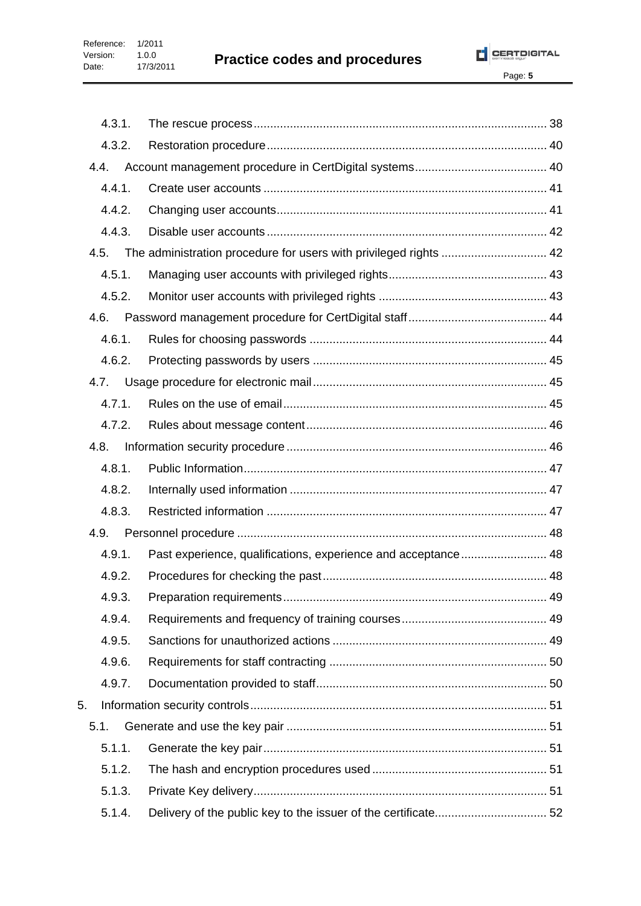4.3.1. The rescue process ..... 38
4.3.2. Restoration procedure ..... 40
4.4. Account management procedure in CertDigital systems ..... 40
4.4.1. Create user accounts ..... 41
4.4.2. Changing user accounts ..... 41
4.4.3. Disable user accounts ..... 42
4.5. The administration procedure for users with privileged rights ..... 42
4.5.1. Managing user accounts with privileged rights ..... 43
4.5.2. Monitor user accounts with privileged rights ..... 43
4.6. Password management procedure for CertDigital staff ..... 44
4.6.1. Rules for choosing passwords ..... 44
4.6.2. Protecting passwords by users ..... 45
4.7. Usage procedure for electronic mail ..... 45
4.7.1. Rules on the use of email ..... 45
4.7.2. Rules about message content ..... 46
4.8. Information security procedure ..... 46
4.8.1. Public Information ..... 47
4.8.2. Internally used information ..... 47
4.8.3. Restricted information ..... 47
4.9. Personnel procedure ..... 48
4.9.1. Past experience, qualifications, experience and acceptance ..... 48
4.9.2. Procedures for checking the past ..... 48
4.9.3. Preparation requirements ..... 49
4.9.4. Requirements and frequency of training courses ..... 49
4.9.5. Sanctions for unauthorized actions ..... 49
4.9.6. Requirements for staff contracting ..... 50
4.9.7. Documentation provided to staff ..... 50
5. Information security controls ..... 51
5.1. Generate and use the key pair ..... 51
5.1.1. Generate the key pair ..... 51
5.1.2. The hash and encryption procedures used ..... 51
5.1.3. Private Key delivery ..... 51
5.1.4. Delivery of the public key to the issuer of the certificate ..... 52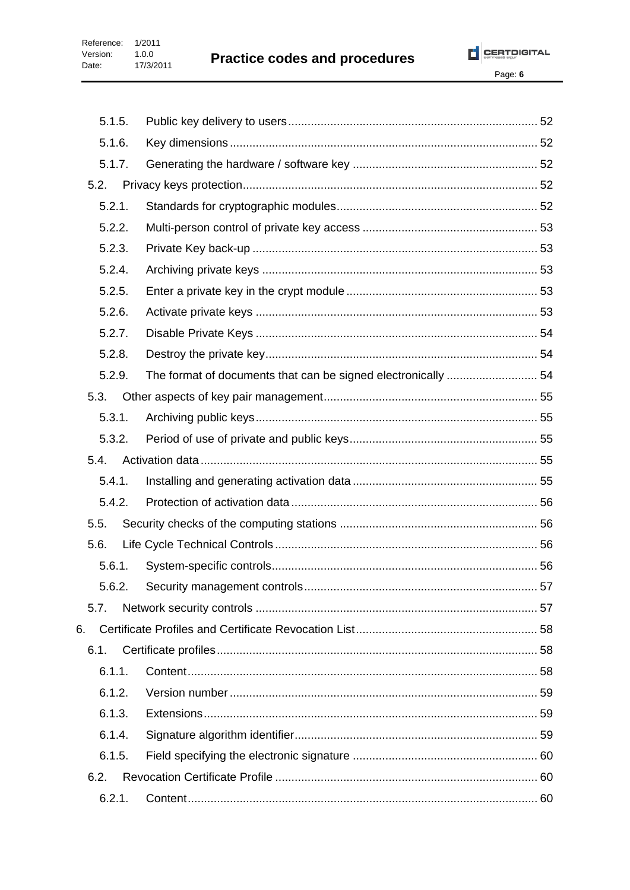5.1.5. Public key delivery to users ... 52

5.1.6. Key dimensions ... 52

5.1.7. Generating the hardware / software key ... 52

5.2. Privacy keys protection ... 52

5.2.1. Standards for cryptographic modules ... 52

5.2.2. Multi-person control of private key access ... 53

5.2.3. Private Key back-up ... 53

5.2.4. Archiving private keys ... 53

5.2.5. Enter a private key in the crypt module ... 53

5.2.6. Activate private keys ... 53

5.2.7. Disable Private Keys ... 54

5.2.8. Destroy the private key ... 54

5.2.9. The format of documents that can be signed electronically ... 54

5.3. Other aspects of key pair management ... 55

5.3.1. Archiving public keys ... 55

5.3.2. Period of use of private and public keys ... 55

5.4. Activation data ... 55

5.4.1. Installing and generating activation data ... 55

5.4.2. Protection of activation data ... 56

5.5. Security checks of the computing stations ... 56

5.6. Life Cycle Technical Controls ... 56

5.6.1. System-specific controls ... 56

5.6.2. Security management controls ... 57

5.7. Network security controls ... 57

6. Certificate Profiles and Certificate Revocation List ... 58

6.1. Certificate profiles ... 58

6.1.1. Content ... 58

6.1.2. Version number ... 59

6.1.3. Extensions ... 59

6.1.4. Signature algorithm identifier ... 59

6.1.5. Field specifying the electronic signature ... 60

6.2. Revocation Certificate Profile ... 60

6.2.1. Content ... 60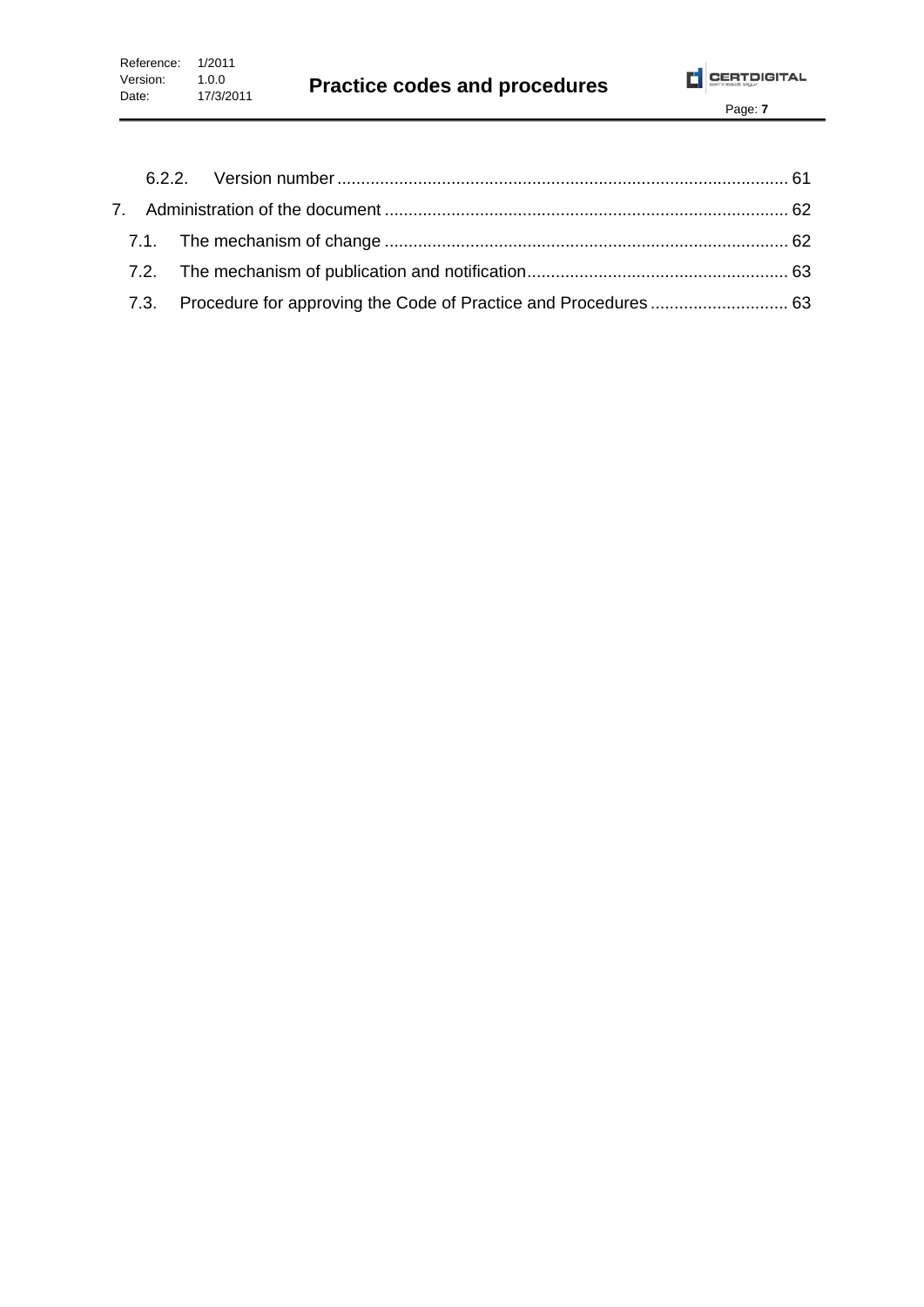6.2.2. Version number .............................................................................................. 61

7. Administration of the document .................................................................................... 62

7.1. The mechanism of change .................................................................................... 62

7.2. The mechanism of publication and notification....................................................... 63

7.3. Procedure for approving the Code of Practice and Procedures ............................ 63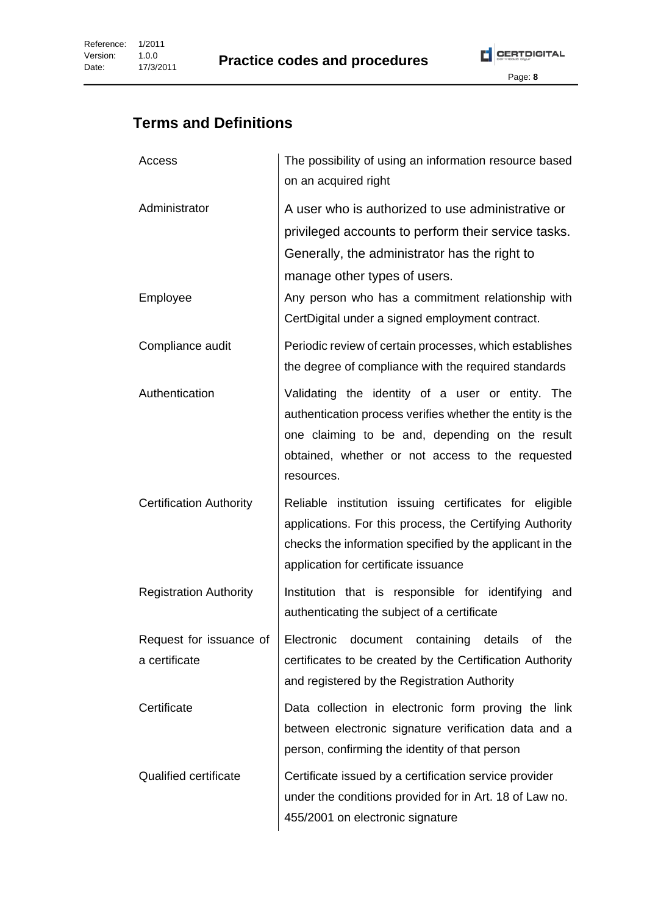## Terms and Definitions

| | |
|---|---|
| Access | The possibility of using an information resource based on an acquired right |
| Administrator | A user who is authorized to use administrative or privileged accounts to perform their service tasks. Generally, the administrator has the right to manage other types of users. |
| Employee | Any person who has a commitment relationship with CertDigital under a signed employment contract. |
| Compliance audit | Periodic review of certain processes, which establishes the degree of compliance with the required standards |
| Authentication | Validating the identity of a user or entity. The authentication process verifies whether the entity is the one claiming to be and, depending on the result obtained, whether or not access to the requested resources. |
| Certification Authority | Reliable institution issuing certificates for eligible applications. For this process, the Certifying Authority checks the information specified by the applicant in the application for certificate issuance |
| Registration Authority | Institution that is responsible for identifying and authenticating the subject of a certificate |
| Request for issuance of a certificate | Electronic document containing details of the certificates to be created by the Certification Authority and registered by the Registration Authority |
| Certificate | Data collection in electronic form proving the link between electronic signature verification data and a person, confirming the identity of that person |
| Qualified certificate | Certificate issued by a certification service provider under the conditions provided for in Art. 18 of Law no. 455/2001 on electronic signature |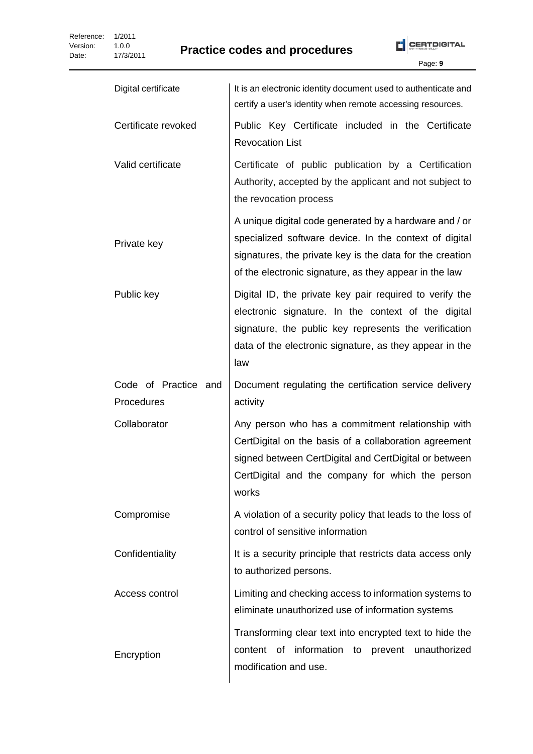| | |
|---|---|
| Digital certificate | It is an electronic identity document used to authenticate and certify a user's identity when remote accessing resources. |
| Certificate revoked | Public Key Certificate included in the Certificate Revocation List |
| Valid certificate | Certificate of public publication by a Certification Authority, accepted by the applicant and not subject to the revocation process |
| Private key | A unique digital code generated by a hardware and / or specialized software device. In the context of digital signatures, the private key is the data for the creation of the electronic signature, as they appear in the law |
| Public key | Digital ID, the private key pair required to verify the electronic signature. In the context of the digital signature, the public key represents the verification data of the electronic signature, as they appear in the law |
| Code of Practice and Procedures | Document regulating the certification service delivery activity |
| Collaborator | Any person who has a commitment relationship with CertDigital on the basis of a collaboration agreement signed between CertDigital and CertDigital or between CertDigital and the company for which the person works |
| Compromise | A violation of a security policy that leads to the loss of control of sensitive information |
| Confidentiality | It is a security principle that restricts data access only to authorized persons. |
| Access control | Limiting and checking access to information systems to eliminate unauthorized use of information systems |
| Encryption | Transforming clear text into encrypted text to hide the content of information to prevent unauthorized modification and use. |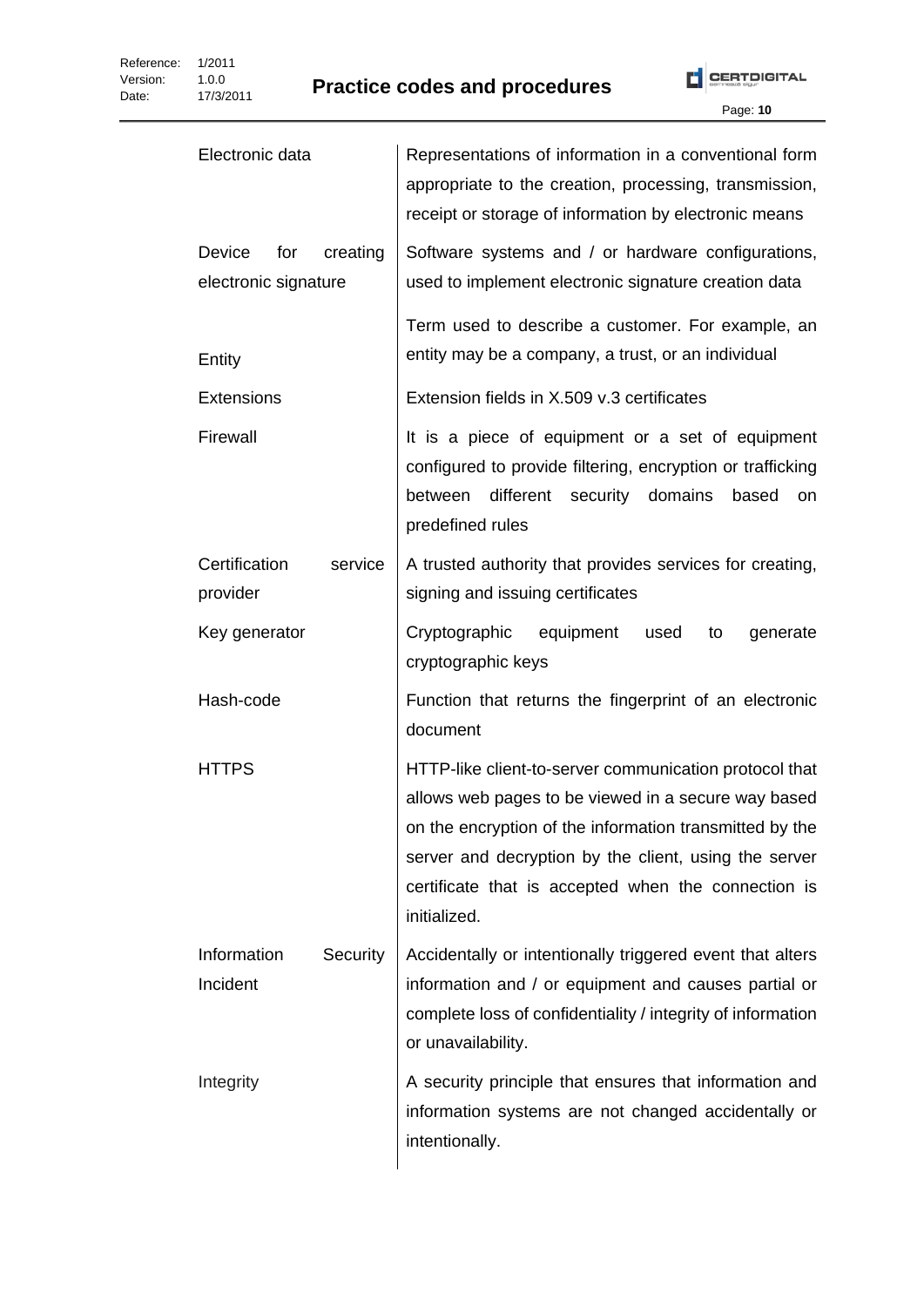| | |
|---|---|
| Electronic data | Representations of information in a conventional form appropriate to the creation, processing, transmission, receipt or storage of information by electronic means |
| Device for creating electronic signature | Software systems and / or hardware configurations, used to implement electronic signature creation data |
| Entity | Term used to describe a customer. For example, an entity may be a company, a trust, or an individual |
| Extensions | Extension fields in X.509 v.3 certificates |
| Firewall | It is a piece of equipment or a set of equipment configured to provide filtering, encryption or trafficking between different security domains based on predefined rules |
| Certification service provider | A trusted authority that provides services for creating, signing and issuing certificates |
| Key generator | Cryptographic equipment used to generate cryptographic keys |
| Hash-code | Function that returns the fingerprint of an electronic document |
| HTTPS | HTTP-like client-to-server communication protocol that allows web pages to be viewed in a secure way based on the encryption of the information transmitted by the server and decryption by the client, using the server certificate that is accepted when the connection is initialized. |
| Information Security Incident | Accidentally or intentionally triggered event that alters information and / or equipment and causes partial or complete loss of confidentiality / integrity of information or unavailability. |
| Integrity | A security principle that ensures that information and information systems are not changed accidentally or intentionally. |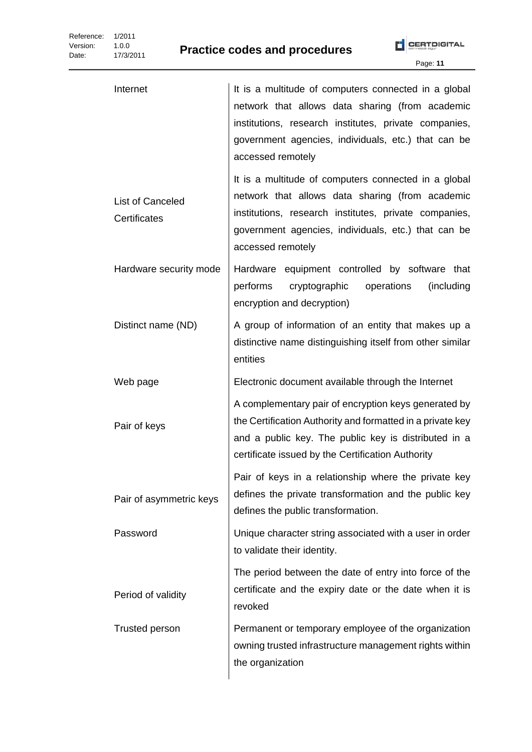| | |
|---|---|
| Internet | It is a multitude of computers connected in a global network that allows data sharing (from academic institutions, research institutes, private companies, government agencies, individuals, etc.) that can be accessed remotely |
| List of Canceled Certificates | It is a multitude of computers connected in a global network that allows data sharing (from academic institutions, research institutes, private companies, government agencies, individuals, etc.) that can be accessed remotely |
| Hardware security mode | Hardware equipment controlled by software that performs cryptographic operations (including encryption and decryption) |
| Distinct name (ND) | A group of information of an entity that makes up a distinctive name distinguishing itself from other similar entities |
| Web page | Electronic document available through the Internet |
| Pair of keys | A complementary pair of encryption keys generated by the Certification Authority and formatted in a private key and a public key. The public key is distributed in a certificate issued by the Certification Authority |
| Pair of asymmetric keys | Pair of keys in a relationship where the private key defines the private transformation and the public key defines the public transformation. |
| Password | Unique character string associated with a user in order to validate their identity. |
| Period of validity | The period between the date of entry into force of the certificate and the expiry date or the date when it is revoked |
| Trusted person | Permanent or temporary employee of the organization owning trusted infrastructure management rights within the organization |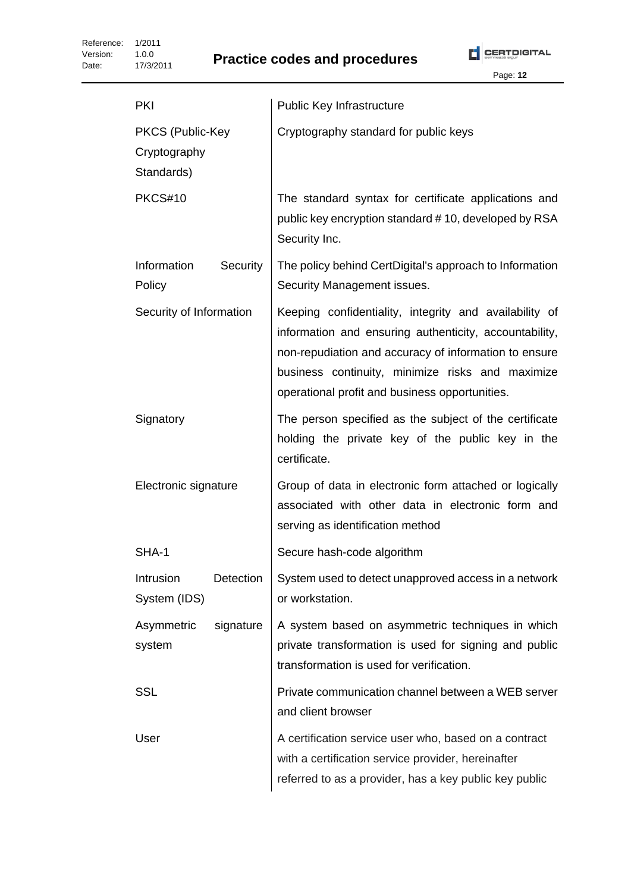| | |
|---|---|
| PKI | Public Key Infrastructure |
| PKCS (Public-Key Cryptography Standards) | Cryptography standard for public keys |
| PKCS#10 | The standard syntax for certificate applications and public key encryption standard # 10, developed by RSA Security Inc. |
| Information Security Policy | The policy behind CertDigital's approach to Information Security Management issues. |
| Security of Information | Keeping confidentiality, integrity and availability of information and ensuring authenticity, accountability, non-repudiation and accuracy of information to ensure business continuity, minimize risks and maximize operational profit and business opportunities. |
| Signatory | The person specified as the subject of the certificate holding the private key of the public key in the certificate. |
| Electronic signature | Group of data in electronic form attached or logically associated with other data in electronic form and serving as identification method |
| SHA-1 | Secure hash-code algorithm |
| Intrusion Detection System (IDS) | System used to detect unapproved access in a network or workstation. |
| Asymmetric signature system | A system based on asymmetric techniques in which private transformation is used for signing and public transformation is used for verification. |
| SSL | Private communication channel between a WEB server and client browser |
| User | A certification service user who, based on a contract with a certification service provider, hereinafter referred to as a provider, has a key public key public |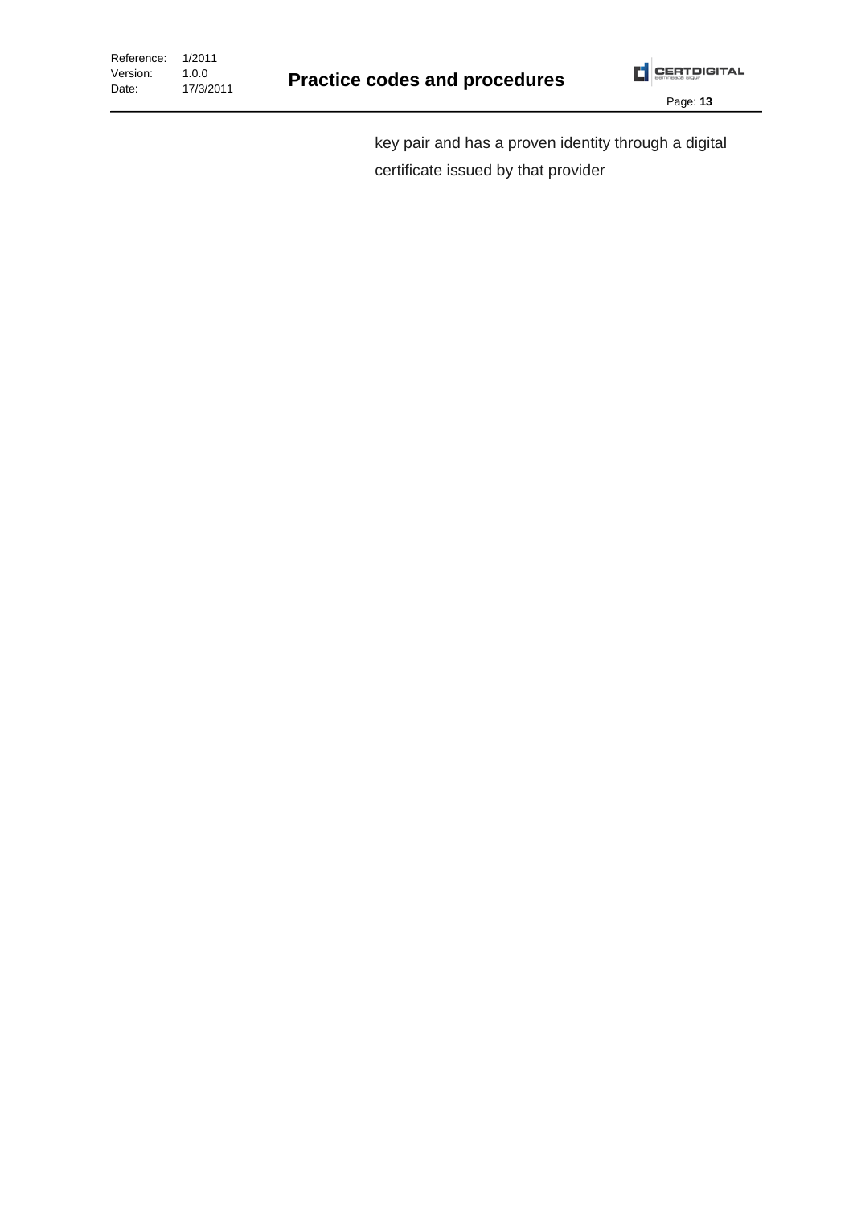key pair and has a proven identity through a digital certificate issued by that provider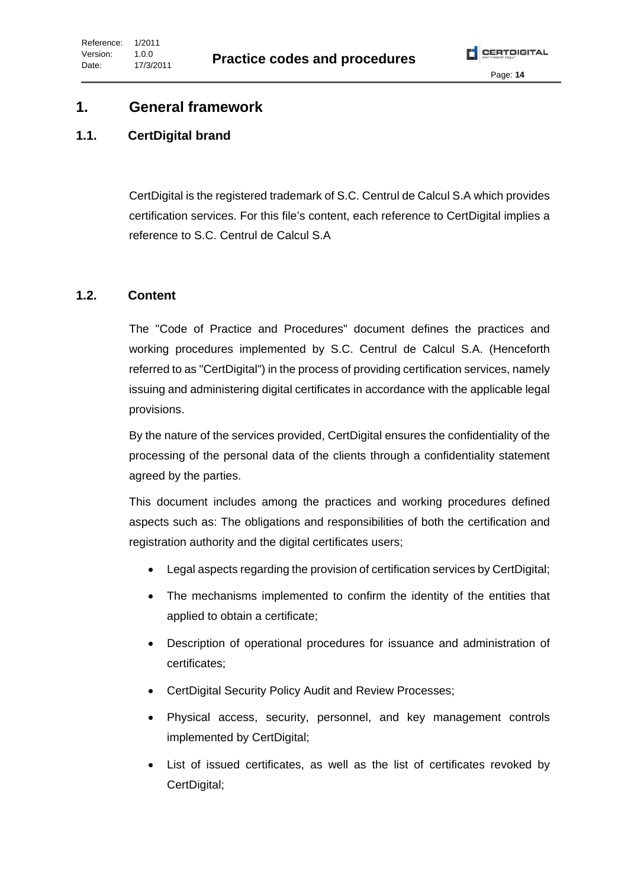# 1. General framework

## 1.1. CertDigital brand

CertDigital is the registered trademark of S.C. Centrul de Calcul S.A which provides certification services. For this file's content, each reference to CertDigital implies a reference to S.C. Centrul de Calcul S.A

## 1.2. Content

The "Code of Practice and Procedures" document defines the practices and working procedures implemented by S.C. Centrul de Calcul S.A. (Henceforth referred to as "CertDigital") in the process of providing certification services, namely issuing and administering digital certificates in accordance with the applicable legal provisions.

By the nature of the services provided, CertDigital ensures the confidentiality of the processing of the personal data of the clients through a confidentiality statement agreed by the parties.

This document includes among the practices and working procedures defined aspects such as: The obligations and responsibilities of both the certification and registration authority and the digital certificates users;

- Legal aspects regarding the provision of certification services by CertDigital;
- The mechanisms implemented to confirm the identity of the entities that applied to obtain a certificate;
- Description of operational procedures for issuance and administration of certificates;
- CertDigital Security Policy Audit and Review Processes;
- Physical access, security, personnel, and key management controls implemented by CertDigital;
- List of issued certificates, as well as the list of certificates revoked by CertDigital;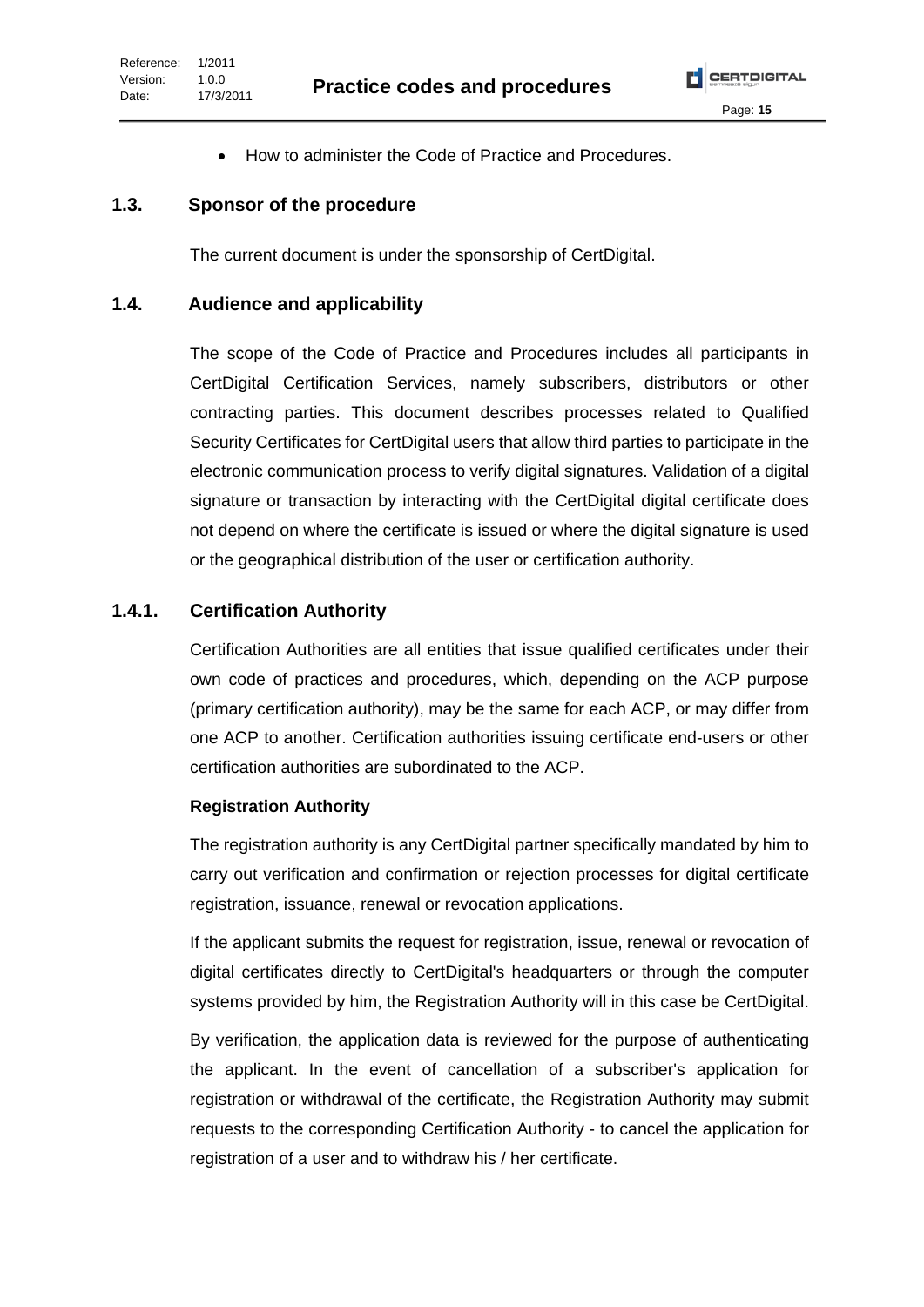- How to administer the Code of Practice and Procedures.

## 1.3. Sponsor of the procedure

The current document is under the sponsorship of CertDigital.

## 1.4. Audience and applicability

The scope of the Code of Practice and Procedures includes all participants in CertDigital Certification Services, namely subscribers, distributors or other contracting parties. This document describes processes related to Qualified Security Certificates for CertDigital users that allow third parties to participate in the electronic communication process to verify digital signatures. Validation of a digital signature or transaction by interacting with the CertDigital digital certificate does not depend on where the certificate is issued or where the digital signature is used or the geographical distribution of the user or certification authority.

### 1.4.1. Certification Authority

Certification Authorities are all entities that issue qualified certificates under their own code of practices and procedures, which, depending on the ACP purpose (primary certification authority), may be the same for each ACP, or may differ from one ACP to another. Certification authorities issuing certificate end-users or other certification authorities are subordinated to the ACP.

**Registration Authority**

The registration authority is any CertDigital partner specifically mandated by him to carry out verification and confirmation or rejection processes for digital certificate registration, issuance, renewal or revocation applications.

If the applicant submits the request for registration, issue, renewal or revocation of digital certificates directly to CertDigital's headquarters or through the computer systems provided by him, the Registration Authority will in this case be CertDigital.

By verification, the application data is reviewed for the purpose of authenticating the applicant. In the event of cancellation of a subscriber's application for registration or withdrawal of the certificate, the Registration Authority may submit requests to the corresponding Certification Authority - to cancel the application for registration of a user and to withdraw his / her certificate.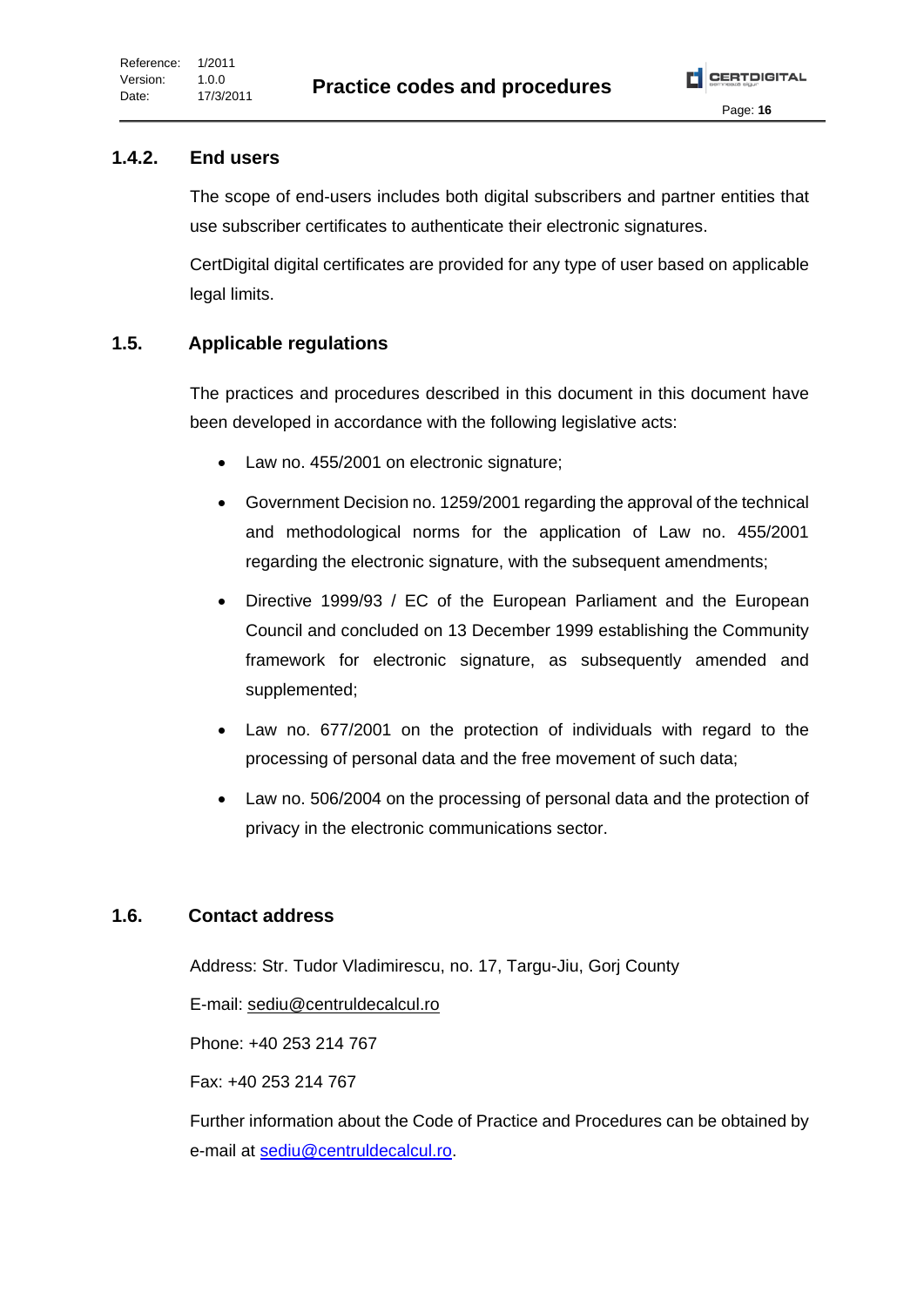### 1.4.2. End users

The scope of end-users includes both digital subscribers and partner entities that use subscriber certificates to authenticate their electronic signatures.

CertDigital digital certificates are provided for any type of user based on applicable legal limits.

## 1.5. Applicable regulations

The practices and procedures described in this document in this document have been developed in accordance with the following legislative acts:

- Law no. 455/2001 on electronic signature;
- Government Decision no. 1259/2001 regarding the approval of the technical and methodological norms for the application of Law no. 455/2001 regarding the electronic signature, with the subsequent amendments;
- Directive 1999/93 / EC of the European Parliament and the European Council and concluded on 13 December 1999 establishing the Community framework for electronic signature, as subsequently amended and supplemented;
- Law no. 677/2001 on the protection of individuals with regard to the processing of personal data and the free movement of such data;
- Law no. 506/2004 on the processing of personal data and the protection of privacy in the electronic communications sector.

## 1.6. Contact address

Address: Str. Tudor Vladimirescu, no. 17, Targu-Jiu, Gorj County

E-mail: sediu@centruldecalcul.ro

Phone: +40 253 214 767

Fax: +40 253 214 767

Further information about the Code of Practice and Procedures can be obtained by e-mail at sediu@centruldecalcul.ro.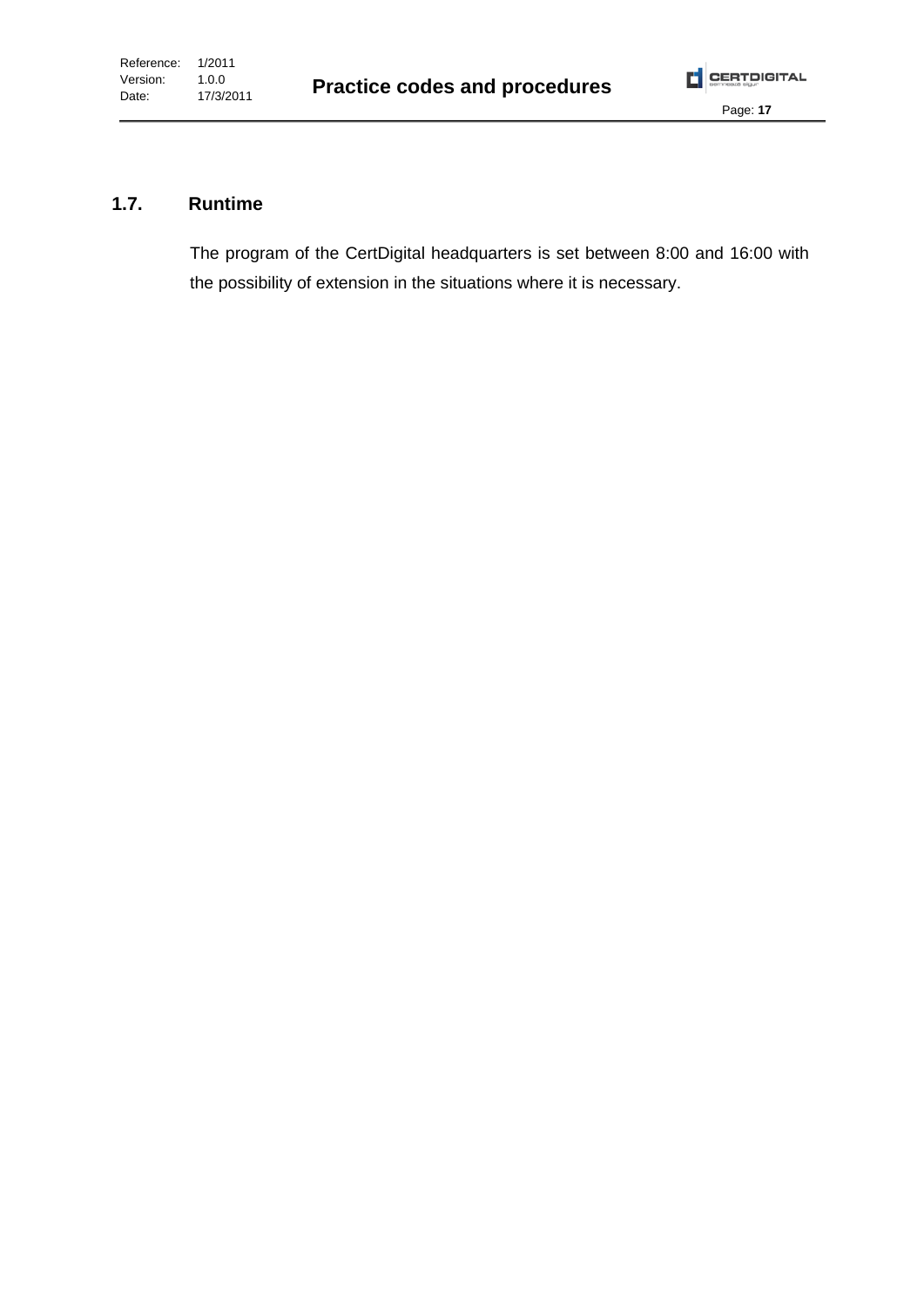## 1.7. Runtime

The program of the CertDigital headquarters is set between 8:00 and 16:00 with the possibility of extension in the situations where it is necessary.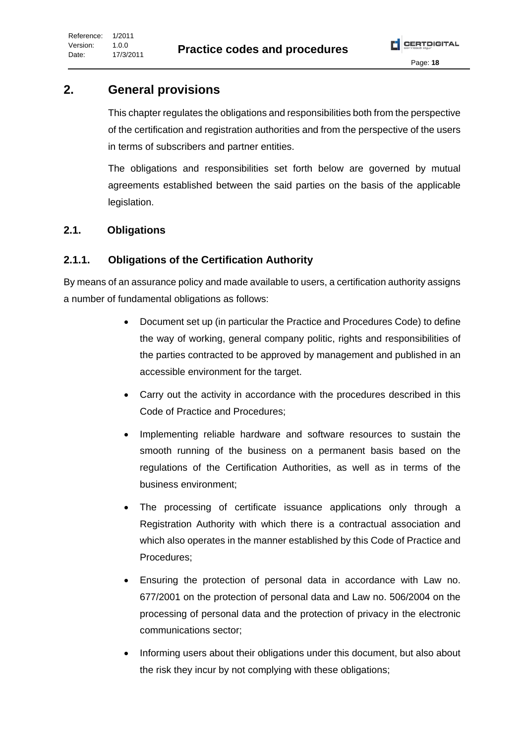# 2. General provisions

This chapter regulates the obligations and responsibilities both from the perspective of the certification and registration authorities and from the perspective of the users in terms of subscribers and partner entities.

The obligations and responsibilities set forth below are governed by mutual agreements established between the said parties on the basis of the applicable legislation.

## 2.1. Obligations

### 2.1.1. Obligations of the Certification Authority

By means of an assurance policy and made available to users, a certification authority assigns a number of fundamental obligations as follows:

- Document set up (in particular the Practice and Procedures Code) to define the way of working, general company politic, rights and responsibilities of the parties contracted to be approved by management and published in an accessible environment for the target.
- Carry out the activity in accordance with the procedures described in this Code of Practice and Procedures;
- Implementing reliable hardware and software resources to sustain the smooth running of the business on a permanent basis based on the regulations of the Certification Authorities, as well as in terms of the business environment;
- The processing of certificate issuance applications only through a Registration Authority with which there is a contractual association and which also operates in the manner established by this Code of Practice and Procedures;
- Ensuring the protection of personal data in accordance with Law no. 677/2001 on the protection of personal data and Law no. 506/2004 on the processing of personal data and the protection of privacy in the electronic communications sector;
- Informing users about their obligations under this document, but also about the risk they incur by not complying with these obligations;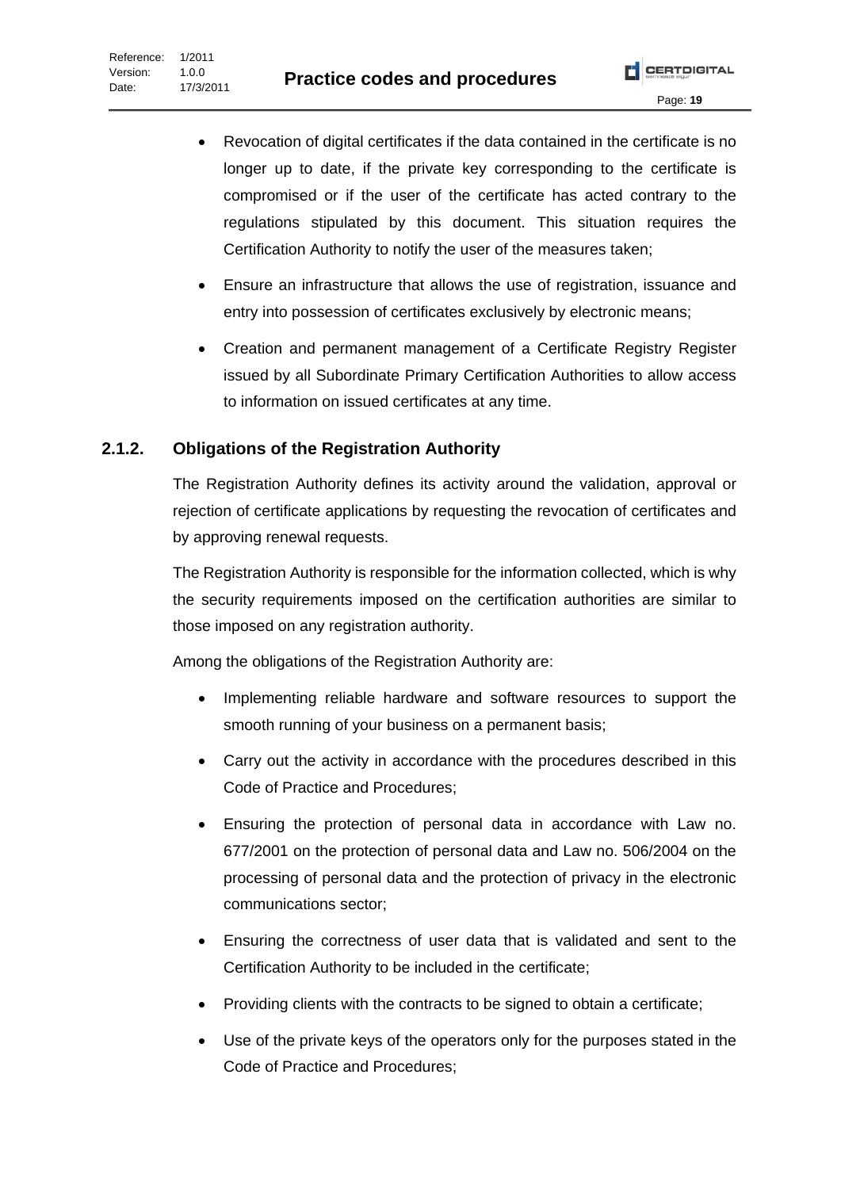- Revocation of digital certificates if the data contained in the certificate is no longer up to date, if the private key corresponding to the certificate is compromised or if the user of the certificate has acted contrary to the regulations stipulated by this document. This situation requires the Certification Authority to notify the user of the measures taken;
- Ensure an infrastructure that allows the use of registration, issuance and entry into possession of certificates exclusively by electronic means;
- Creation and permanent management of a Certificate Registry Register issued by all Subordinate Primary Certification Authorities to allow access to information on issued certificates at any time.

### 2.1.2. Obligations of the Registration Authority

The Registration Authority defines its activity around the validation, approval or rejection of certificate applications by requesting the revocation of certificates and by approving renewal requests.

The Registration Authority is responsible for the information collected, which is why the security requirements imposed on the certification authorities are similar to those imposed on any registration authority.

Among the obligations of the Registration Authority are:

- Implementing reliable hardware and software resources to support the smooth running of your business on a permanent basis;
- Carry out the activity in accordance with the procedures described in this Code of Practice and Procedures;
- Ensuring the protection of personal data in accordance with Law no. 677/2001 on the protection of personal data and Law no. 506/2004 on the processing of personal data and the protection of privacy in the electronic communications sector;
- Ensuring the correctness of user data that is validated and sent to the Certification Authority to be included in the certificate;
- Providing clients with the contracts to be signed to obtain a certificate;
- Use of the private keys of the operators only for the purposes stated in the Code of Practice and Procedures;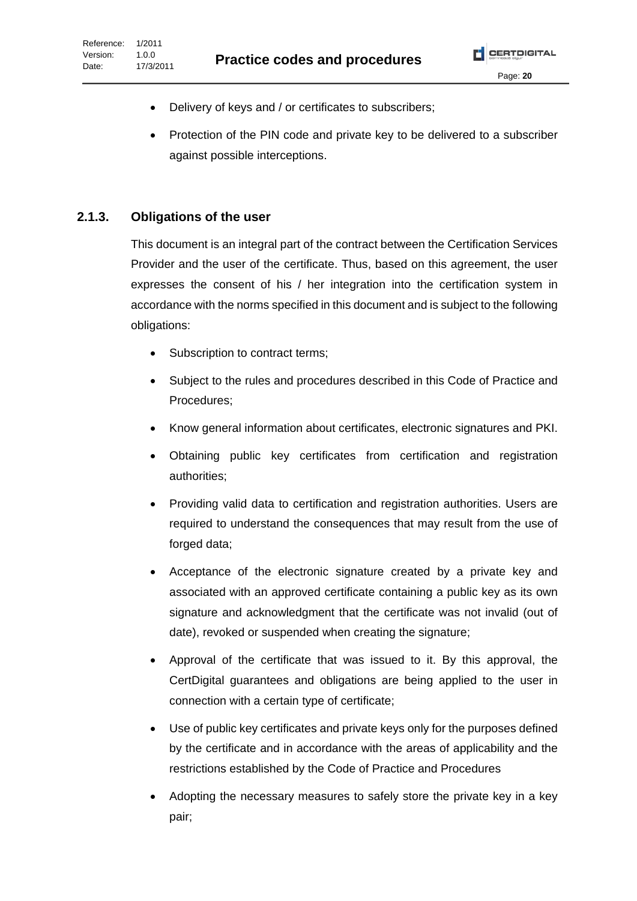- Delivery of keys and / or certificates to subscribers;
- Protection of the PIN code and private key to be delivered to a subscriber against possible interceptions.

### 2.1.3. Obligations of the user

This document is an integral part of the contract between the Certification Services Provider and the user of the certificate. Thus, based on this agreement, the user expresses the consent of his / her integration into the certification system in accordance with the norms specified in this document and is subject to the following obligations:

- Subscription to contract terms;
- Subject to the rules and procedures described in this Code of Practice and Procedures;
- Know general information about certificates, electronic signatures and PKI.
- Obtaining public key certificates from certification and registration authorities;
- Providing valid data to certification and registration authorities. Users are required to understand the consequences that may result from the use of forged data;
- Acceptance of the electronic signature created by a private key and associated with an approved certificate containing a public key as its own signature and acknowledgment that the certificate was not invalid (out of date), revoked or suspended when creating the signature;
- Approval of the certificate that was issued to it. By this approval, the CertDigital guarantees and obligations are being applied to the user in connection with a certain type of certificate;
- Use of public key certificates and private keys only for the purposes defined by the certificate and in accordance with the areas of applicability and the restrictions established by the Code of Practice and Procedures
- Adopting the necessary measures to safely store the private key in a key pair;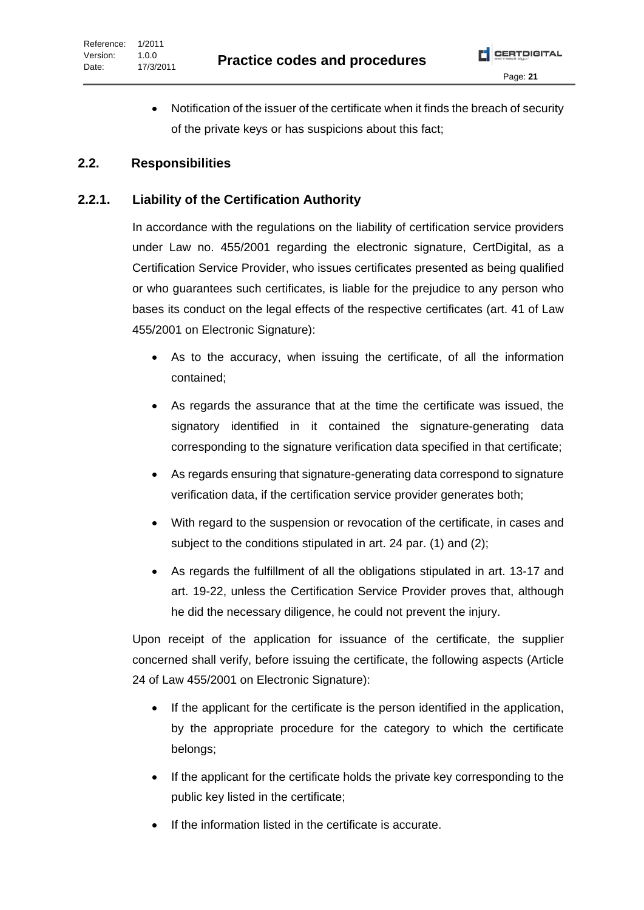- Notification of the issuer of the certificate when it finds the breach of security of the private keys or has suspicions about this fact;

## 2.2. Responsibilities

### 2.2.1. Liability of the Certification Authority

In accordance with the regulations on the liability of certification service providers under Law no. 455/2001 regarding the electronic signature, CertDigital, as a Certification Service Provider, who issues certificates presented as being qualified or who guarantees such certificates, is liable for the prejudice to any person who bases its conduct on the legal effects of the respective certificates (art. 41 of Law 455/2001 on Electronic Signature):

- As to the accuracy, when issuing the certificate, of all the information contained;
- As regards the assurance that at the time the certificate was issued, the signatory identified in it contained the signature-generating data corresponding to the signature verification data specified in that certificate;
- As regards ensuring that signature-generating data correspond to signature verification data, if the certification service provider generates both;
- With regard to the suspension or revocation of the certificate, in cases and subject to the conditions stipulated in art. 24 par. (1) and (2);
- As regards the fulfillment of all the obligations stipulated in art. 13-17 and art. 19-22, unless the Certification Service Provider proves that, although he did the necessary diligence, he could not prevent the injury.

Upon receipt of the application for issuance of the certificate, the supplier concerned shall verify, before issuing the certificate, the following aspects (Article 24 of Law 455/2001 on Electronic Signature):

- If the applicant for the certificate is the person identified in the application, by the appropriate procedure for the category to which the certificate belongs;
- If the applicant for the certificate holds the private key corresponding to the public key listed in the certificate;
- If the information listed in the certificate is accurate.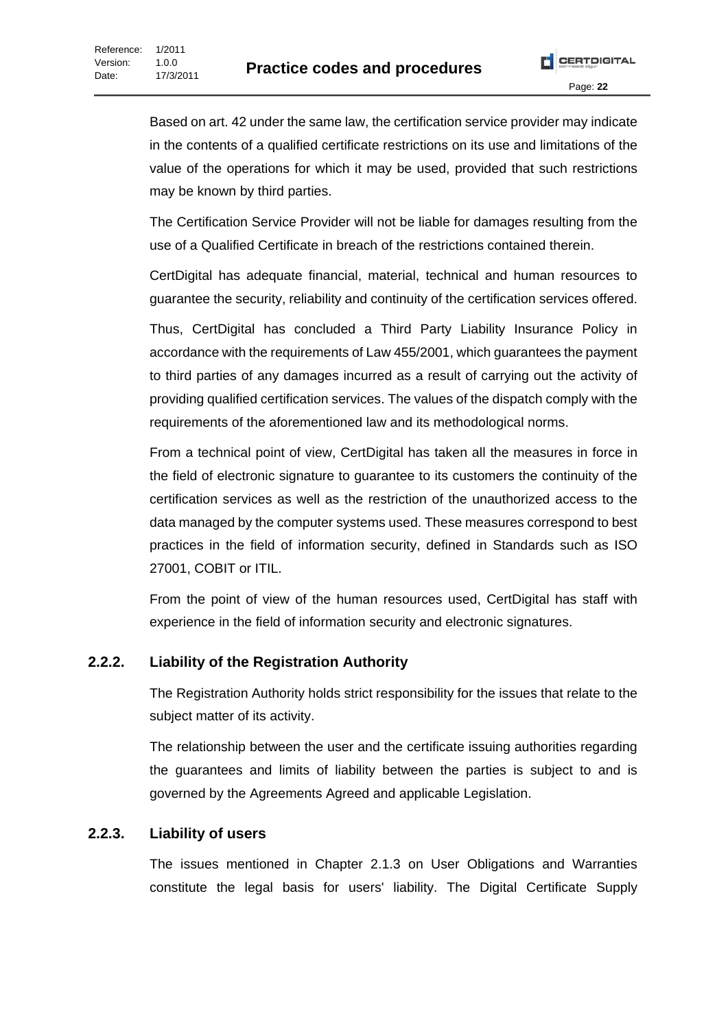Based on art. 42 under the same law, the certification service provider may indicate in the contents of a qualified certificate restrictions on its use and limitations of the value of the operations for which it may be used, provided that such restrictions may be known by third parties.

The Certification Service Provider will not be liable for damages resulting from the use of a Qualified Certificate in breach of the restrictions contained therein.

CertDigital has adequate financial, material, technical and human resources to guarantee the security, reliability and continuity of the certification services offered.

Thus, CertDigital has concluded a Third Party Liability Insurance Policy in accordance with the requirements of Law 455/2001, which guarantees the payment to third parties of any damages incurred as a result of carrying out the activity of providing qualified certification services. The values of the dispatch comply with the requirements of the aforementioned law and its methodological norms.

From a technical point of view, CertDigital has taken all the measures in force in the field of electronic signature to guarantee to its customers the continuity of the certification services as well as the restriction of the unauthorized access to the data managed by the computer systems used. These measures correspond to best practices in the field of information security, defined in Standards such as ISO 27001, COBIT or ITIL.

From the point of view of the human resources used, CertDigital has staff with experience in the field of information security and electronic signatures.

### 2.2.2. Liability of the Registration Authority

The Registration Authority holds strict responsibility for the issues that relate to the subject matter of its activity.

The relationship between the user and the certificate issuing authorities regarding the guarantees and limits of liability between the parties is subject to and is governed by the Agreements Agreed and applicable Legislation.

### 2.2.3. Liability of users

The issues mentioned in Chapter 2.1.3 on User Obligations and Warranties constitute the legal basis for users' liability. The Digital Certificate Supply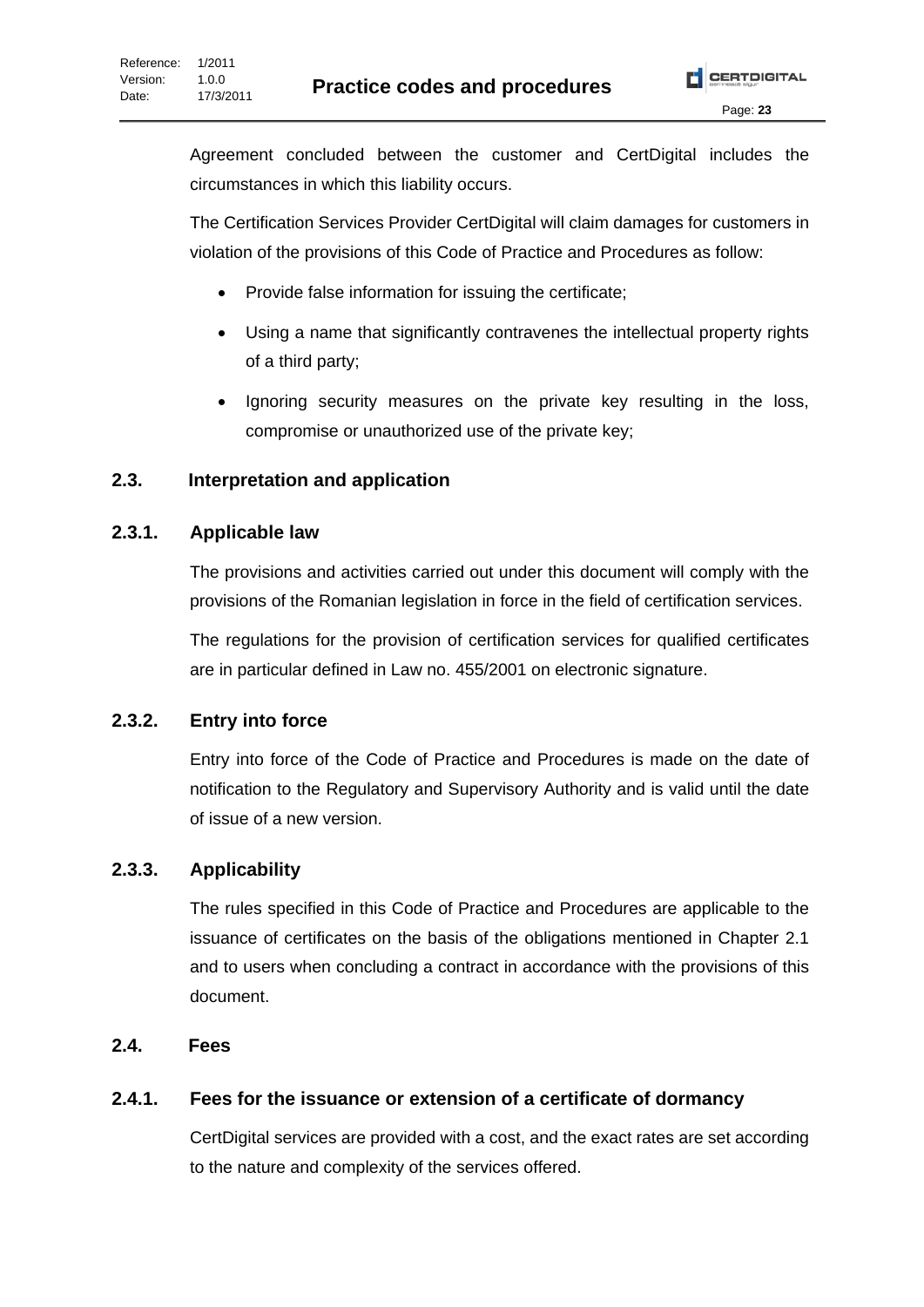Agreement concluded between the customer and CertDigital includes the circumstances in which this liability occurs.

The Certification Services Provider CertDigital will claim damages for customers in violation of the provisions of this Code of Practice and Procedures as follow:

- Provide false information for issuing the certificate;
- Using a name that significantly contravenes the intellectual property rights of a third party;
- Ignoring security measures on the private key resulting in the loss, compromise or unauthorized use of the private key;

## 2.3. Interpretation and application

### 2.3.1. Applicable law

The provisions and activities carried out under this document will comply with the provisions of the Romanian legislation in force in the field of certification services.

The regulations for the provision of certification services for qualified certificates are in particular defined in Law no. 455/2001 on electronic signature.

### 2.3.2. Entry into force

Entry into force of the Code of Practice and Procedures is made on the date of notification to the Regulatory and Supervisory Authority and is valid until the date of issue of a new version.

### 2.3.3. Applicability

The rules specified in this Code of Practice and Procedures are applicable to the issuance of certificates on the basis of the obligations mentioned in Chapter 2.1 and to users when concluding a contract in accordance with the provisions of this document.

## 2.4. Fees

### 2.4.1. Fees for the issuance or extension of a certificate of dormancy

CertDigital services are provided with a cost, and the exact rates are set according to the nature and complexity of the services offered.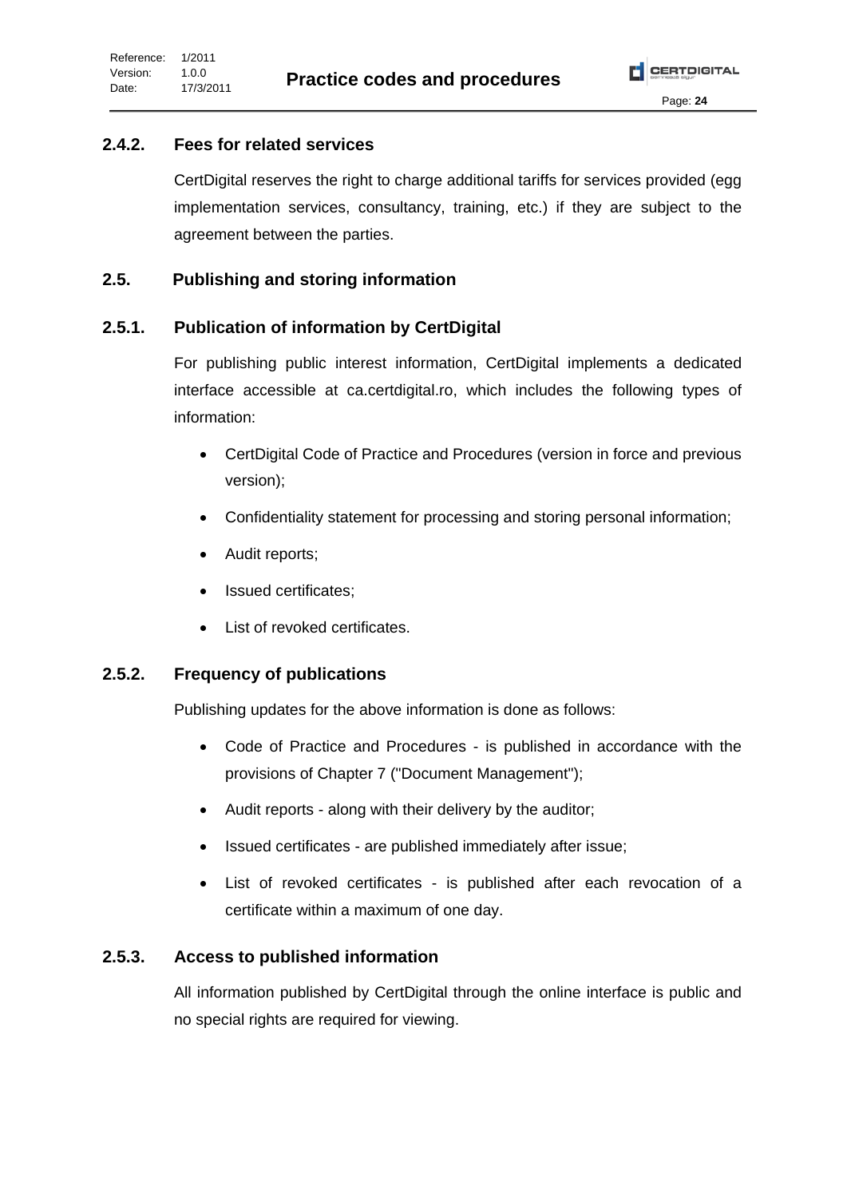### 2.4.2. Fees for related services

CertDigital reserves the right to charge additional tariffs for services provided (egg implementation services, consultancy, training, etc.) if they are subject to the agreement between the parties.

## 2.5. Publishing and storing information

### 2.5.1. Publication of information by CertDigital

For publishing public interest information, CertDigital implements a dedicated interface accessible at ca.certdigital.ro, which includes the following types of information:

- CertDigital Code of Practice and Procedures (version in force and previous version);
- Confidentiality statement for processing and storing personal information;
- Audit reports;
- Issued certificates;
- List of revoked certificates.

### 2.5.2. Frequency of publications

Publishing updates for the above information is done as follows:

- Code of Practice and Procedures - is published in accordance with the provisions of Chapter 7 ("Document Management");
- Audit reports - along with their delivery by the auditor;
- Issued certificates - are published immediately after issue;
- List of revoked certificates - is published after each revocation of a certificate within a maximum of one day.

### 2.5.3. Access to published information

All information published by CertDigital through the online interface is public and no special rights are required for viewing.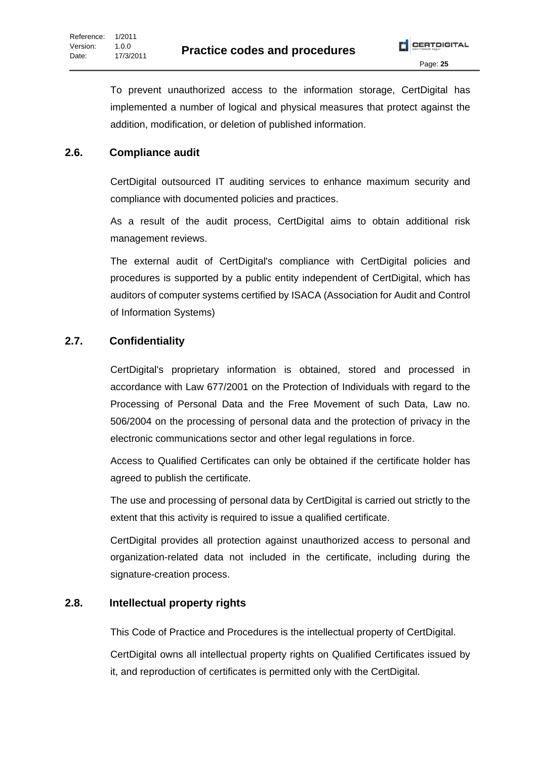To prevent unauthorized access to the information storage, CertDigital has implemented a number of logical and physical measures that protect against the addition, modification, or deletion of published information.

## 2.6. Compliance audit

CertDigital outsourced IT auditing services to enhance maximum security and compliance with documented policies and practices.

As a result of the audit process, CertDigital aims to obtain additional risk management reviews.

The external audit of CertDigital's compliance with CertDigital policies and procedures is supported by a public entity independent of CertDigital, which has auditors of computer systems certified by ISACA (Association for Audit and Control of Information Systems)

## 2.7. Confidentiality

CertDigital's proprietary information is obtained, stored and processed in accordance with Law 677/2001 on the Protection of Individuals with regard to the Processing of Personal Data and the Free Movement of such Data, Law no. 506/2004 on the processing of personal data and the protection of privacy in the electronic communications sector and other legal regulations in force.

Access to Qualified Certificates can only be obtained if the certificate holder has agreed to publish the certificate.

The use and processing of personal data by CertDigital is carried out strictly to the extent that this activity is required to issue a qualified certificate.

CertDigital provides all protection against unauthorized access to personal and organization-related data not included in the certificate, including during the signature-creation process.

## 2.8. Intellectual property rights

This Code of Practice and Procedures is the intellectual property of CertDigital.

CertDigital owns all intellectual property rights on Qualified Certificates issued by it, and reproduction of certificates is permitted only with the CertDigital.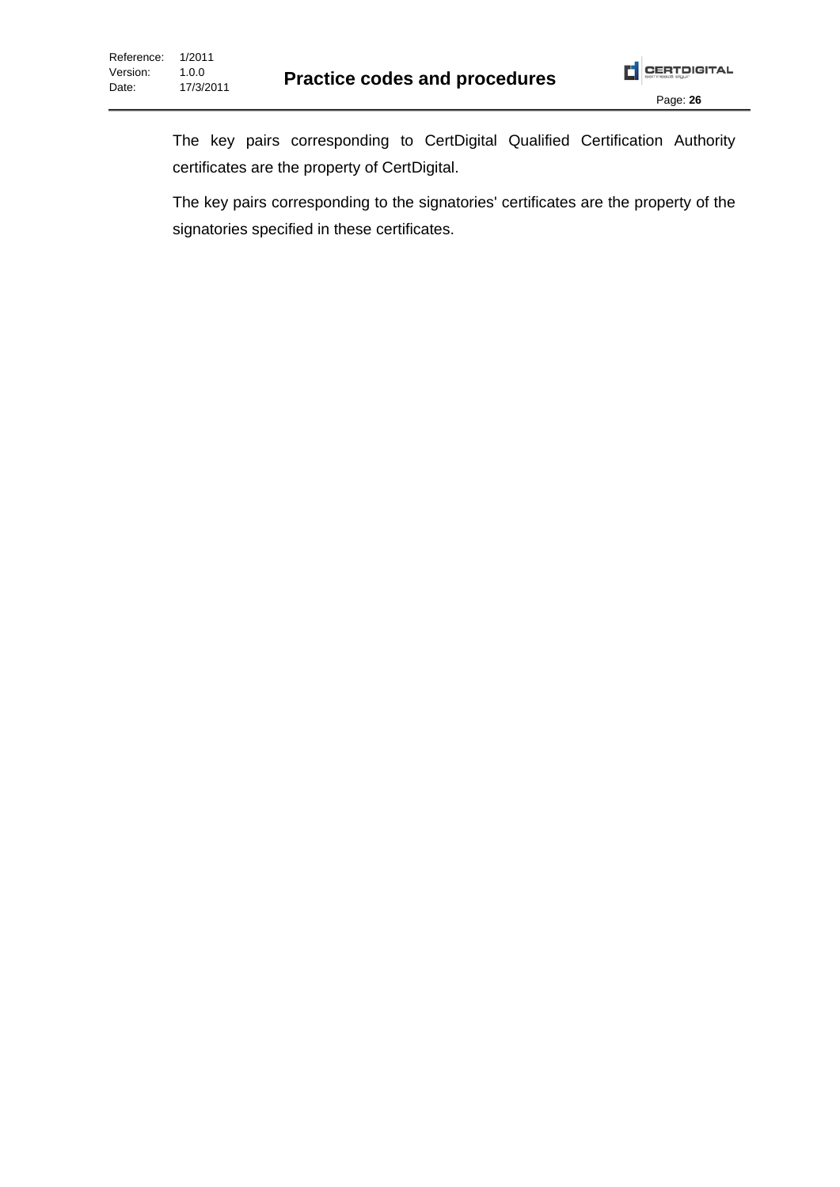The key pairs corresponding to CertDigital Qualified Certification Authority certificates are the property of CertDigital.

The key pairs corresponding to the signatories' certificates are the property of the signatories specified in these certificates.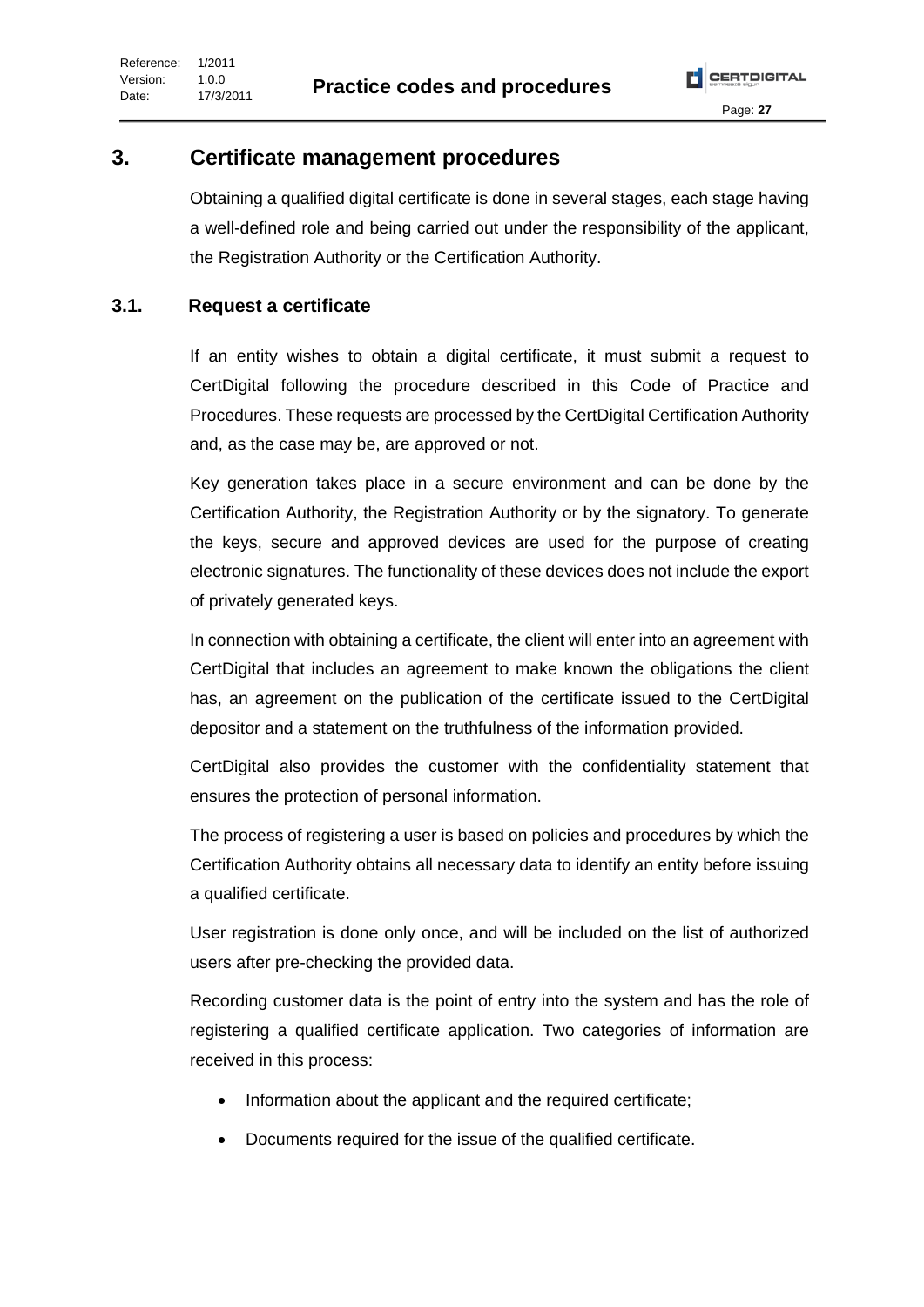# 3. Certificate management procedures

Obtaining a qualified digital certificate is done in several stages, each stage having a well-defined role and being carried out under the responsibility of the applicant, the Registration Authority or the Certification Authority.

## 3.1. Request a certificate

If an entity wishes to obtain a digital certificate, it must submit a request to CertDigital following the procedure described in this Code of Practice and Procedures. These requests are processed by the CertDigital Certification Authority and, as the case may be, are approved or not.

Key generation takes place in a secure environment and can be done by the Certification Authority, the Registration Authority or by the signatory. To generate the keys, secure and approved devices are used for the purpose of creating electronic signatures. The functionality of these devices does not include the export of privately generated keys.

In connection with obtaining a certificate, the client will enter into an agreement with CertDigital that includes an agreement to make known the obligations the client has, an agreement on the publication of the certificate issued to the CertDigital depositor and a statement on the truthfulness of the information provided.

CertDigital also provides the customer with the confidentiality statement that ensures the protection of personal information.

The process of registering a user is based on policies and procedures by which the Certification Authority obtains all necessary data to identify an entity before issuing a qualified certificate.

User registration is done only once, and will be included on the list of authorized users after pre-checking the provided data.

Recording customer data is the point of entry into the system and has the role of registering a qualified certificate application. Two categories of information are received in this process:

- Information about the applicant and the required certificate;
- Documents required for the issue of the qualified certificate.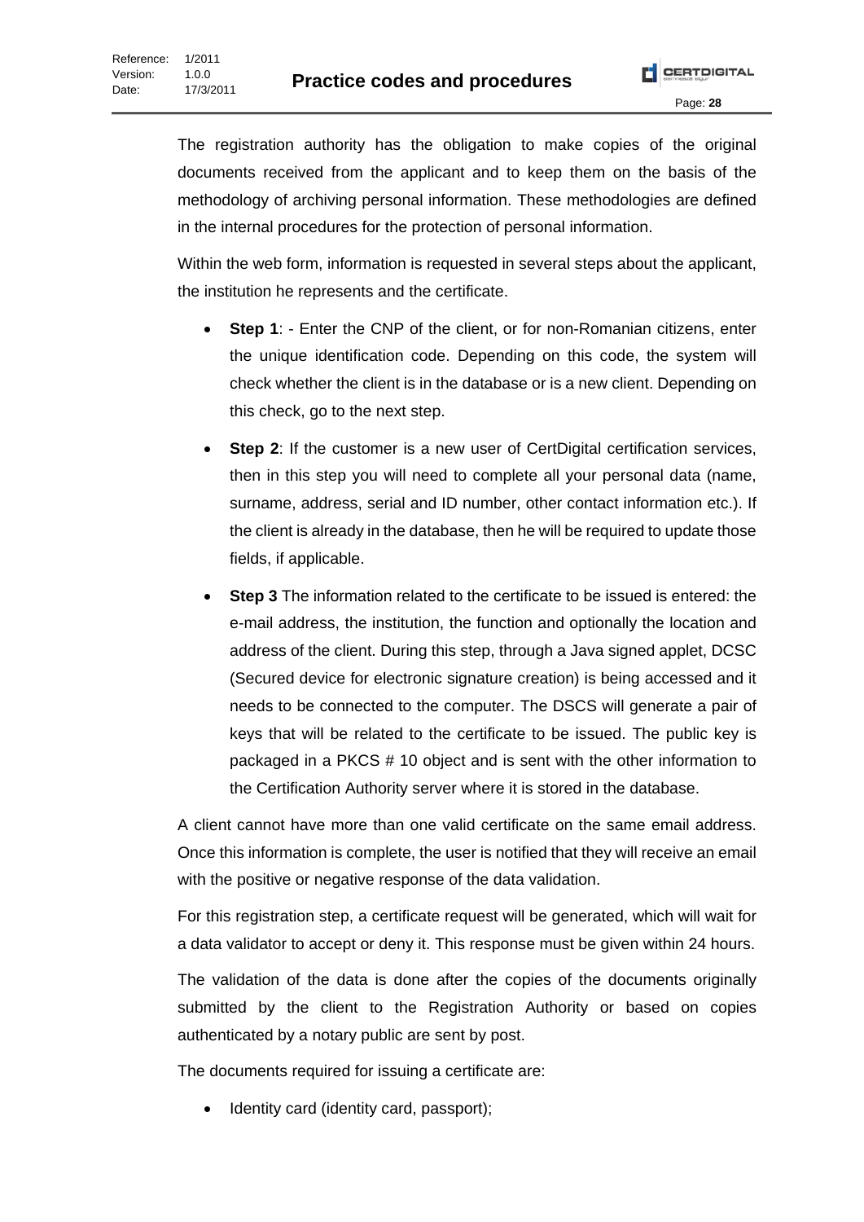The registration authority has the obligation to make copies of the original documents received from the applicant and to keep them on the basis of the methodology of archiving personal information. These methodologies are defined in the internal procedures for the protection of personal information.

Within the web form, information is requested in several steps about the applicant, the institution he represents and the certificate.

- **Step 1**: - Enter the CNP of the client, or for non-Romanian citizens, enter the unique identification code. Depending on this code, the system will check whether the client is in the database or is a new client. Depending on this check, go to the next step.
- **Step 2**: If the customer is a new user of CertDigital certification services, then in this step you will need to complete all your personal data (name, surname, address, serial and ID number, other contact information etc.). If the client is already in the database, then he will be required to update those fields, if applicable.
- **Step 3** The information related to the certificate to be issued is entered: the e-mail address, the institution, the function and optionally the location and address of the client. During this step, through a Java signed applet, DCSC (Secured device for electronic signature creation) is being accessed and it needs to be connected to the computer. The DSCS will generate a pair of keys that will be related to the certificate to be issued. The public key is packaged in a PKCS # 10 object and is sent with the other information to the Certification Authority server where it is stored in the database.

A client cannot have more than one valid certificate on the same email address. Once this information is complete, the user is notified that they will receive an email with the positive or negative response of the data validation.

For this registration step, a certificate request will be generated, which will wait for a data validator to accept or deny it. This response must be given within 24 hours.

The validation of the data is done after the copies of the documents originally submitted by the client to the Registration Authority or based on copies authenticated by a notary public are sent by post.

The documents required for issuing a certificate are:

- Identity card (identity card, passport);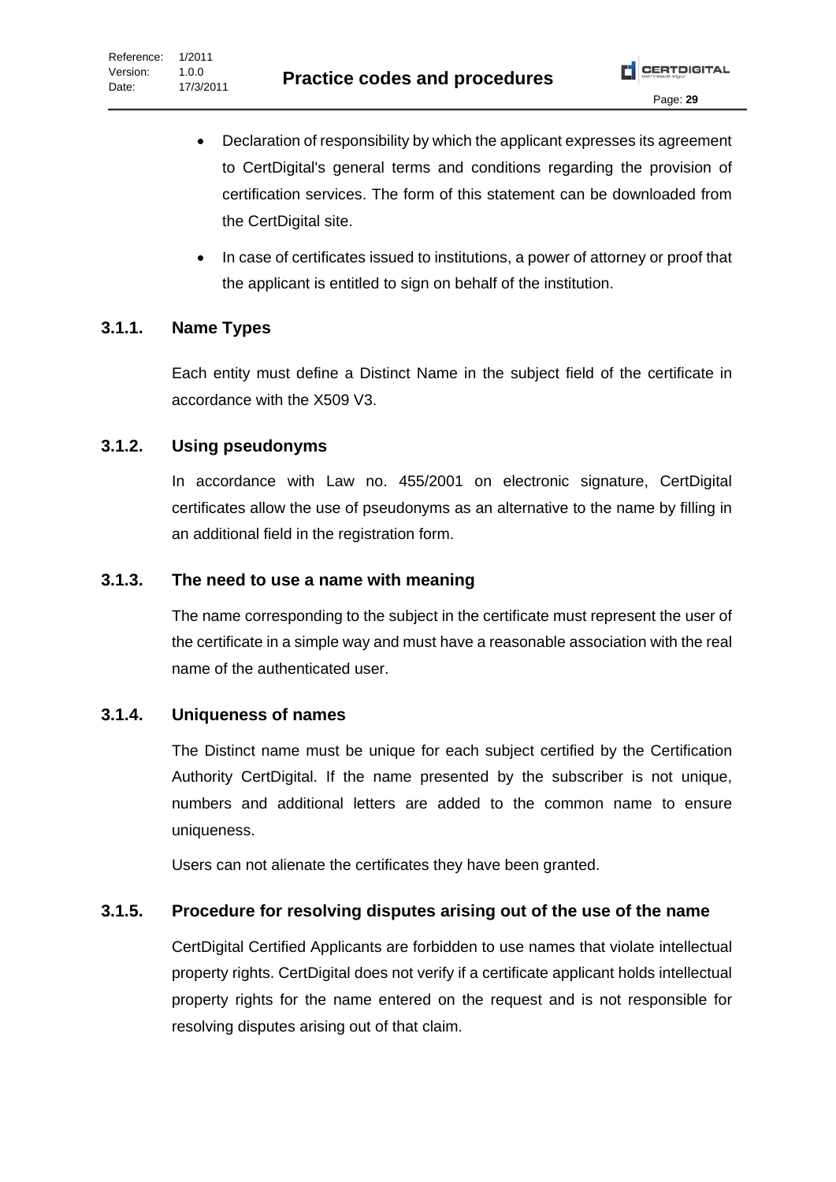- Declaration of responsibility by which the applicant expresses its agreement to CertDigital's general terms and conditions regarding the provision of certification services. The form of this statement can be downloaded from the CertDigital site.
- In case of certificates issued to institutions, a power of attorney or proof that the applicant is entitled to sign on behalf of the institution.

### 3.1.1. Name Types

Each entity must define a Distinct Name in the subject field of the certificate in accordance with the X509 V3.

### 3.1.2. Using pseudonyms

In accordance with Law no. 455/2001 on electronic signature, CertDigital certificates allow the use of pseudonyms as an alternative to the name by filling in an additional field in the registration form.

### 3.1.3. The need to use a name with meaning

The name corresponding to the subject in the certificate must represent the user of the certificate in a simple way and must have a reasonable association with the real name of the authenticated user.

### 3.1.4. Uniqueness of names

The Distinct name must be unique for each subject certified by the Certification Authority CertDigital. If the name presented by the subscriber is not unique, numbers and additional letters are added to the common name to ensure uniqueness.

Users can not alienate the certificates they have been granted.

### 3.1.5. Procedure for resolving disputes arising out of the use of the name

CertDigital Certified Applicants are forbidden to use names that violate intellectual property rights. CertDigital does not verify if a certificate applicant holds intellectual property rights for the name entered on the request and is not responsible for resolving disputes arising out of that claim.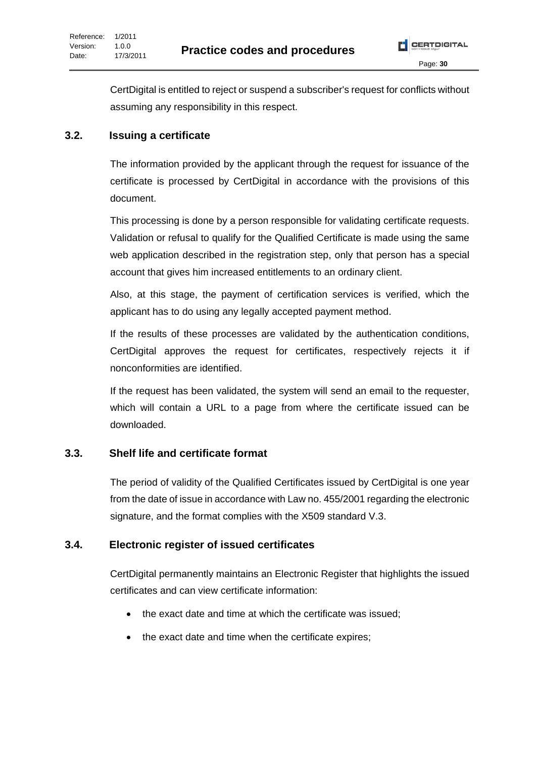CertDigital is entitled to reject or suspend a subscriber's request for conflicts without assuming any responsibility in this respect.

## 3.2. Issuing a certificate

The information provided by the applicant through the request for issuance of the certificate is processed by CertDigital in accordance with the provisions of this document.

This processing is done by a person responsible for validating certificate requests. Validation or refusal to qualify for the Qualified Certificate is made using the same web application described in the registration step, only that person has a special account that gives him increased entitlements to an ordinary client.

Also, at this stage, the payment of certification services is verified, which the applicant has to do using any legally accepted payment method.

If the results of these processes are validated by the authentication conditions, CertDigital approves the request for certificates, respectively rejects it if nonconformities are identified.

If the request has been validated, the system will send an email to the requester, which will contain a URL to a page from where the certificate issued can be downloaded.

## 3.3. Shelf life and certificate format

The period of validity of the Qualified Certificates issued by CertDigital is one year from the date of issue in accordance with Law no. 455/2001 regarding the electronic signature, and the format complies with the X509 standard V.3.

## 3.4. Electronic register of issued certificates

CertDigital permanently maintains an Electronic Register that highlights the issued certificates and can view certificate information:

- the exact date and time at which the certificate was issued;
- the exact date and time when the certificate expires;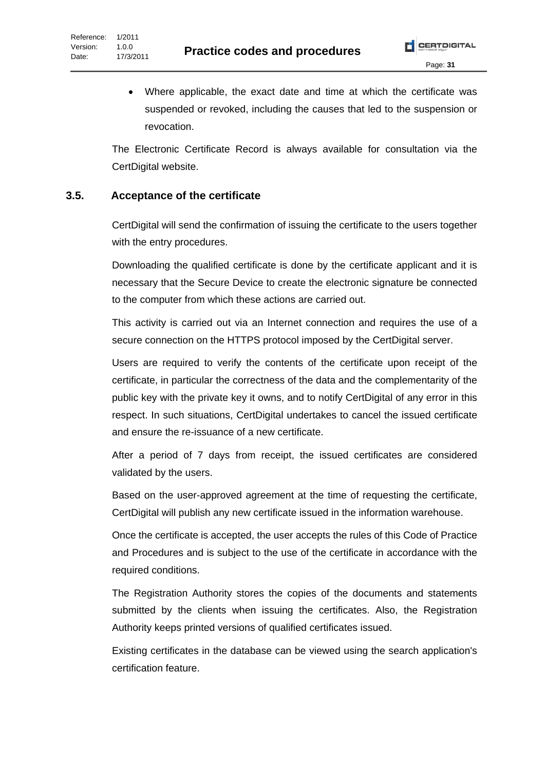- Where applicable, the exact date and time at which the certificate was suspended or revoked, including the causes that led to the suspension or revocation.

The Electronic Certificate Record is always available for consultation via the CertDigital website.

## 3.5. Acceptance of the certificate

CertDigital will send the confirmation of issuing the certificate to the users together with the entry procedures.

Downloading the qualified certificate is done by the certificate applicant and it is necessary that the Secure Device to create the electronic signature be connected to the computer from which these actions are carried out.

This activity is carried out via an Internet connection and requires the use of a secure connection on the HTTPS protocol imposed by the CertDigital server.

Users are required to verify the contents of the certificate upon receipt of the certificate, in particular the correctness of the data and the complementarity of the public key with the private key it owns, and to notify CertDigital of any error in this respect. In such situations, CertDigital undertakes to cancel the issued certificate and ensure the re-issuance of a new certificate.

After a period of 7 days from receipt, the issued certificates are considered validated by the users.

Based on the user-approved agreement at the time of requesting the certificate, CertDigital will publish any new certificate issued in the information warehouse.

Once the certificate is accepted, the user accepts the rules of this Code of Practice and Procedures and is subject to the use of the certificate in accordance with the required conditions.

The Registration Authority stores the copies of the documents and statements submitted by the clients when issuing the certificates. Also, the Registration Authority keeps printed versions of qualified certificates issued.

Existing certificates in the database can be viewed using the search application's certification feature.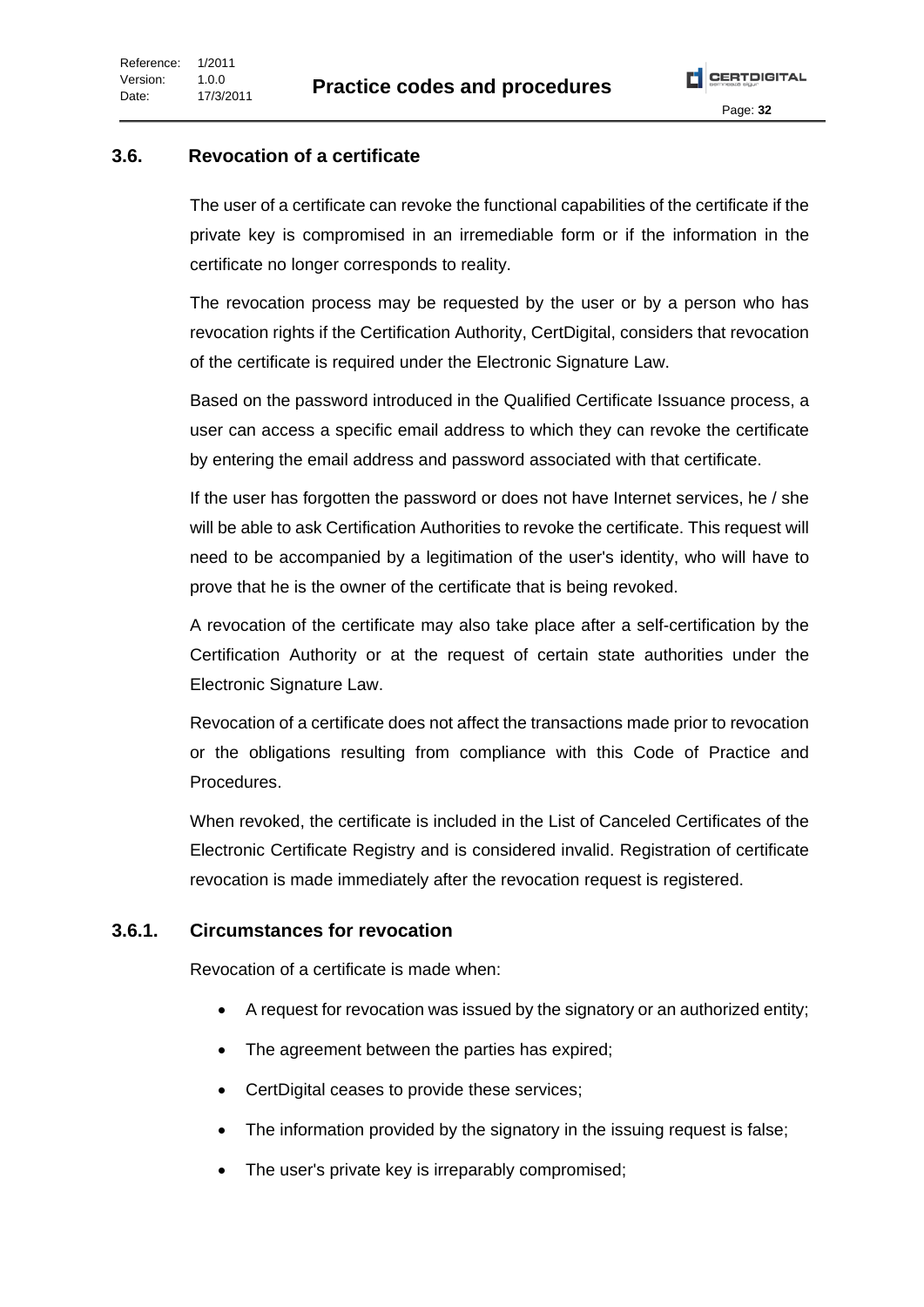## 3.6. Revocation of a certificate

The user of a certificate can revoke the functional capabilities of the certificate if the private key is compromised in an irremediable form or if the information in the certificate no longer corresponds to reality.

The revocation process may be requested by the user or by a person who has revocation rights if the Certification Authority, CertDigital, considers that revocation of the certificate is required under the Electronic Signature Law.

Based on the password introduced in the Qualified Certificate Issuance process, a user can access a specific email address to which they can revoke the certificate by entering the email address and password associated with that certificate.

If the user has forgotten the password or does not have Internet services, he / she will be able to ask Certification Authorities to revoke the certificate. This request will need to be accompanied by a legitimation of the user's identity, who will have to prove that he is the owner of the certificate that is being revoked.

A revocation of the certificate may also take place after a self-certification by the Certification Authority or at the request of certain state authorities under the Electronic Signature Law.

Revocation of a certificate does not affect the transactions made prior to revocation or the obligations resulting from compliance with this Code of Practice and Procedures.

When revoked, the certificate is included in the List of Canceled Certificates of the Electronic Certificate Registry and is considered invalid. Registration of certificate revocation is made immediately after the revocation request is registered.

### 3.6.1. Circumstances for revocation

Revocation of a certificate is made when:

- A request for revocation was issued by the signatory or an authorized entity;
- The agreement between the parties has expired;
- CertDigital ceases to provide these services;
- The information provided by the signatory in the issuing request is false;
- The user's private key is irreparably compromised;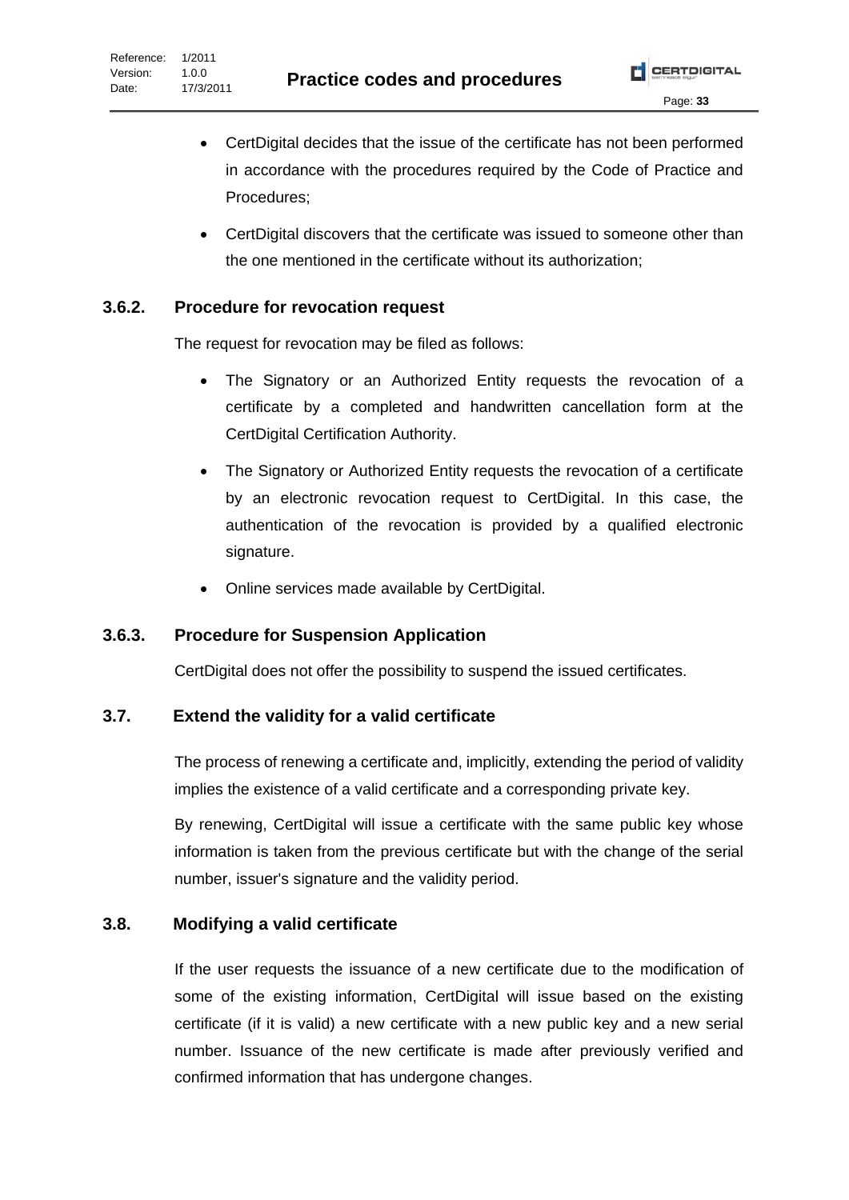- CertDigital decides that the issue of the certificate has not been performed in accordance with the procedures required by the Code of Practice and Procedures;
- CertDigital discovers that the certificate was issued to someone other than the one mentioned in the certificate without its authorization;

### 3.6.2. Procedure for revocation request

The request for revocation may be filed as follows:

- The Signatory or an Authorized Entity requests the revocation of a certificate by a completed and handwritten cancellation form at the CertDigital Certification Authority.
- The Signatory or Authorized Entity requests the revocation of a certificate by an electronic revocation request to CertDigital. In this case, the authentication of the revocation is provided by a qualified electronic signature.
- Online services made available by CertDigital.

### 3.6.3. Procedure for Suspension Application

CertDigital does not offer the possibility to suspend the issued certificates.

## 3.7. Extend the validity for a valid certificate

The process of renewing a certificate and, implicitly, extending the period of validity implies the existence of a valid certificate and a corresponding private key.

By renewing, CertDigital will issue a certificate with the same public key whose information is taken from the previous certificate but with the change of the serial number, issuer's signature and the validity period.

## 3.8. Modifying a valid certificate

If the user requests the issuance of a new certificate due to the modification of some of the existing information, CertDigital will issue based on the existing certificate (if it is valid) a new certificate with a new public key and a new serial number. Issuance of the new certificate is made after previously verified and confirmed information that has undergone changes.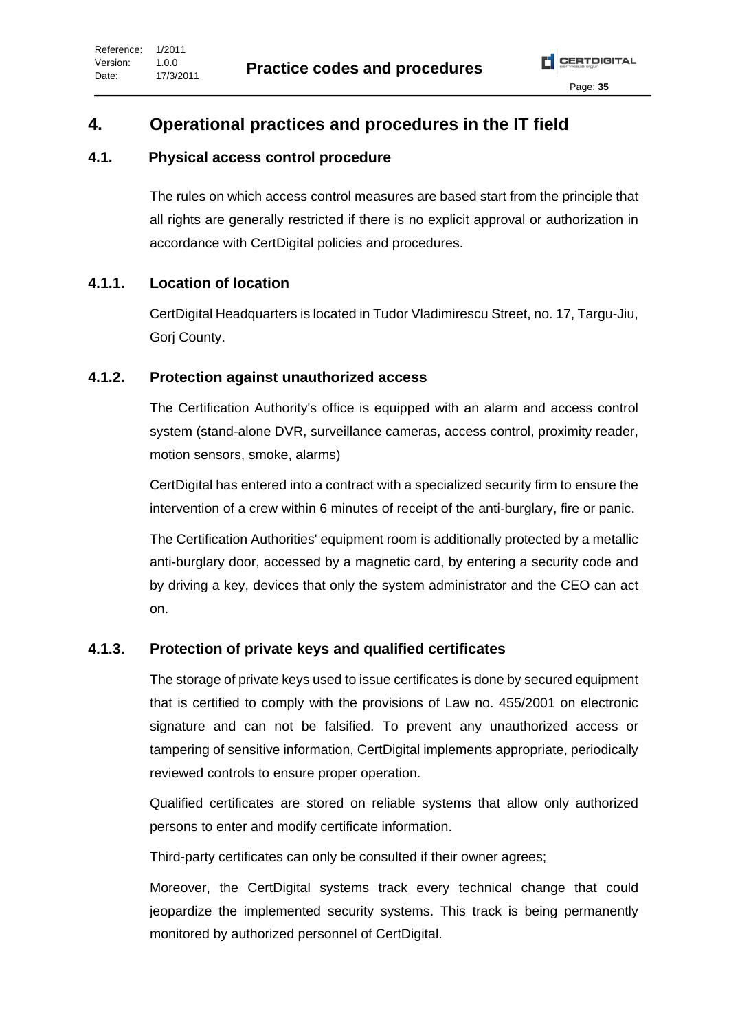# 4. Operational practices and procedures in the IT field

## 4.1. Physical access control procedure

The rules on which access control measures are based start from the principle that all rights are generally restricted if there is no explicit approval or authorization in accordance with CertDigital policies and procedures.

### 4.1.1. Location of location

CertDigital Headquarters is located in Tudor Vladimirescu Street, no. 17, Targu-Jiu, Gorj County.

### 4.1.2. Protection against unauthorized access

The Certification Authority's office is equipped with an alarm and access control system (stand-alone DVR, surveillance cameras, access control, proximity reader, motion sensors, smoke, alarms)

CertDigital has entered into a contract with a specialized security firm to ensure the intervention of a crew within 6 minutes of receipt of the anti-burglary, fire or panic.

The Certification Authorities' equipment room is additionally protected by a metallic anti-burglary door, accessed by a magnetic card, by entering a security code and by driving a key, devices that only the system administrator and the CEO can act on.

### 4.1.3. Protection of private keys and qualified certificates

The storage of private keys used to issue certificates is done by secured equipment that is certified to comply with the provisions of Law no. 455/2001 on electronic signature and can not be falsified. To prevent any unauthorized access or tampering of sensitive information, CertDigital implements appropriate, periodically reviewed controls to ensure proper operation.

Qualified certificates are stored on reliable systems that allow only authorized persons to enter and modify certificate information.

Third-party certificates can only be consulted if their owner agrees;

Moreover, the CertDigital systems track every technical change that could jeopardize the implemented security systems. This track is being permanently monitored by authorized personnel of CertDigital.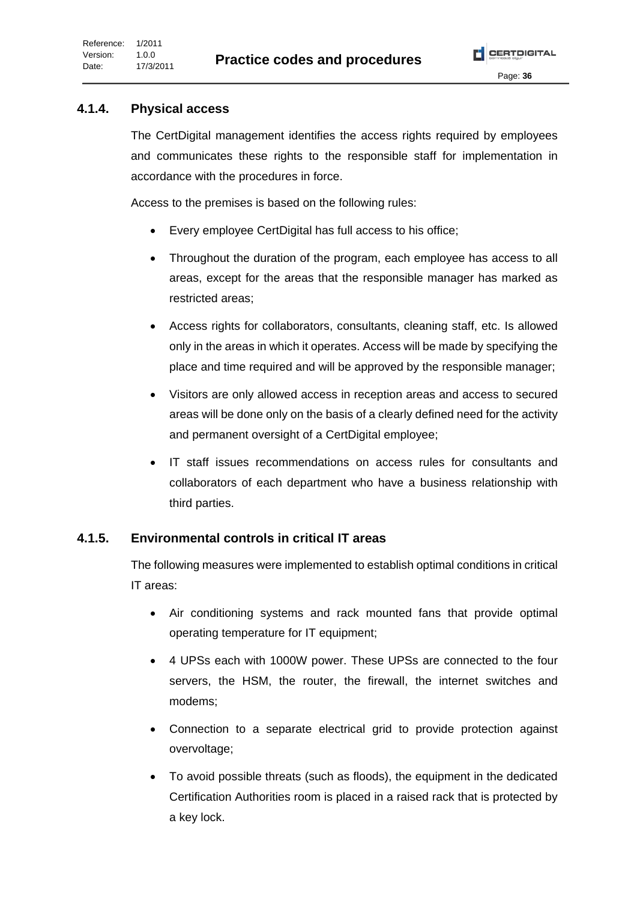### 4.1.4. Physical access

The CertDigital management identifies the access rights required by employees and communicates these rights to the responsible staff for implementation in accordance with the procedures in force.

Access to the premises is based on the following rules:

- Every employee CertDigital has full access to his office;
- Throughout the duration of the program, each employee has access to all areas, except for the areas that the responsible manager has marked as restricted areas;
- Access rights for collaborators, consultants, cleaning staff, etc. Is allowed only in the areas in which it operates. Access will be made by specifying the place and time required and will be approved by the responsible manager;
- Visitors are only allowed access in reception areas and access to secured areas will be done only on the basis of a clearly defined need for the activity and permanent oversight of a CertDigital employee;
- IT staff issues recommendations on access rules for consultants and collaborators of each department who have a business relationship with third parties.

### 4.1.5. Environmental controls in critical IT areas

The following measures were implemented to establish optimal conditions in critical IT areas:

- Air conditioning systems and rack mounted fans that provide optimal operating temperature for IT equipment;
- 4 UPSs each with 1000W power. These UPSs are connected to the four servers, the HSM, the router, the firewall, the internet switches and modems;
- Connection to a separate electrical grid to provide protection against overvoltage;
- To avoid possible threats (such as floods), the equipment in the dedicated Certification Authorities room is placed in a raised rack that is protected by a key lock.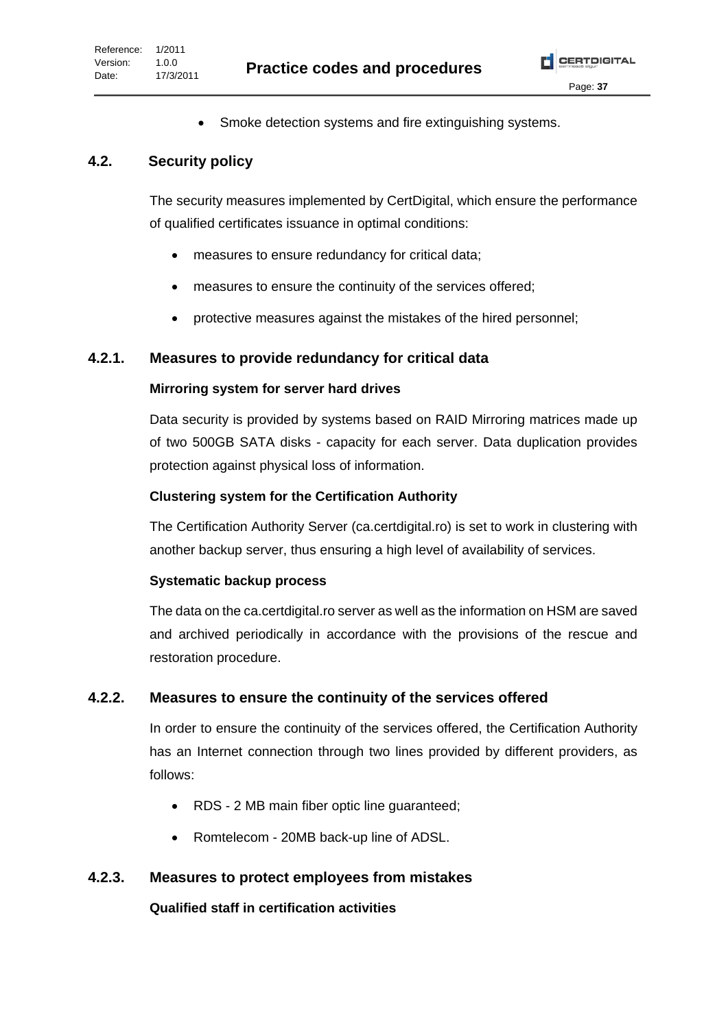- Smoke detection systems and fire extinguishing systems.

## 4.2. Security policy

The security measures implemented by CertDigital, which ensure the performance of qualified certificates issuance in optimal conditions:

- measures to ensure redundancy for critical data;
- measures to ensure the continuity of the services offered;
- protective measures against the mistakes of the hired personnel;

### 4.2.1. Measures to provide redundancy for critical data

**Mirroring system for server hard drives**

Data security is provided by systems based on RAID Mirroring matrices made up of two 500GB SATA disks - capacity for each server. Data duplication provides protection against physical loss of information.

**Clustering system for the Certification Authority**

The Certification Authority Server (ca.certdigital.ro) is set to work in clustering with another backup server, thus ensuring a high level of availability of services.

**Systematic backup process**

The data on the ca.certdigital.ro server as well as the information on HSM are saved and archived periodically in accordance with the provisions of the rescue and restoration procedure.

### 4.2.2. Measures to ensure the continuity of the services offered

In order to ensure the continuity of the services offered, the Certification Authority has an Internet connection through two lines provided by different providers, as follows:

- RDS - 2 MB main fiber optic line guaranteed;
- Romtelecom - 20MB back-up line of ADSL.

### 4.2.3. Measures to protect employees from mistakes

**Qualified staff in certification activities**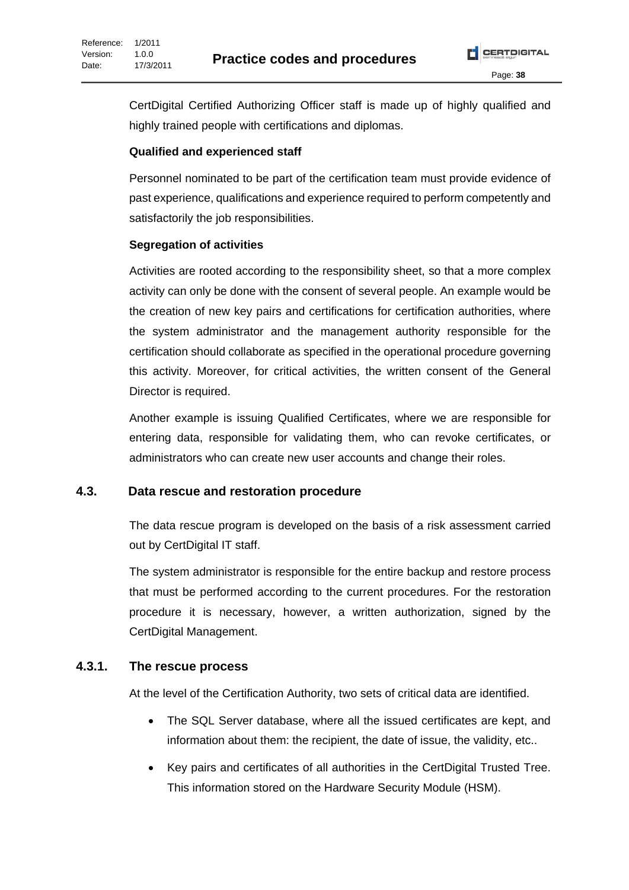CertDigital Certified Authorizing Officer staff is made up of highly qualified and highly trained people with certifications and diplomas.

**Qualified and experienced staff**

Personnel nominated to be part of the certification team must provide evidence of past experience, qualifications and experience required to perform competently and satisfactorily the job responsibilities.

**Segregation of activities**

Activities are rooted according to the responsibility sheet, so that a more complex activity can only be done with the consent of several people. An example would be the creation of new key pairs and certifications for certification authorities, where the system administrator and the management authority responsible for the certification should collaborate as specified in the operational procedure governing this activity. Moreover, for critical activities, the written consent of the General Director is required.

Another example is issuing Qualified Certificates, where we are responsible for entering data, responsible for validating them, who can revoke certificates, or administrators who can create new user accounts and change their roles.

## 4.3. Data rescue and restoration procedure

The data rescue program is developed on the basis of a risk assessment carried out by CertDigital IT staff.

The system administrator is responsible for the entire backup and restore process that must be performed according to the current procedures. For the restoration procedure it is necessary, however, a written authorization, signed by the CertDigital Management.

### 4.3.1. The rescue process

At the level of the Certification Authority, two sets of critical data are identified.

- The SQL Server database, where all the issued certificates are kept, and information about them: the recipient, the date of issue, the validity, etc..
- Key pairs and certificates of all authorities in the CertDigital Trusted Tree. This information stored on the Hardware Security Module (HSM).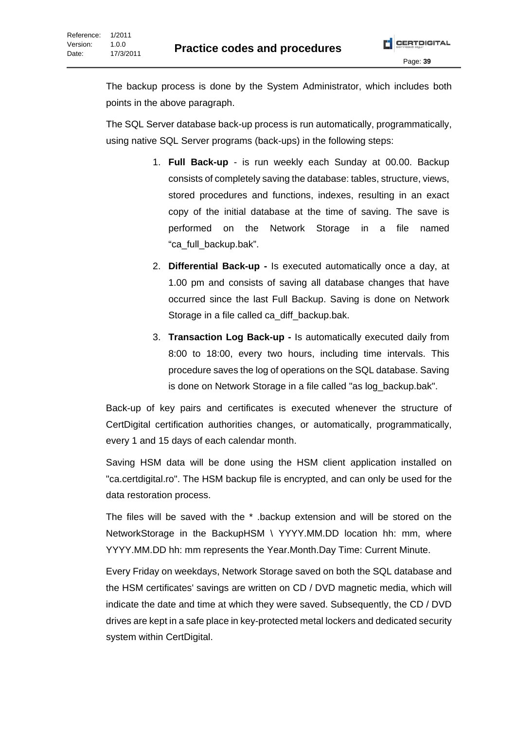The backup process is done by the System Administrator, which includes both points in the above paragraph.

The SQL Server database back-up process is run automatically, programmatically, using native SQL Server programs (back-ups) in the following steps:

1. **Full Back-up** - is run weekly each Sunday at 00.00. Backup consists of completely saving the database: tables, structure, views, stored procedures and functions, indexes, resulting in an exact copy of the initial database at the time of saving. The save is performed on the Network Storage in a file named "ca_full_backup.bak".
2. **Differential Back-up -** Is executed automatically once a day, at 1.00 pm and consists of saving all database changes that have occurred since the last Full Backup. Saving is done on Network Storage in a file called ca_diff_backup.bak.
3. **Transaction Log Back-up -** Is automatically executed daily from 8:00 to 18:00, every two hours, including time intervals. This procedure saves the log of operations on the SQL database. Saving is done on Network Storage in a file called "as log_backup.bak".

Back-up of key pairs and certificates is executed whenever the structure of CertDigital certification authorities changes, or automatically, programmatically, every 1 and 15 days of each calendar month.

Saving HSM data will be done using the HSM client application installed on "ca.certdigital.ro". The HSM backup file is encrypted, and can only be used for the data restoration process.

The files will be saved with the * .backup extension and will be stored on the NetworkStorage in the BackupHSM \ YYYY.MM.DD location hh: mm, where YYYY.MM.DD hh: mm represents the Year.Month.Day Time: Current Minute.

Every Friday on weekdays, Network Storage saved on both the SQL database and the HSM certificates' savings are written on CD / DVD magnetic media, which will indicate the date and time at which they were saved. Subsequently, the CD / DVD drives are kept in a safe place in key-protected metal lockers and dedicated security system within CertDigital.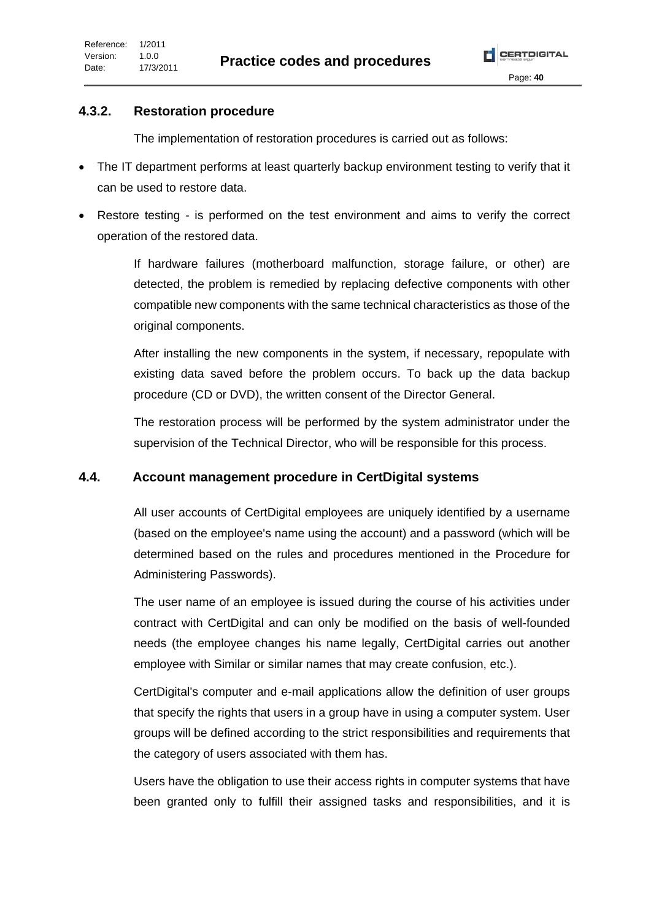### 4.3.2. Restoration procedure

The implementation of restoration procedures is carried out as follows:

- The IT department performs at least quarterly backup environment testing to verify that it can be used to restore data.
- Restore testing - is performed on the test environment and aims to verify the correct operation of the restored data.

If hardware failures (motherboard malfunction, storage failure, or other) are detected, the problem is remedied by replacing defective components with other compatible new components with the same technical characteristics as those of the original components.

After installing the new components in the system, if necessary, repopulate with existing data saved before the problem occurs. To back up the data backup procedure (CD or DVD), the written consent of the Director General.

The restoration process will be performed by the system administrator under the supervision of the Technical Director, who will be responsible for this process.

## 4.4. Account management procedure in CertDigital systems

All user accounts of CertDigital employees are uniquely identified by a username (based on the employee's name using the account) and a password (which will be determined based on the rules and procedures mentioned in the Procedure for Administering Passwords).

The user name of an employee is issued during the course of his activities under contract with CertDigital and can only be modified on the basis of well-founded needs (the employee changes his name legally, CertDigital carries out another employee with Similar or similar names that may create confusion, etc.).

CertDigital's computer and e-mail applications allow the definition of user groups that specify the rights that users in a group have in using a computer system. User groups will be defined according to the strict responsibilities and requirements that the category of users associated with them has.

Users have the obligation to use their access rights in computer systems that have been granted only to fulfill their assigned tasks and responsibilities, and it is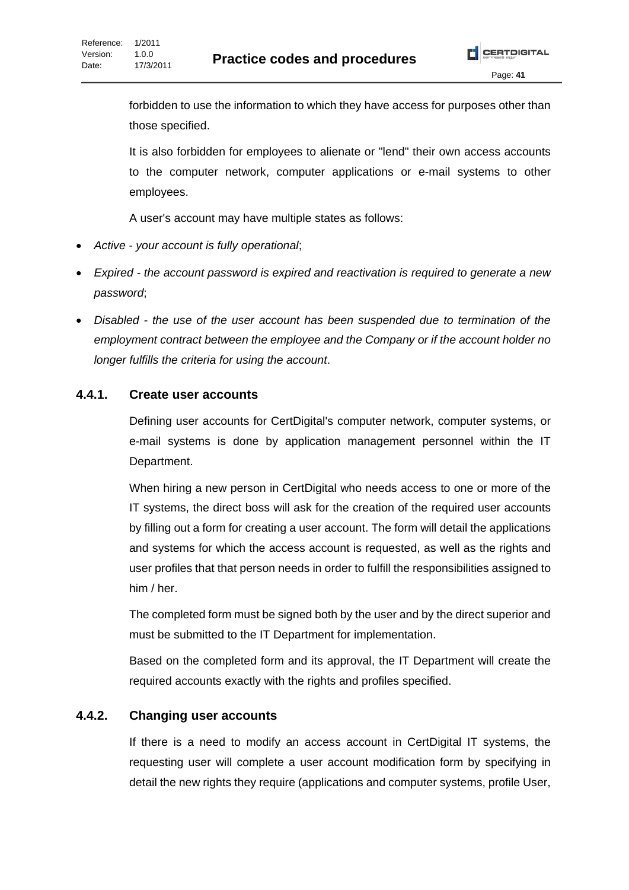forbidden to use the information to which they have access for purposes other than those specified.

It is also forbidden for employees to alienate or "lend" their own access accounts to the computer network, computer applications or e-mail systems to other employees.

A user's account may have multiple states as follows:

- *Active - your account is fully operational*;
- *Expired - the account password is expired and reactivation is required to generate a new password*;
- *Disabled - the use of the user account has been suspended due to termination of the employment contract between the employee and the Company or if the account holder no longer fulfills the criteria for using the account*.

### 4.4.1. Create user accounts

Defining user accounts for CertDigital's computer network, computer systems, or e-mail systems is done by application management personnel within the IT Department.

When hiring a new person in CertDigital who needs access to one or more of the IT systems, the direct boss will ask for the creation of the required user accounts by filling out a form for creating a user account. The form will detail the applications and systems for which the access account is requested, as well as the rights and user profiles that that person needs in order to fulfill the responsibilities assigned to him / her.

The completed form must be signed both by the user and by the direct superior and must be submitted to the IT Department for implementation.

Based on the completed form and its approval, the IT Department will create the required accounts exactly with the rights and profiles specified.

### 4.4.2. Changing user accounts

If there is a need to modify an access account in CertDigital IT systems, the requesting user will complete a user account modification form by specifying in detail the new rights they require (applications and computer systems, profile User,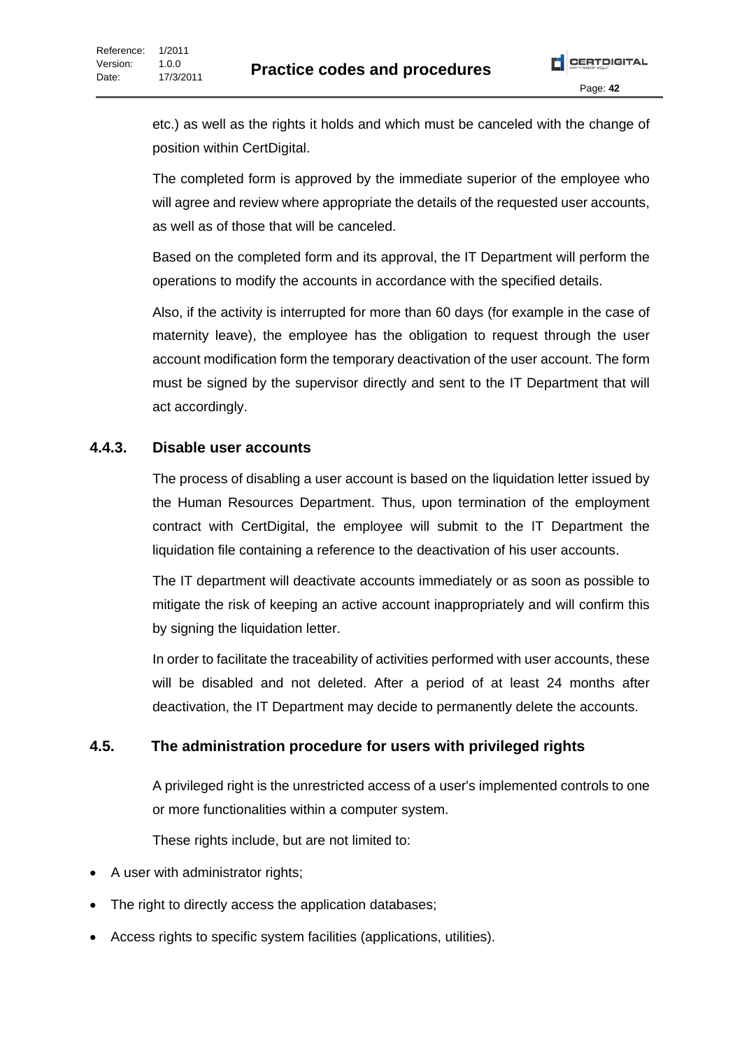etc.) as well as the rights it holds and which must be canceled with the change of position within CertDigital.

The completed form is approved by the immediate superior of the employee who will agree and review where appropriate the details of the requested user accounts, as well as of those that will be canceled.

Based on the completed form and its approval, the IT Department will perform the operations to modify the accounts in accordance with the specified details.

Also, if the activity is interrupted for more than 60 days (for example in the case of maternity leave), the employee has the obligation to request through the user account modification form the temporary deactivation of the user account. The form must be signed by the supervisor directly and sent to the IT Department that will act accordingly.

### 4.4.3. Disable user accounts

The process of disabling a user account is based on the liquidation letter issued by the Human Resources Department. Thus, upon termination of the employment contract with CertDigital, the employee will submit to the IT Department the liquidation file containing a reference to the deactivation of his user accounts.

The IT department will deactivate accounts immediately or as soon as possible to mitigate the risk of keeping an active account inappropriately and will confirm this by signing the liquidation letter.

In order to facilitate the traceability of activities performed with user accounts, these will be disabled and not deleted. After a period of at least 24 months after deactivation, the IT Department may decide to permanently delete the accounts.

## 4.5. The administration procedure for users with privileged rights

A privileged right is the unrestricted access of a user's implemented controls to one or more functionalities within a computer system.

These rights include, but are not limited to:

- A user with administrator rights;
- The right to directly access the application databases;
- Access rights to specific system facilities (applications, utilities).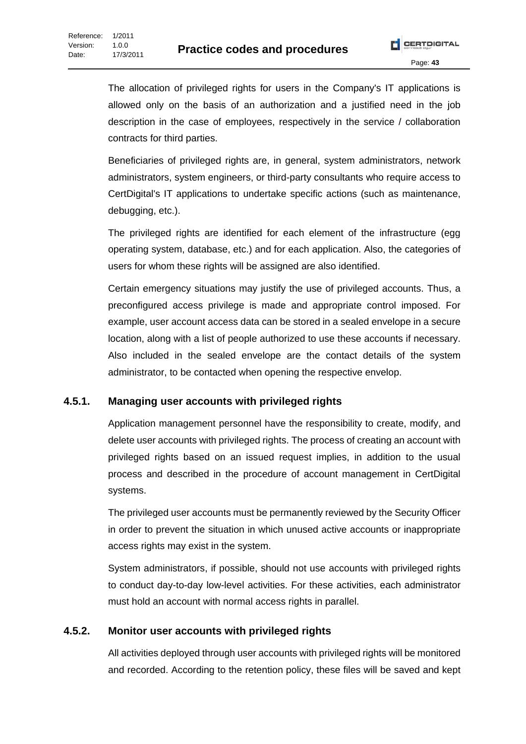The allocation of privileged rights for users in the Company's IT applications is allowed only on the basis of an authorization and a justified need in the job description in the case of employees, respectively in the service / collaboration contracts for third parties.

Beneficiaries of privileged rights are, in general, system administrators, network administrators, system engineers, or third-party consultants who require access to CertDigital's IT applications to undertake specific actions (such as maintenance, debugging, etc.).

The privileged rights are identified for each element of the infrastructure (egg operating system, database, etc.) and for each application. Also, the categories of users for whom these rights will be assigned are also identified.

Certain emergency situations may justify the use of privileged accounts. Thus, a preconfigured access privilege is made and appropriate control imposed. For example, user account access data can be stored in a sealed envelope in a secure location, along with a list of people authorized to use these accounts if necessary. Also included in the sealed envelope are the contact details of the system administrator, to be contacted when opening the respective envelop.

### 4.5.1. Managing user accounts with privileged rights

Application management personnel have the responsibility to create, modify, and delete user accounts with privileged rights. The process of creating an account with privileged rights based on an issued request implies, in addition to the usual process and described in the procedure of account management in CertDigital systems.

The privileged user accounts must be permanently reviewed by the Security Officer in order to prevent the situation in which unused active accounts or inappropriate access rights may exist in the system.

System administrators, if possible, should not use accounts with privileged rights to conduct day-to-day low-level activities. For these activities, each administrator must hold an account with normal access rights in parallel.

### 4.5.2. Monitor user accounts with privileged rights

All activities deployed through user accounts with privileged rights will be monitored and recorded. According to the retention policy, these files will be saved and kept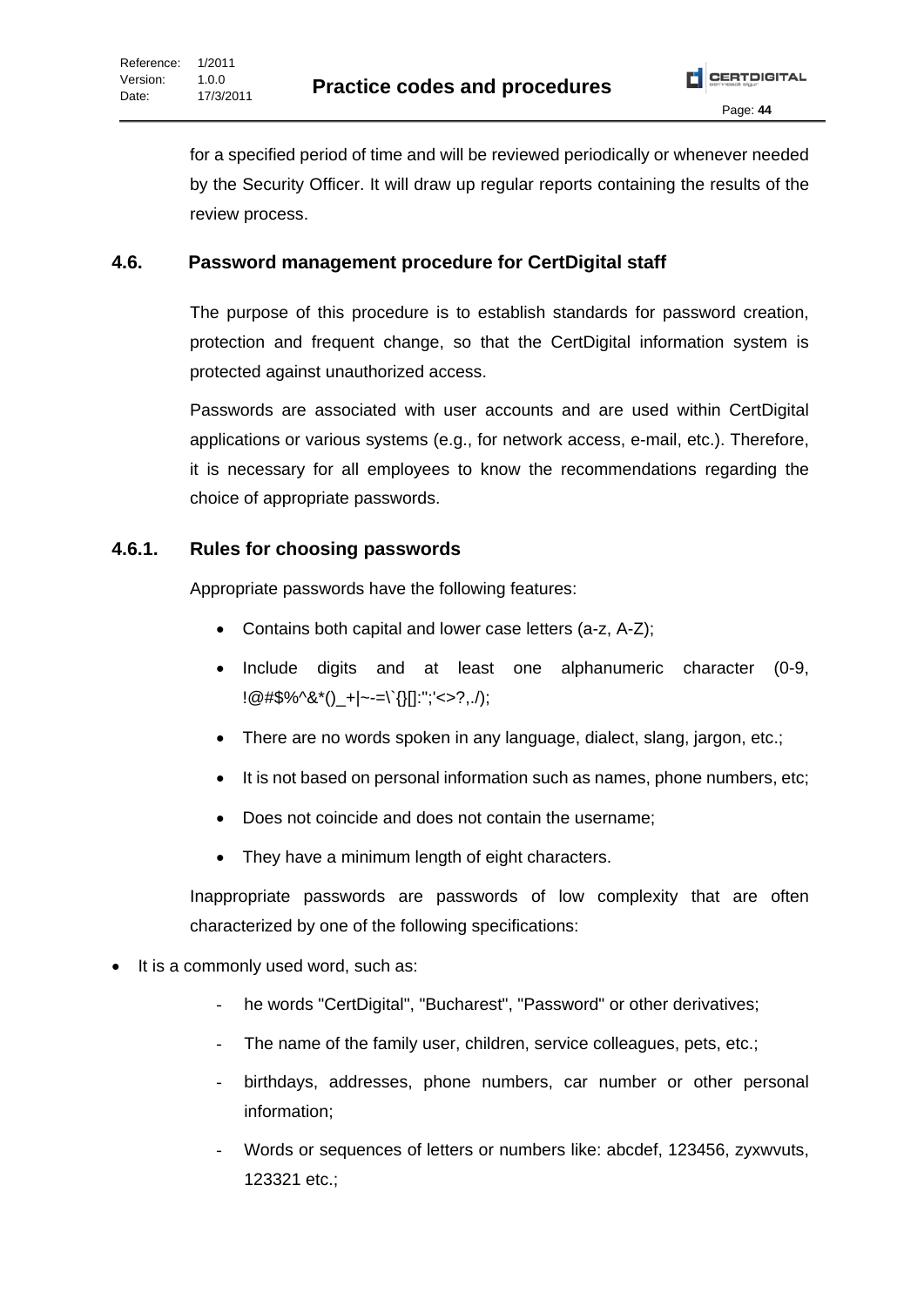for a specified period of time and will be reviewed periodically or whenever needed by the Security Officer. It will draw up regular reports containing the results of the review process.

## 4.6. Password management procedure for CertDigital staff

The purpose of this procedure is to establish standards for password creation, protection and frequent change, so that the CertDigital information system is protected against unauthorized access.

Passwords are associated with user accounts and are used within CertDigital applications or various systems (e.g., for network access, e-mail, etc.). Therefore, it is necessary for all employees to know the recommendations regarding the choice of appropriate passwords.

### 4.6.1. Rules for choosing passwords

Appropriate passwords have the following features:

- Contains both capital and lower case letters (a-z, A-Z);
- Include digits and at least one alphanumeric character (0-9, !@#$%^&*()_+|~-=\`{}[]:";'<>?,./);
- There are no words spoken in any language, dialect, slang, jargon, etc.;
- It is not based on personal information such as names, phone numbers, etc;
- Does not coincide and does not contain the username;
- They have a minimum length of eight characters.

Inappropriate passwords are passwords of low complexity that are often characterized by one of the following specifications:

- It is a commonly used word, such as:
  - he words "CertDigital", "Bucharest", "Password" or other derivatives;
  - The name of the family user, children, service colleagues, pets, etc.;
  - birthdays, addresses, phone numbers, car number or other personal information;
  - Words or sequences of letters or numbers like: abcdef, 123456, zyxwvuts, 123321 etc.;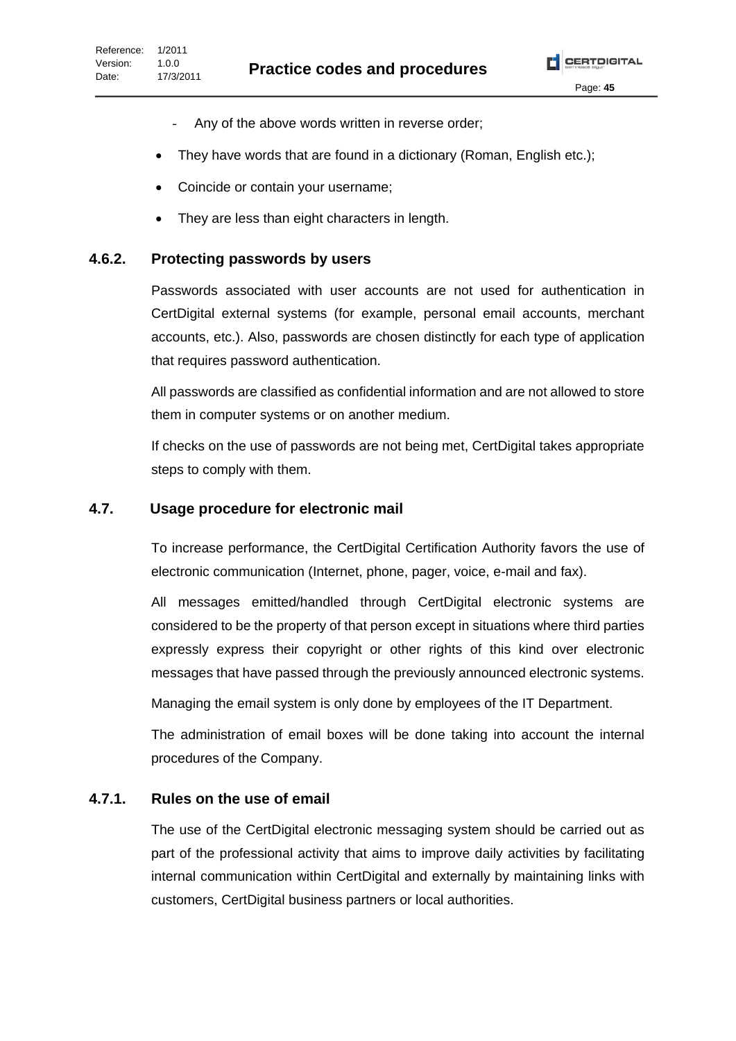- Any of the above words written in reverse order;

- They have words that are found in a dictionary (Roman, English etc.);
- Coincide or contain your username;
- They are less than eight characters in length.

### 4.6.2. Protecting passwords by users

Passwords associated with user accounts are not used for authentication in CertDigital external systems (for example, personal email accounts, merchant accounts, etc.). Also, passwords are chosen distinctly for each type of application that requires password authentication.

All passwords are classified as confidential information and are not allowed to store them in computer systems or on another medium.

If checks on the use of passwords are not being met, CertDigital takes appropriate steps to comply with them.

## 4.7. Usage procedure for electronic mail

To increase performance, the CertDigital Certification Authority favors the use of electronic communication (Internet, phone, pager, voice, e-mail and fax).

All messages emitted/handled through CertDigital electronic systems are considered to be the property of that person except in situations where third parties expressly express their copyright or other rights of this kind over electronic messages that have passed through the previously announced electronic systems.

Managing the email system is only done by employees of the IT Department.

The administration of email boxes will be done taking into account the internal procedures of the Company.

### 4.7.1. Rules on the use of email

The use of the CertDigital electronic messaging system should be carried out as part of the professional activity that aims to improve daily activities by facilitating internal communication within CertDigital and externally by maintaining links with customers, CertDigital business partners or local authorities.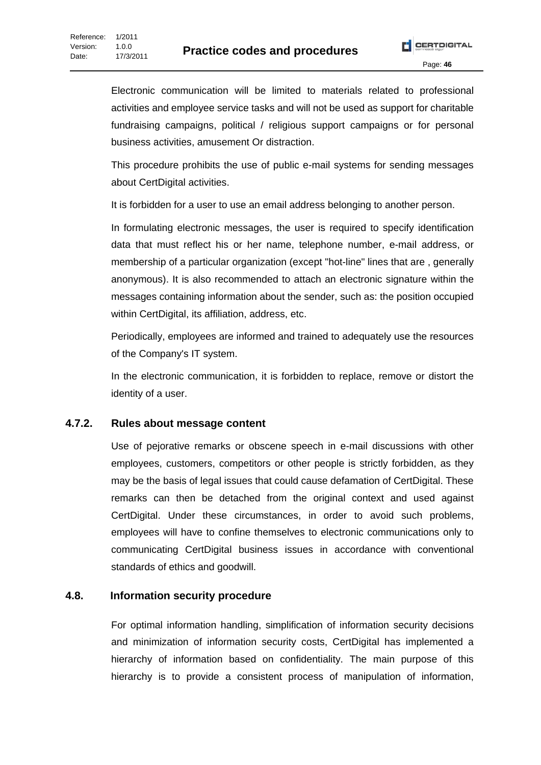Electronic communication will be limited to materials related to professional activities and employee service tasks and will not be used as support for charitable fundraising campaigns, political / religious support campaigns or for personal business activities, amusement Or distraction.

This procedure prohibits the use of public e-mail systems for sending messages about CertDigital activities.

It is forbidden for a user to use an email address belonging to another person.

In formulating electronic messages, the user is required to specify identification data that must reflect his or her name, telephone number, e-mail address, or membership of a particular organization (except "hot-line" lines that are , generally anonymous). It is also recommended to attach an electronic signature within the messages containing information about the sender, such as: the position occupied within CertDigital, its affiliation, address, etc.

Periodically, employees are informed and trained to adequately use the resources of the Company's IT system.

In the electronic communication, it is forbidden to replace, remove or distort the identity of a user.

### 4.7.2. Rules about message content

Use of pejorative remarks or obscene speech in e-mail discussions with other employees, customers, competitors or other people is strictly forbidden, as they may be the basis of legal issues that could cause defamation of CertDigital. These remarks can then be detached from the original context and used against CertDigital. Under these circumstances, in order to avoid such problems, employees will have to confine themselves to electronic communications only to communicating CertDigital business issues in accordance with conventional standards of ethics and goodwill.

## 4.8. Information security procedure

For optimal information handling, simplification of information security decisions and minimization of information security costs, CertDigital has implemented a hierarchy of information based on confidentiality. The main purpose of this hierarchy is to provide a consistent process of manipulation of information,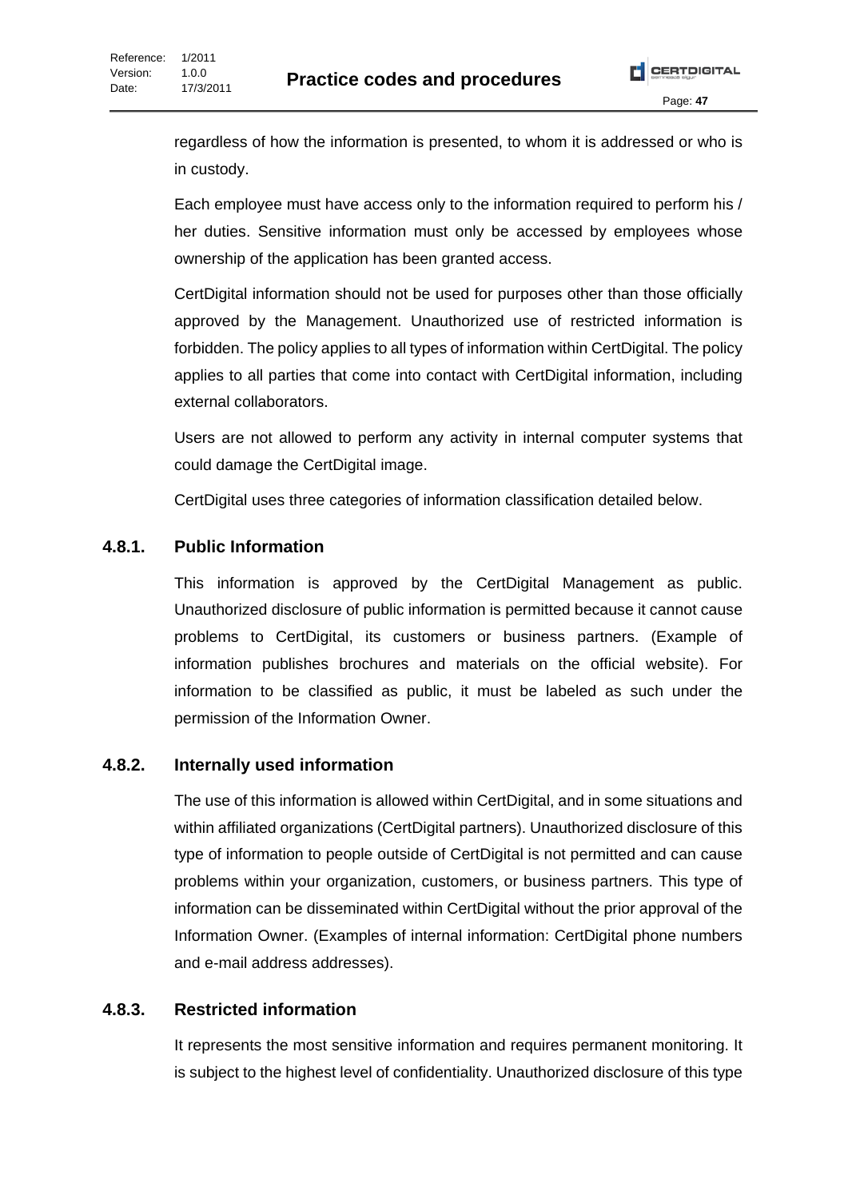regardless of how the information is presented, to whom it is addressed or who is in custody.

Each employee must have access only to the information required to perform his / her duties. Sensitive information must only be accessed by employees whose ownership of the application has been granted access.

CertDigital information should not be used for purposes other than those officially approved by the Management. Unauthorized use of restricted information is forbidden. The policy applies to all types of information within CertDigital. The policy applies to all parties that come into contact with CertDigital information, including external collaborators.

Users are not allowed to perform any activity in internal computer systems that could damage the CertDigital image.

CertDigital uses three categories of information classification detailed below.

### 4.8.1. Public Information

This information is approved by the CertDigital Management as public. Unauthorized disclosure of public information is permitted because it cannot cause problems to CertDigital, its customers or business partners. (Example of information publishes brochures and materials on the official website). For information to be classified as public, it must be labeled as such under the permission of the Information Owner.

### 4.8.2. Internally used information

The use of this information is allowed within CertDigital, and in some situations and within affiliated organizations (CertDigital partners). Unauthorized disclosure of this type of information to people outside of CertDigital is not permitted and can cause problems within your organization, customers, or business partners. This type of information can be disseminated within CertDigital without the prior approval of the Information Owner. (Examples of internal information: CertDigital phone numbers and e-mail address addresses).

### 4.8.3. Restricted information

It represents the most sensitive information and requires permanent monitoring. It is subject to the highest level of confidentiality. Unauthorized disclosure of this type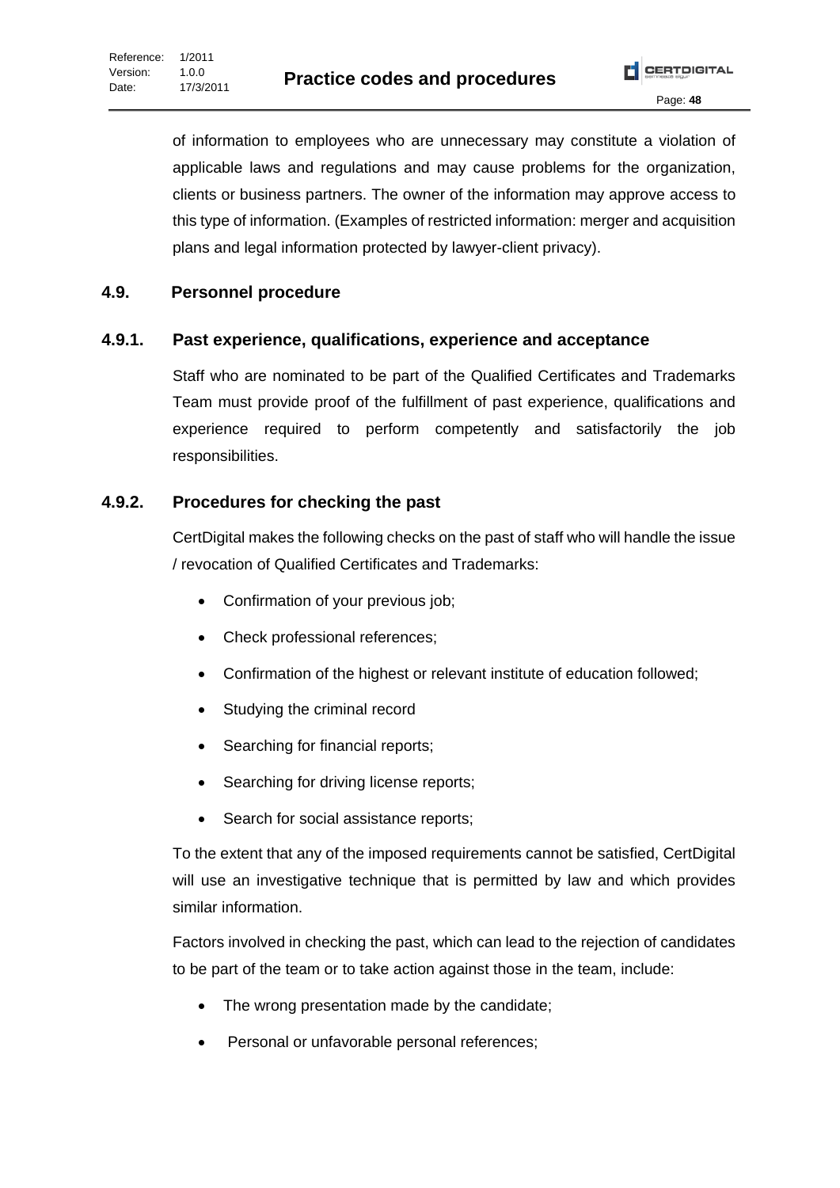of information to employees who are unnecessary may constitute a violation of applicable laws and regulations and may cause problems for the organization, clients or business partners. The owner of the information may approve access to this type of information. (Examples of restricted information: merger and acquisition plans and legal information protected by lawyer-client privacy).

## 4.9. Personnel procedure

### 4.9.1. Past experience, qualifications, experience and acceptance

Staff who are nominated to be part of the Qualified Certificates and Trademarks Team must provide proof of the fulfillment of past experience, qualifications and experience required to perform competently and satisfactorily the job responsibilities.

### 4.9.2. Procedures for checking the past

CertDigital makes the following checks on the past of staff who will handle the issue / revocation of Qualified Certificates and Trademarks:

- Confirmation of your previous job;
- Check professional references;
- Confirmation of the highest or relevant institute of education followed;
- Studying the criminal record
- Searching for financial reports;
- Searching for driving license reports;
- Search for social assistance reports;

To the extent that any of the imposed requirements cannot be satisfied, CertDigital will use an investigative technique that is permitted by law and which provides similar information.

Factors involved in checking the past, which can lead to the rejection of candidates to be part of the team or to take action against those in the team, include:

- The wrong presentation made by the candidate;
- Personal or unfavorable personal references;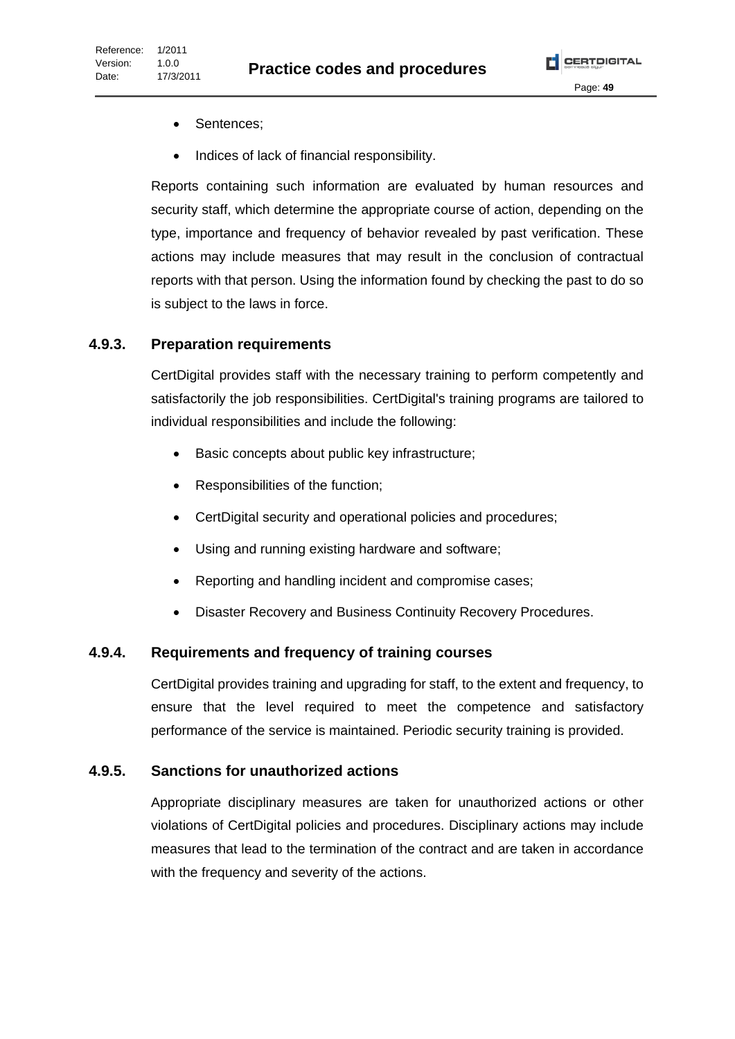- Sentences;
- Indices of lack of financial responsibility.

Reports containing such information are evaluated by human resources and security staff, which determine the appropriate course of action, depending on the type, importance and frequency of behavior revealed by past verification. These actions may include measures that may result in the conclusion of contractual reports with that person. Using the information found by checking the past to do so is subject to the laws in force.

### 4.9.3. Preparation requirements

CertDigital provides staff with the necessary training to perform competently and satisfactorily the job responsibilities. CertDigital's training programs are tailored to individual responsibilities and include the following:

- Basic concepts about public key infrastructure;
- Responsibilities of the function;
- CertDigital security and operational policies and procedures;
- Using and running existing hardware and software;
- Reporting and handling incident and compromise cases;
- Disaster Recovery and Business Continuity Recovery Procedures.

### 4.9.4. Requirements and frequency of training courses

CertDigital provides training and upgrading for staff, to the extent and frequency, to ensure that the level required to meet the competence and satisfactory performance of the service is maintained. Periodic security training is provided.

### 4.9.5. Sanctions for unauthorized actions

Appropriate disciplinary measures are taken for unauthorized actions or other violations of CertDigital policies and procedures. Disciplinary actions may include measures that lead to the termination of the contract and are taken in accordance with the frequency and severity of the actions.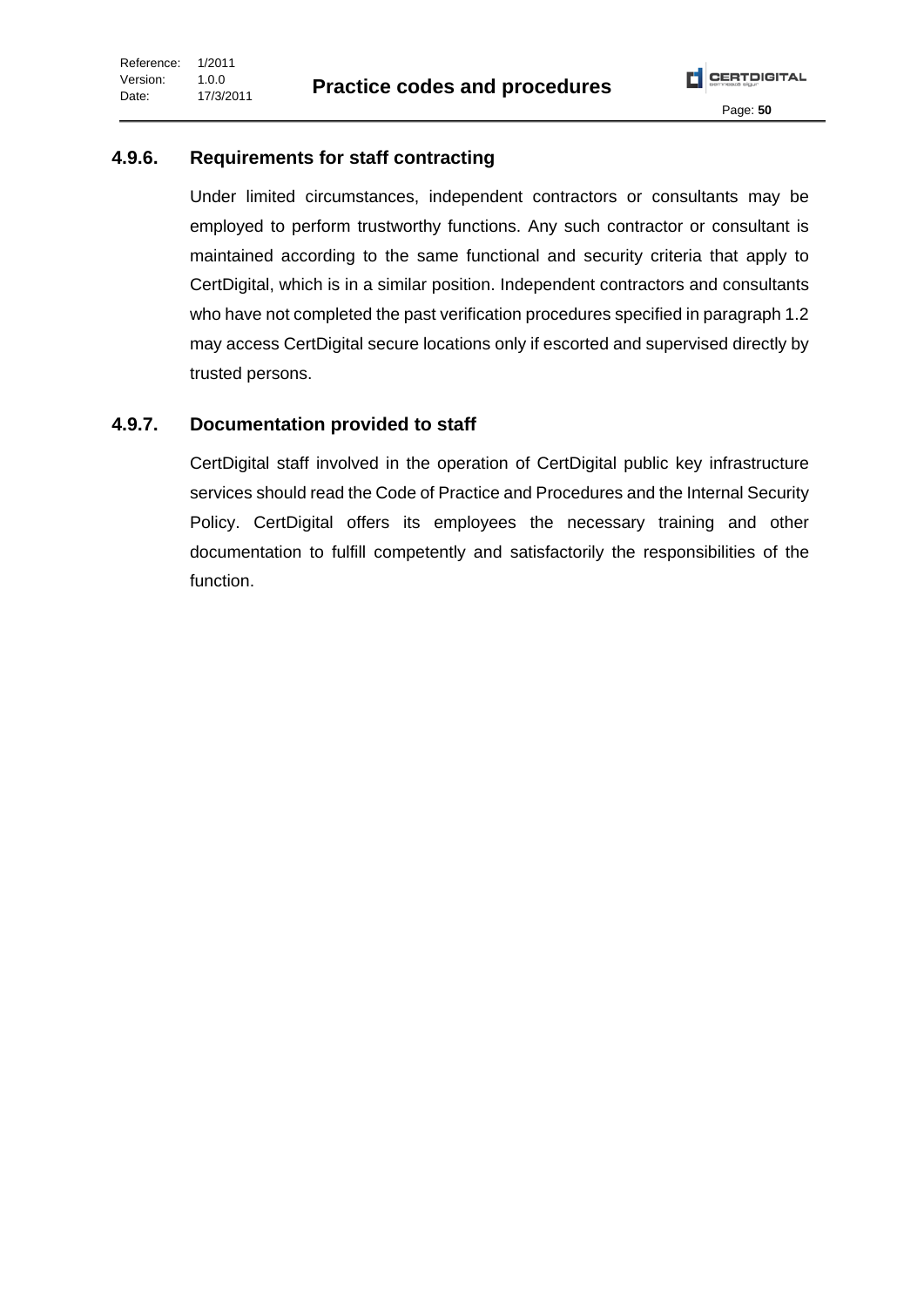### 4.9.6. Requirements for staff contracting

Under limited circumstances, independent contractors or consultants may be employed to perform trustworthy functions. Any such contractor or consultant is maintained according to the same functional and security criteria that apply to CertDigital, which is in a similar position. Independent contractors and consultants who have not completed the past verification procedures specified in paragraph 1.2 may access CertDigital secure locations only if escorted and supervised directly by trusted persons.

### 4.9.7. Documentation provided to staff

CertDigital staff involved in the operation of CertDigital public key infrastructure services should read the Code of Practice and Procedures and the Internal Security Policy. CertDigital offers its employees the necessary training and other documentation to fulfill competently and satisfactorily the responsibilities of the function.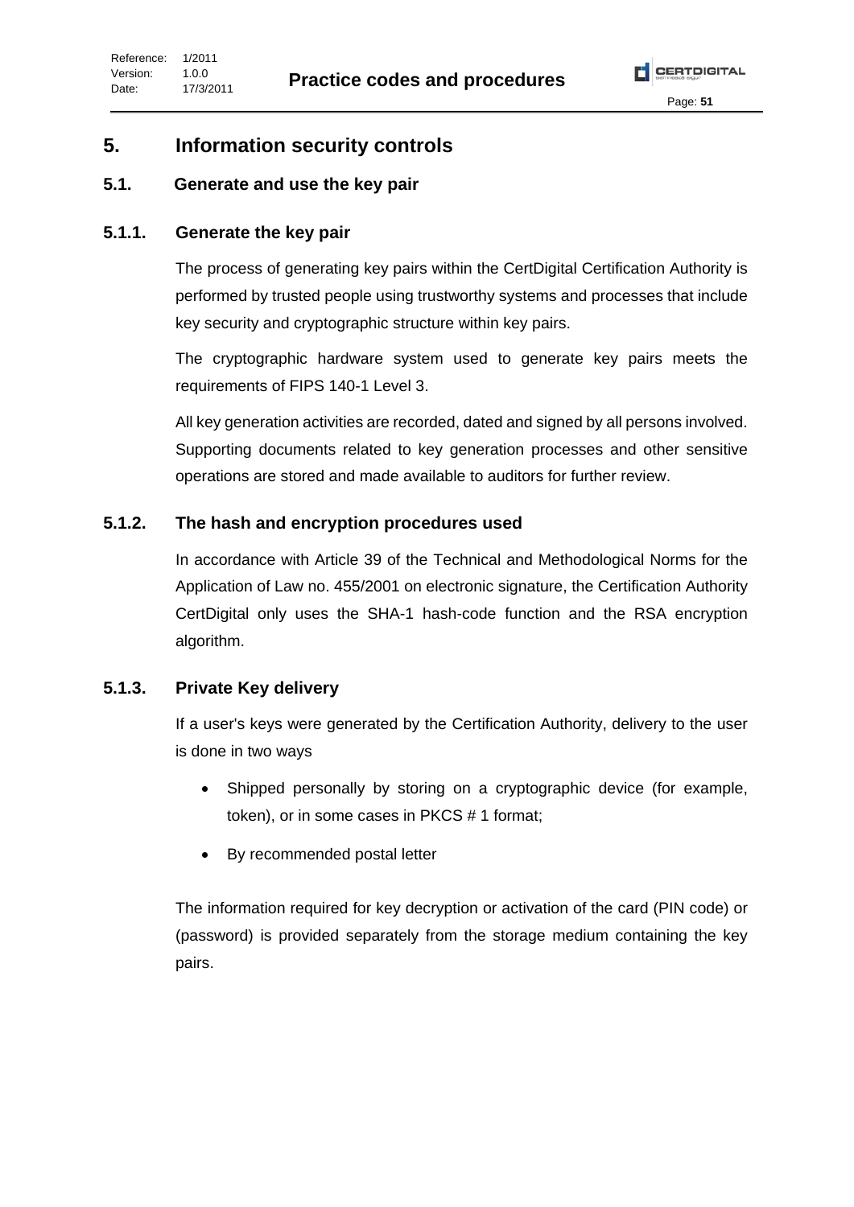# 5. Information security controls

## 5.1. Generate and use the key pair

### 5.1.1. Generate the key pair

The process of generating key pairs within the CertDigital Certification Authority is performed by trusted people using trustworthy systems and processes that include key security and cryptographic structure within key pairs.

The cryptographic hardware system used to generate key pairs meets the requirements of FIPS 140-1 Level 3.

All key generation activities are recorded, dated and signed by all persons involved. Supporting documents related to key generation processes and other sensitive operations are stored and made available to auditors for further review.

### 5.1.2. The hash and encryption procedures used

In accordance with Article 39 of the Technical and Methodological Norms for the Application of Law no. 455/2001 on electronic signature, the Certification Authority CertDigital only uses the SHA-1 hash-code function and the RSA encryption algorithm.

### 5.1.3. Private Key delivery

If a user's keys were generated by the Certification Authority, delivery to the user is done in two ways

- Shipped personally by storing on a cryptographic device (for example, token), or in some cases in PKCS # 1 format;
- By recommended postal letter

The information required for key decryption or activation of the card (PIN code) or (password) is provided separately from the storage medium containing the key pairs.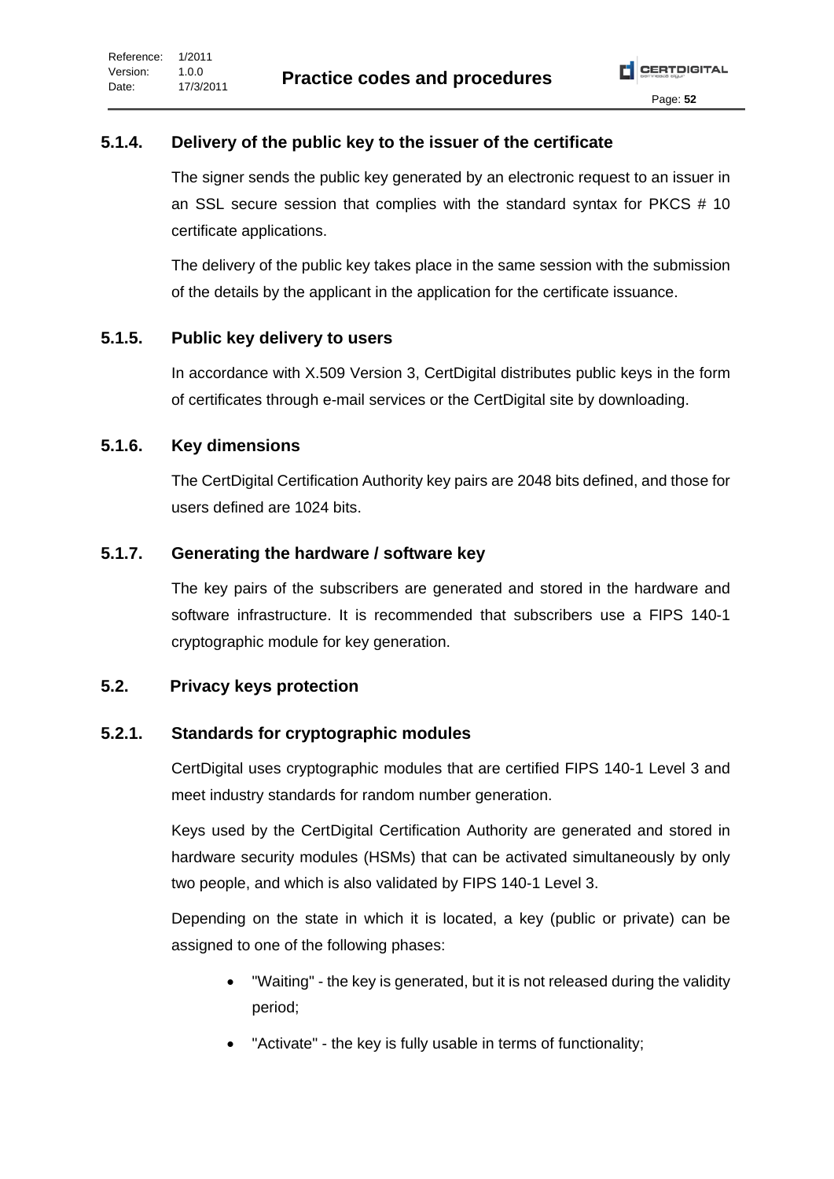### 5.1.4. Delivery of the public key to the issuer of the certificate

The signer sends the public key generated by an electronic request to an issuer in an SSL secure session that complies with the standard syntax for PKCS # 10 certificate applications.

The delivery of the public key takes place in the same session with the submission of the details by the applicant in the application for the certificate issuance.

### 5.1.5. Public key delivery to users

In accordance with X.509 Version 3, CertDigital distributes public keys in the form of certificates through e-mail services or the CertDigital site by downloading.

### 5.1.6. Key dimensions

The CertDigital Certification Authority key pairs are 2048 bits defined, and those for users defined are 1024 bits.

### 5.1.7. Generating the hardware / software key

The key pairs of the subscribers are generated and stored in the hardware and software infrastructure. It is recommended that subscribers use a FIPS 140-1 cryptographic module for key generation.

## 5.2. Privacy keys protection

### 5.2.1. Standards for cryptographic modules

CertDigital uses cryptographic modules that are certified FIPS 140-1 Level 3 and meet industry standards for random number generation.

Keys used by the CertDigital Certification Authority are generated and stored in hardware security modules (HSMs) that can be activated simultaneously by only two people, and which is also validated by FIPS 140-1 Level 3.

Depending on the state in which it is located, a key (public or private) can be assigned to one of the following phases:

- "Waiting" - the key is generated, but it is not released during the validity period;
- "Activate" - the key is fully usable in terms of functionality;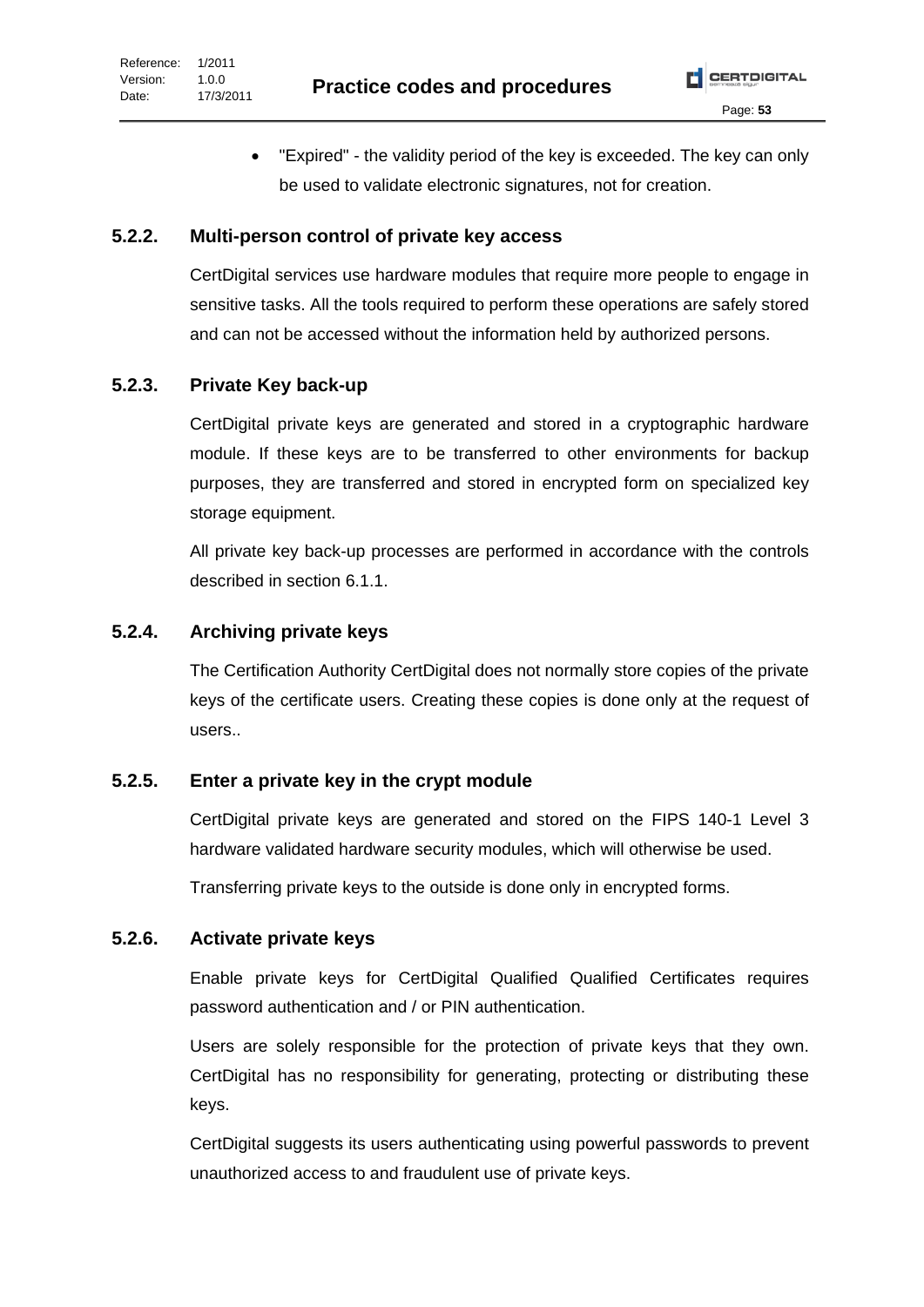- "Expired" - the validity period of the key is exceeded. The key can only be used to validate electronic signatures, not for creation.

### 5.2.2. Multi-person control of private key access

CertDigital services use hardware modules that require more people to engage in sensitive tasks. All the tools required to perform these operations are safely stored and can not be accessed without the information held by authorized persons.

### 5.2.3. Private Key back-up

CertDigital private keys are generated and stored in a cryptographic hardware module. If these keys are to be transferred to other environments for backup purposes, they are transferred and stored in encrypted form on specialized key storage equipment.

All private key back-up processes are performed in accordance with the controls described in section 6.1.1.

### 5.2.4. Archiving private keys

The Certification Authority CertDigital does not normally store copies of the private keys of the certificate users. Creating these copies is done only at the request of users..

### 5.2.5. Enter a private key in the crypt module

CertDigital private keys are generated and stored on the FIPS 140-1 Level 3 hardware validated hardware security modules, which will otherwise be used.

Transferring private keys to the outside is done only in encrypted forms.

### 5.2.6. Activate private keys

Enable private keys for CertDigital Qualified Qualified Certificates requires password authentication and / or PIN authentication.

Users are solely responsible for the protection of private keys that they own. CertDigital has no responsibility for generating, protecting or distributing these keys.

CertDigital suggests its users authenticating using powerful passwords to prevent unauthorized access to and fraudulent use of private keys.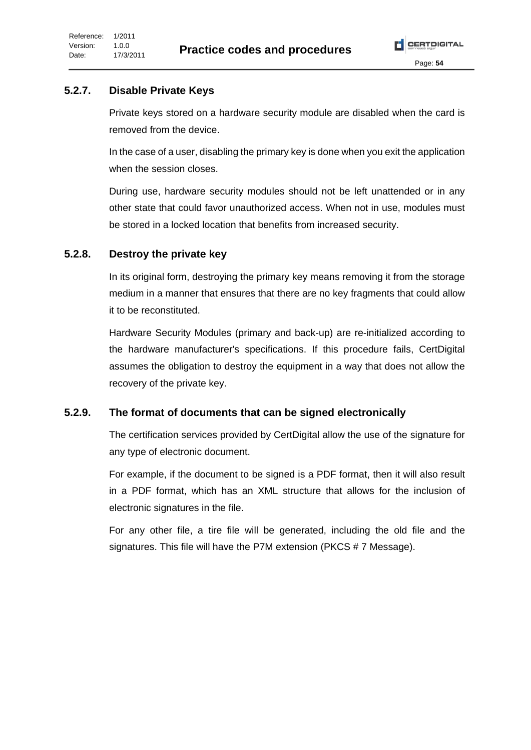### 5.2.7. Disable Private Keys

Private keys stored on a hardware security module are disabled when the card is removed from the device.

In the case of a user, disabling the primary key is done when you exit the application when the session closes.

During use, hardware security modules should not be left unattended or in any other state that could favor unauthorized access. When not in use, modules must be stored in a locked location that benefits from increased security.

### 5.2.8. Destroy the private key

In its original form, destroying the primary key means removing it from the storage medium in a manner that ensures that there are no key fragments that could allow it to be reconstituted.

Hardware Security Modules (primary and back-up) are re-initialized according to the hardware manufacturer's specifications. If this procedure fails, CertDigital assumes the obligation to destroy the equipment in a way that does not allow the recovery of the private key.

### 5.2.9. The format of documents that can be signed electronically

The certification services provided by CertDigital allow the use of the signature for any type of electronic document.

For example, if the document to be signed is a PDF format, then it will also result in a PDF format, which has an XML structure that allows for the inclusion of electronic signatures in the file.

For any other file, a tire file will be generated, including the old file and the signatures. This file will have the P7M extension (PKCS # 7 Message).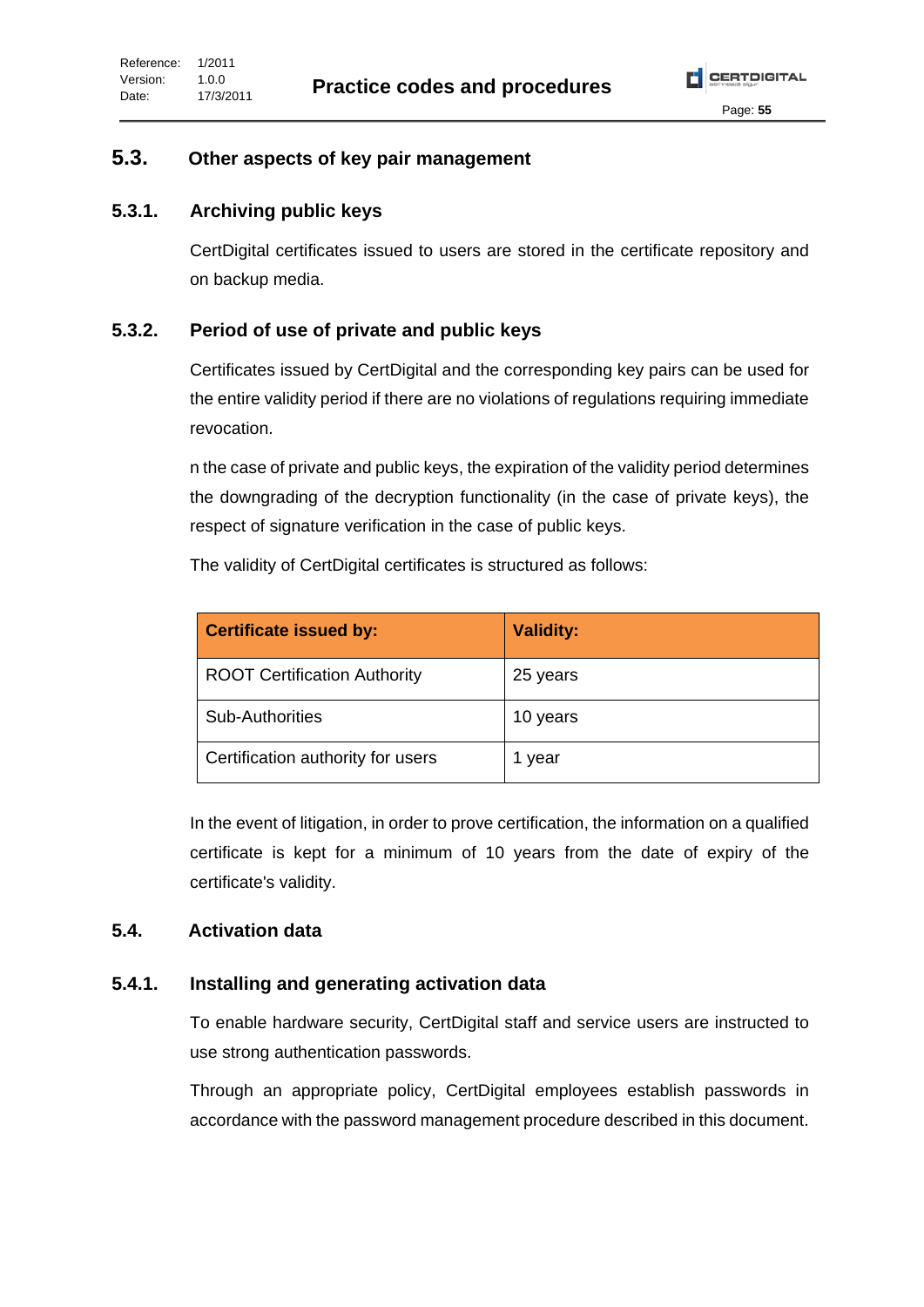## 5.3. Other aspects of key pair management

### 5.3.1. Archiving public keys

CertDigital certificates issued to users are stored in the certificate repository and on backup media.

### 5.3.2. Period of use of private and public keys

Certificates issued by CertDigital and the corresponding key pairs can be used for the entire validity period if there are no violations of regulations requiring immediate revocation.

n the case of private and public keys, the expiration of the validity period determines the downgrading of the decryption functionality (in the case of private keys), the respect of signature verification in the case of public keys.

The validity of CertDigital certificates is structured as follows:

| Certificate issued by: | Validity: |
|---|---|
| ROOT Certification Authority | 25 years |
| Sub-Authorities | 10 years |
| Certification authority for users | 1 year |

In the event of litigation, in order to prove certification, the information on a qualified certificate is kept for a minimum of 10 years from the date of expiry of the certificate's validity.

## 5.4. Activation data

### 5.4.1. Installing and generating activation data

To enable hardware security, CertDigital staff and service users are instructed to use strong authentication passwords.

Through an appropriate policy, CertDigital employees establish passwords in accordance with the password management procedure described in this document.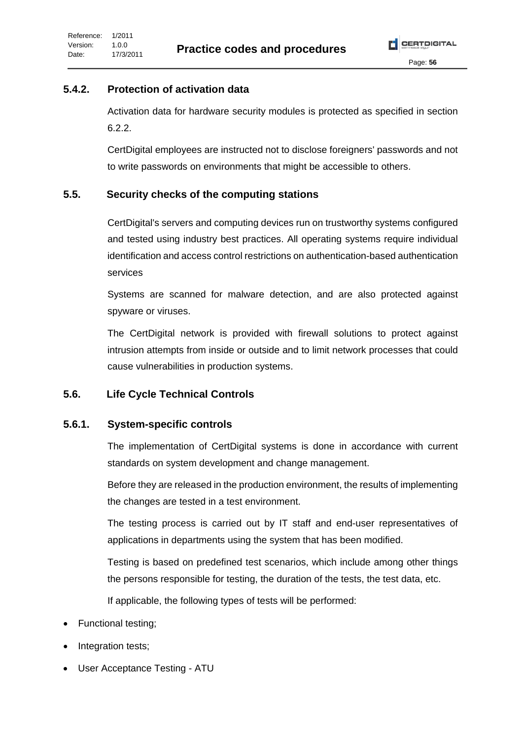### 5.4.2. Protection of activation data

Activation data for hardware security modules is protected as specified in section 6.2.2.

CertDigital employees are instructed not to disclose foreigners' passwords and not to write passwords on environments that might be accessible to others.

## 5.5. Security checks of the computing stations

CertDigital's servers and computing devices run on trustworthy systems configured and tested using industry best practices. All operating systems require individual identification and access control restrictions on authentication-based authentication services

Systems are scanned for malware detection, and are also protected against spyware or viruses.

The CertDigital network is provided with firewall solutions to protect against intrusion attempts from inside or outside and to limit network processes that could cause vulnerabilities in production systems.

## 5.6. Life Cycle Technical Controls

### 5.6.1. System-specific controls

The implementation of CertDigital systems is done in accordance with current standards on system development and change management.

Before they are released in the production environment, the results of implementing the changes are tested in a test environment.

The testing process is carried out by IT staff and end-user representatives of applications in departments using the system that has been modified.

Testing is based on predefined test scenarios, which include among other things the persons responsible for testing, the duration of the tests, the test data, etc.

If applicable, the following types of tests will be performed:

- Functional testing;
- Integration tests;
- User Acceptance Testing - ATU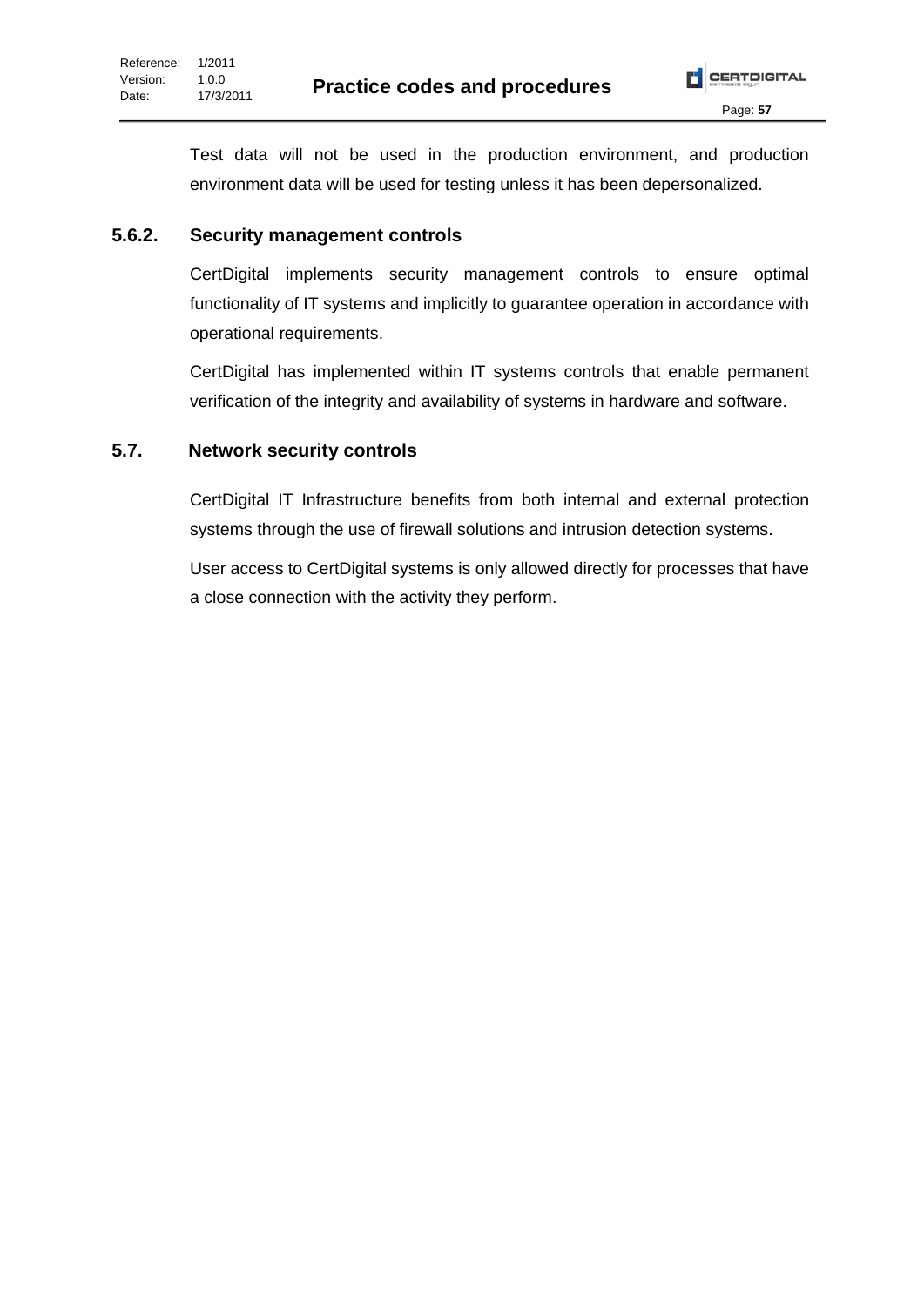Test data will not be used in the production environment, and production environment data will be used for testing unless it has been depersonalized.

### 5.6.2. Security management controls

CertDigital implements security management controls to ensure optimal functionality of IT systems and implicitly to guarantee operation in accordance with operational requirements.

CertDigital has implemented within IT systems controls that enable permanent verification of the integrity and availability of systems in hardware and software.

## 5.7. Network security controls

CertDigital IT Infrastructure benefits from both internal and external protection systems through the use of firewall solutions and intrusion detection systems.

User access to CertDigital systems is only allowed directly for processes that have a close connection with the activity they perform.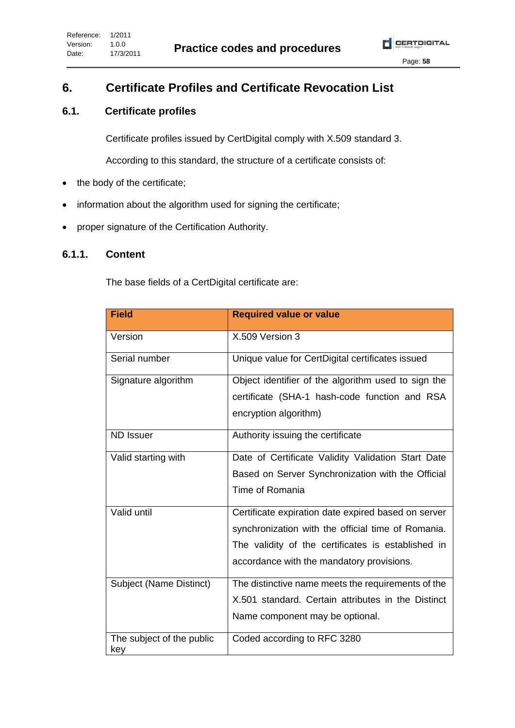# 6. Certificate Profiles and Certificate Revocation List

## 6.1. Certificate profiles

Certificate profiles issued by CertDigital comply with X.509 standard 3.

According to this standard, the structure of a certificate consists of:

- the body of the certificate;
- information about the algorithm used for signing the certificate;
- proper signature of the Certification Authority.

### 6.1.1. Content

The base fields of a CertDigital certificate are:

| Field | Required value or value |
|---|---|
| Version | X.509 Version 3 |
| Serial number | Unique value for CertDigital certificates issued |
| Signature algorithm | Object identifier of the algorithm used to sign the certificate (SHA-1 hash-code function and RSA encryption algorithm) |
| ND Issuer | Authority issuing the certificate |
| Valid starting with | Date of Certificate Validity Validation Start Date Based on Server Synchronization with the Official Time of Romania |
| Valid until | Certificate expiration date expired based on server synchronization with the official time of Romania. The validity of the certificates is established in accordance with the mandatory provisions. |
| Subject (Name Distinct) | The distinctive name meets the requirements of the X.501 standard. Certain attributes in the Distinct Name component may be optional. |
| The subject of the public key | Coded according to RFC 3280 |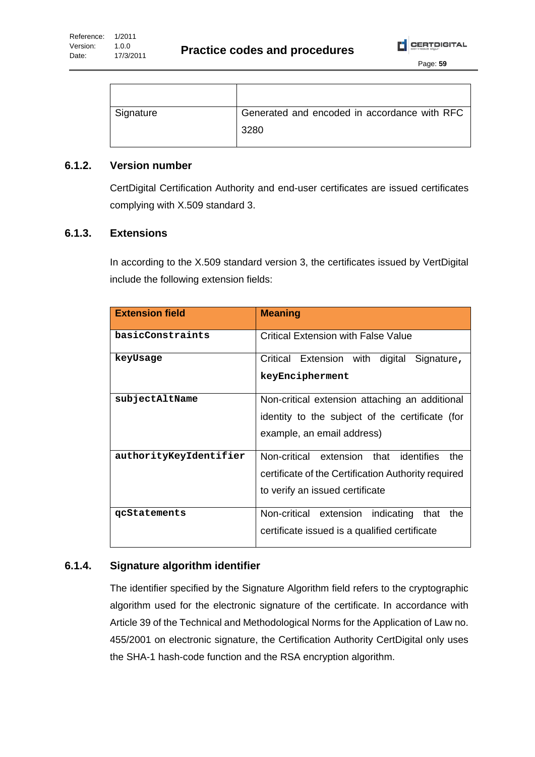| | |
|---|---|
| Signature | Generated and encoded in accordance with RFC 3280 |

### 6.1.2. Version number

CertDigital Certification Authority and end-user certificates are issued certificates complying with X.509 standard 3.

### 6.1.3. Extensions

In according to the X.509 standard version 3, the certificates issued by VertDigital include the following extension fields:

| Extension field | Meaning |
|---|---|
| **basicConstraints** | Critical Extension with False Value |
| **keyUsage** | Critical Extension with digital Signature, **keyEncipherment** |
| **subjectAltName** | Non-critical extension attaching an additional identity to the subject of the certificate (for example, an email address) |
| **authorityKeyIdentifier** | Non-critical extension that identifies the certificate of the Certification Authority required to verify an issued certificate |
| **qcStatements** | Non-critical extension indicating that the certificate issued is a qualified certificate |

### 6.1.4. Signature algorithm identifier

The identifier specified by the Signature Algorithm field refers to the cryptographic algorithm used for the electronic signature of the certificate. In accordance with Article 39 of the Technical and Methodological Norms for the Application of Law no. 455/2001 on electronic signature, the Certification Authority CertDigital only uses the SHA-1 hash-code function and the RSA encryption algorithm.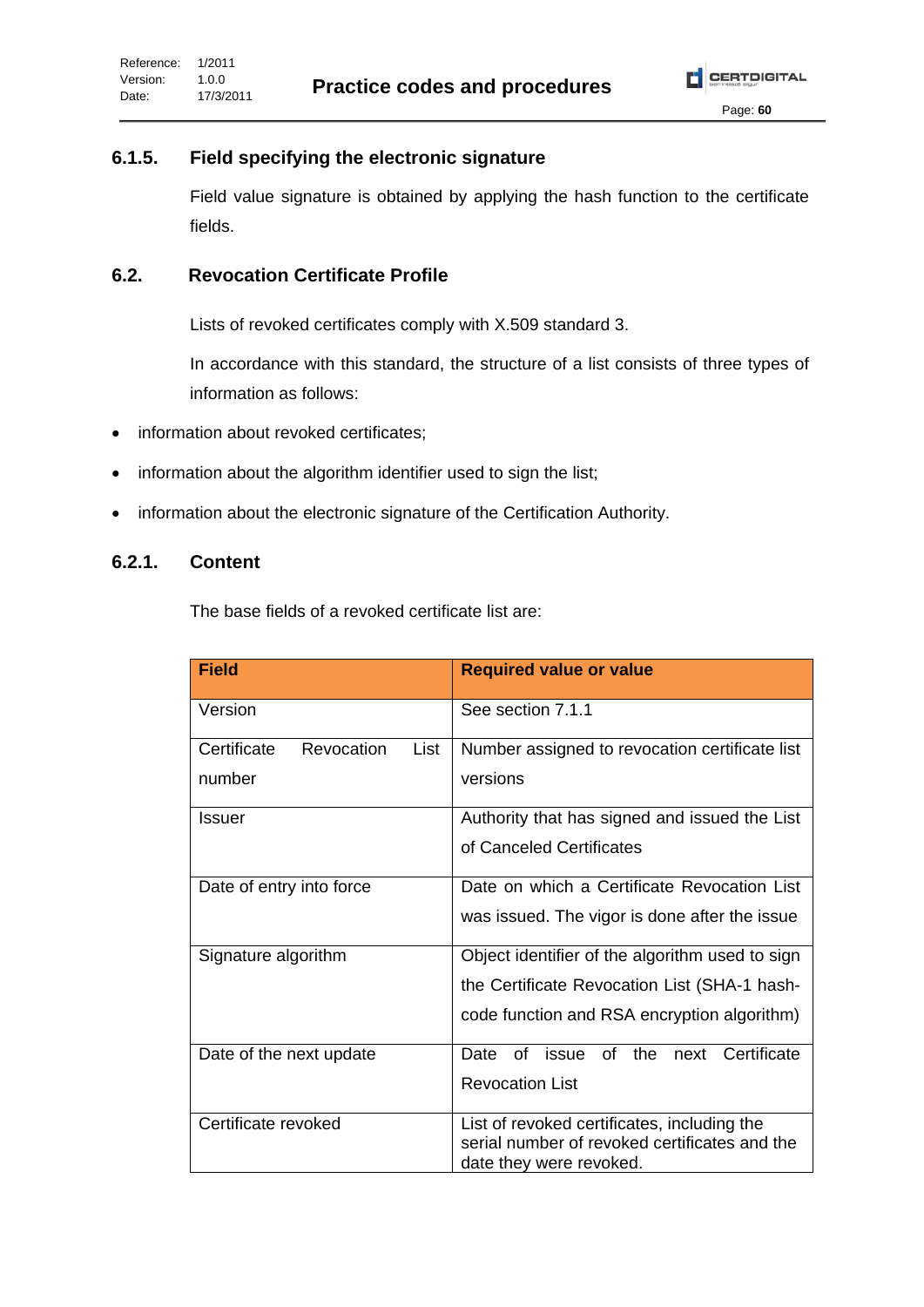### 6.1.5. Field specifying the electronic signature

Field value signature is obtained by applying the hash function to the certificate fields.

## 6.2. Revocation Certificate Profile

Lists of revoked certificates comply with X.509 standard 3.

In accordance with this standard, the structure of a list consists of three types of information as follows:

- information about revoked certificates;
- information about the algorithm identifier used to sign the list;
- information about the electronic signature of the Certification Authority.

### 6.2.1. Content

The base fields of a revoked certificate list are:

| Field | Required value or value |
|---|---|
| Version | See section 7.1.1 |
| Certificate Revocation List number | Number assigned to revocation certificate list versions |
| Issuer | Authority that has signed and issued the List of Canceled Certificates |
| Date of entry into force | Date on which a Certificate Revocation List was issued. The vigor is done after the issue |
| Signature algorithm | Object identifier of the algorithm used to sign the Certificate Revocation List (SHA-1 hash-code function and RSA encryption algorithm) |
| Date of the next update | Date of issue of the next Certificate Revocation List |
| Certificate revoked | List of revoked certificates, including the serial number of revoked certificates and the date they were revoked. |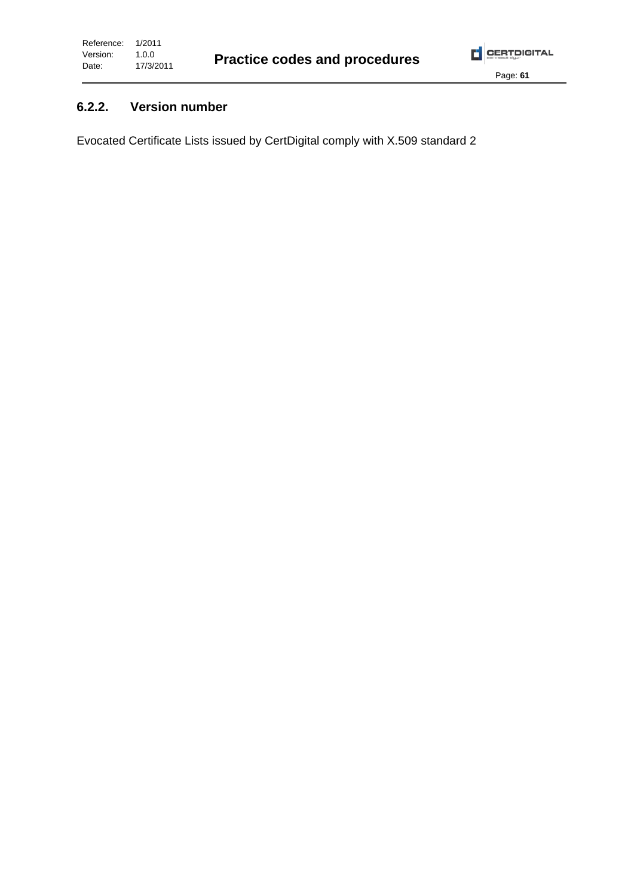### 6.2.2. Version number

Evocated Certificate Lists issued by CertDigital comply with X.509 standard 2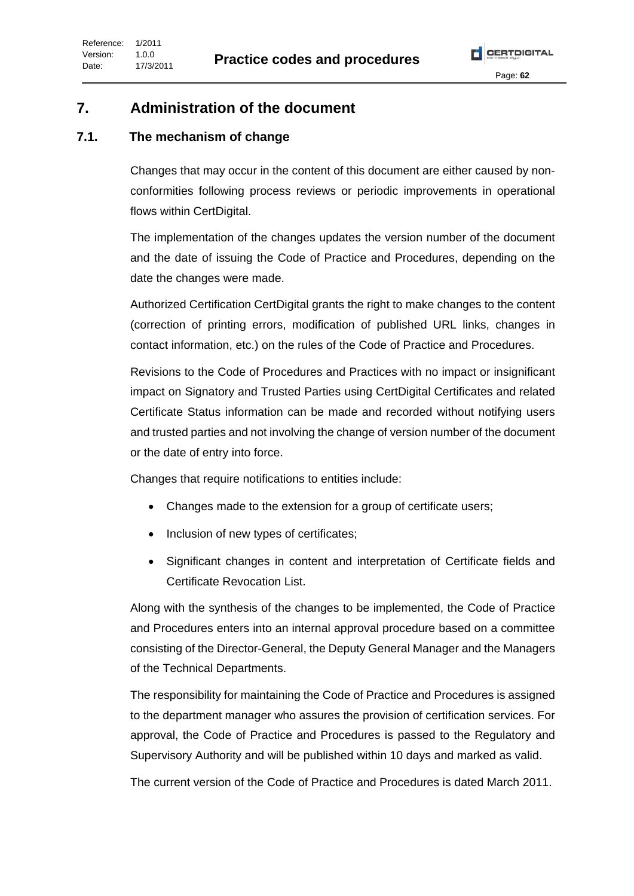# 7. Administration of the document

## 7.1. The mechanism of change

Changes that may occur in the content of this document are either caused by non-conformities following process reviews or periodic improvements in operational flows within CertDigital.

The implementation of the changes updates the version number of the document and the date of issuing the Code of Practice and Procedures, depending on the date the changes were made.

Authorized Certification CertDigital grants the right to make changes to the content (correction of printing errors, modification of published URL links, changes in contact information, etc.) on the rules of the Code of Practice and Procedures.

Revisions to the Code of Procedures and Practices with no impact or insignificant impact on Signatory and Trusted Parties using CertDigital Certificates and related Certificate Status information can be made and recorded without notifying users and trusted parties and not involving the change of version number of the document or the date of entry into force.

Changes that require notifications to entities include:

- Changes made to the extension for a group of certificate users;
- Inclusion of new types of certificates;
- Significant changes in content and interpretation of Certificate fields and Certificate Revocation List.

Along with the synthesis of the changes to be implemented, the Code of Practice and Procedures enters into an internal approval procedure based on a committee consisting of the Director-General, the Deputy General Manager and the Managers of the Technical Departments.

The responsibility for maintaining the Code of Practice and Procedures is assigned to the department manager who assures the provision of certification services. For approval, the Code of Practice and Procedures is passed to the Regulatory and Supervisory Authority and will be published within 10 days and marked as valid.

The current version of the Code of Practice and Procedures is dated March 2011.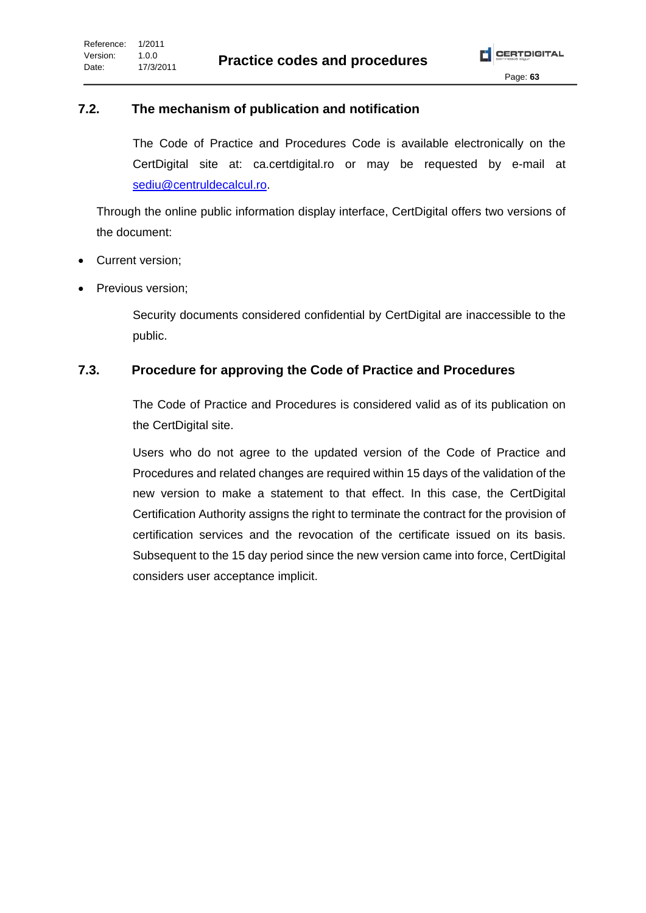## 7.2. The mechanism of publication and notification

The Code of Practice and Procedures Code is available electronically on the CertDigital site at: ca.certdigital.ro or may be requested by e-mail at [sediu@centruldecalcul.ro](mailto:sediu@centruldecalcul.ro).

Through the online public information display interface, CertDigital offers two versions of the document:

- Current version;
- Previous version;

Security documents considered confidential by CertDigital are inaccessible to the public.

## 7.3. Procedure for approving the Code of Practice and Procedures

The Code of Practice and Procedures is considered valid as of its publication on the CertDigital site.

Users who do not agree to the updated version of the Code of Practice and Procedures and related changes are required within 15 days of the validation of the new version to make a statement to that effect. In this case, the CertDigital Certification Authority assigns the right to terminate the contract for the provision of certification services and the revocation of the certificate issued on its basis. Subsequent to the 15 day period since the new version came into force, CertDigital considers user acceptance implicit.